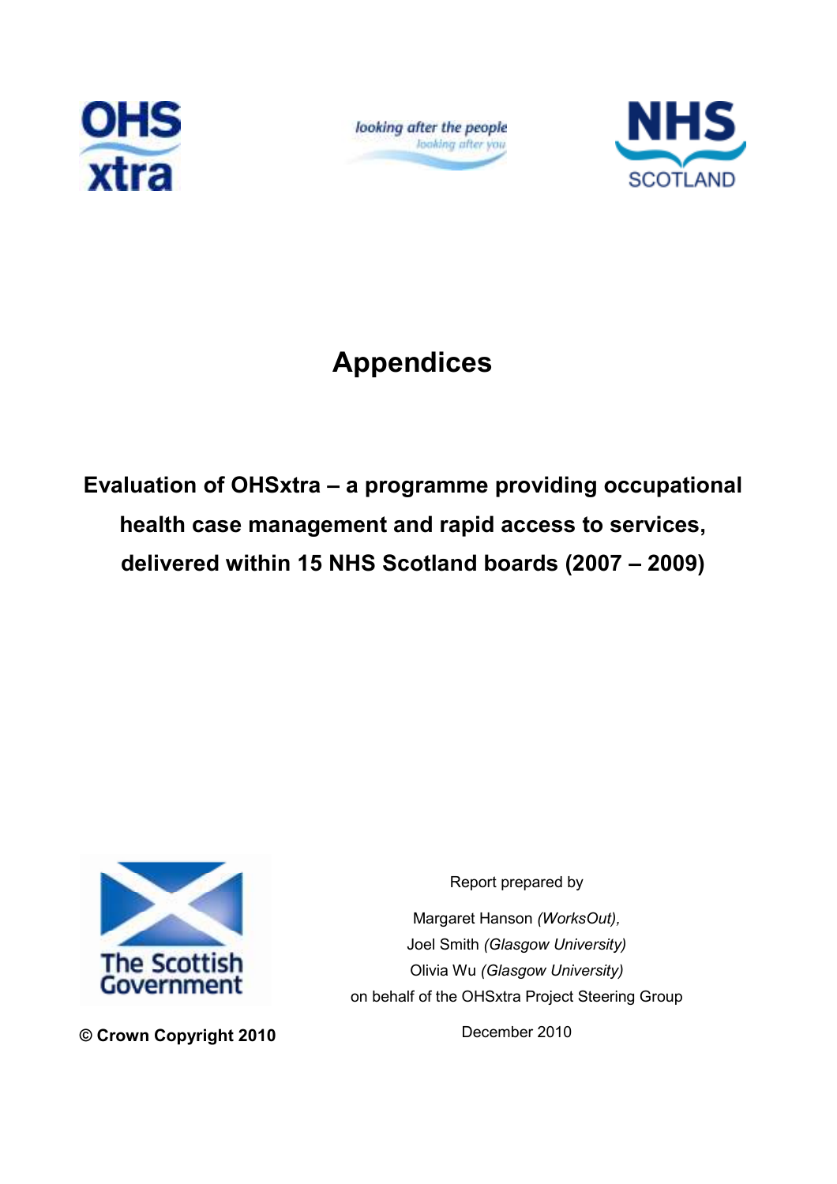# Appendices

## Evaluation of OHSxtra – a programme providing occupational health case management and rapid access to services, delivered within 15 NHS Scotland boards (2007 – 2009)

Report prepared by

Margaret Hanson *(WorksOut),*
Joel Smith *(Glasgow University)*
Olivia Wu *(Glasgow University)*
on behalf of the OHSxtra Project Steering Group

December 2010

**© Crown Copyright 2010**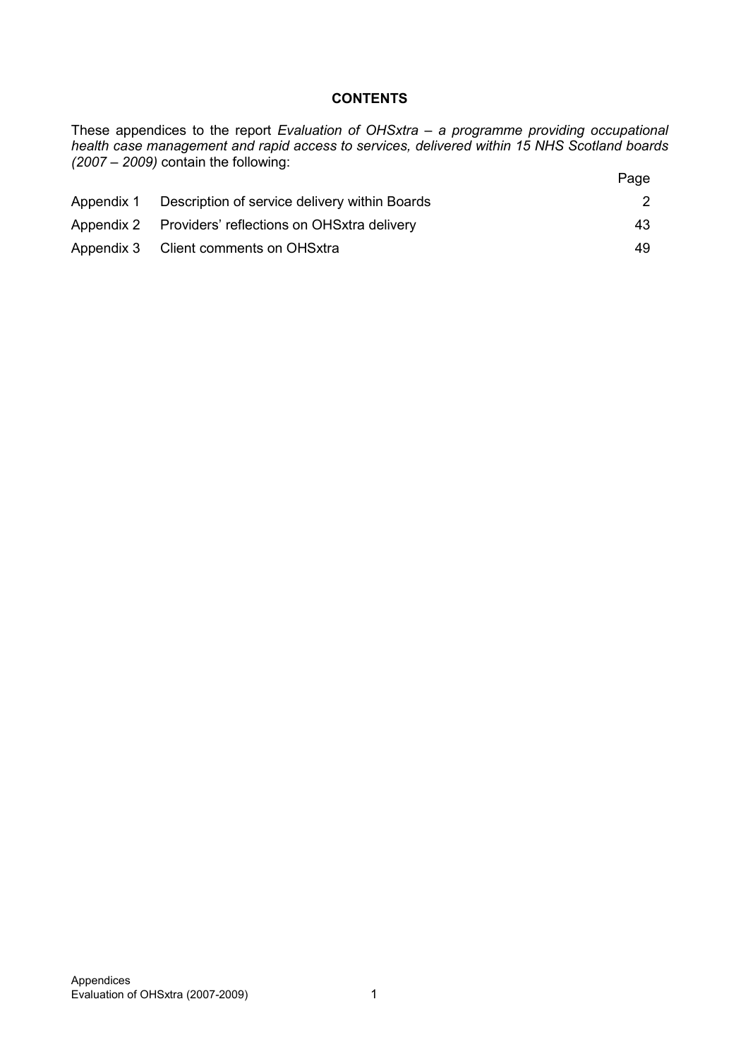**CONTENTS**

These appendices to the report *Evaluation of OHSxtra – a programme providing occupational health case management and rapid access to services, delivered within 15 NHS Scotland boards (2007 – 2009)* contain the following:

| | | Page |
|---|---|---|
| Appendix 1 | Description of service delivery within Boards | 2 |
| Appendix 2 | Providers' reflections on OHSxtra delivery | 43 |
| Appendix 3 | Client comments on OHSxtra | 49 |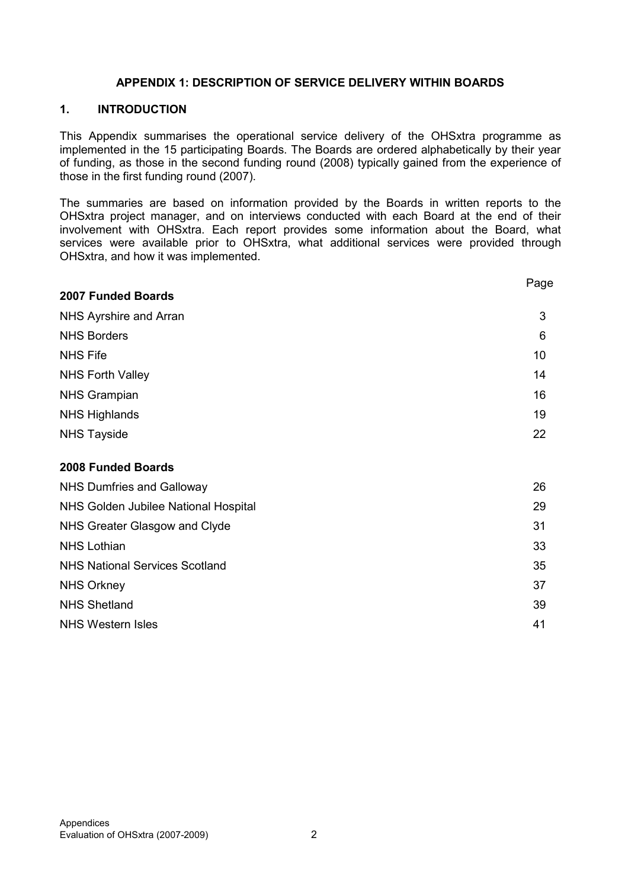## APPENDIX 1: DESCRIPTION OF SERVICE DELIVERY WITHIN BOARDS

### 1. INTRODUCTION

This Appendix summarises the operational service delivery of the OHSxtra programme as implemented in the 15 participating Boards. The Boards are ordered alphabetically by their year of funding, as those in the second funding round (2008) typically gained from the experience of those in the first funding round (2007).

The summaries are based on information provided by the Boards in written reports to the OHSxtra project manager, and on interviews conducted with each Board at the end of their involvement with OHSxtra. Each report provides some information about the Board, what services were available prior to OHSxtra, what additional services were provided through OHSxtra, and how it was implemented.

| | Page |
|---|---|
| **2007 Funded Boards** | |
| NHS Ayrshire and Arran | 3 |
| NHS Borders | 6 |
| NHS Fife | 10 |
| NHS Forth Valley | 14 |
| NHS Grampian | 16 |
| NHS Highlands | 19 |
| NHS Tayside | 22 |
| **2008 Funded Boards** | |
| NHS Dumfries and Galloway | 26 |
| NHS Golden Jubilee National Hospital | 29 |
| NHS Greater Glasgow and Clyde | 31 |
| NHS Lothian | 33 |
| NHS National Services Scotland | 35 |
| NHS Orkney | 37 |
| NHS Shetland | 39 |
| NHS Western Isles | 41 |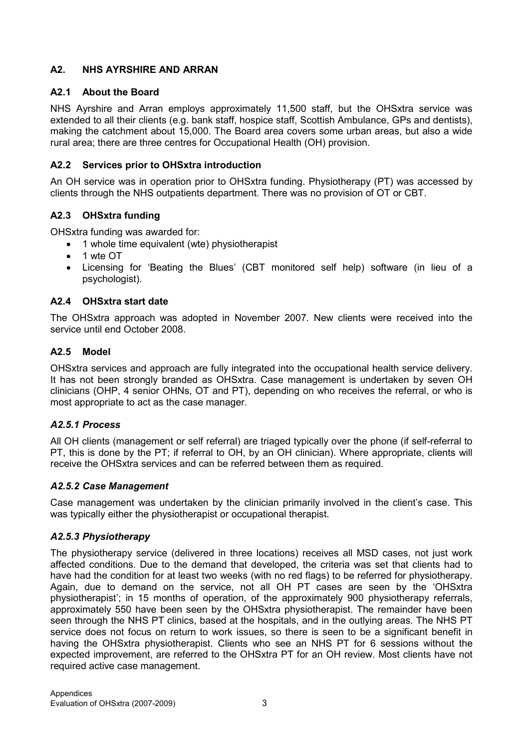## A2. NHS AYRSHIRE AND ARRAN

### A2.1 About the Board

NHS Ayrshire and Arran employs approximately 11,500 staff, but the OHSxtra service was extended to all their clients (e.g. bank staff, hospice staff, Scottish Ambulance, GPs and dentists), making the catchment about 15,000. The Board area covers some urban areas, but also a wide rural area; there are three centres for Occupational Health (OH) provision.

### A2.2 Services prior to OHSxtra introduction

An OH service was in operation prior to OHSxtra funding. Physiotherapy (PT) was accessed by clients through the NHS outpatients department. There was no provision of OT or CBT.

### A2.3 OHSxtra funding

OHSxtra funding was awarded for:

- 1 whole time equivalent (wte) physiotherapist
- 1 wte OT
- Licensing for 'Beating the Blues' (CBT monitored self help) software (in lieu of a psychologist).

### A2.4 OHSxtra start date

The OHSxtra approach was adopted in November 2007. New clients were received into the service until end October 2008.

### A2.5 Model

OHSxtra services and approach are fully integrated into the occupational health service delivery. It has not been strongly branded as OHSxtra. Case management is undertaken by seven OH clinicians (OHP, 4 senior OHNs, OT and PT), depending on who receives the referral, or who is most appropriate to act as the case manager.

#### *A2.5.1 Process*

All OH clients (management or self referral) are triaged typically over the phone (if self-referral to PT, this is done by the PT; if referral to OH, by an OH clinician). Where appropriate, clients will receive the OHSxtra services and can be referred between them as required.

#### *A2.5.2 Case Management*

Case management was undertaken by the clinician primarily involved in the client's case. This was typically either the physiotherapist or occupational therapist.

#### *A2.5.3 Physiotherapy*

The physiotherapy service (delivered in three locations) receives all MSD cases, not just work affected conditions. Due to the demand that developed, the criteria was set that clients had to have had the condition for at least two weeks (with no red flags) to be referred for physiotherapy. Again, due to demand on the service, not all OH PT cases are seen by the 'OHSxtra physiotherapist'; in 15 months of operation, of the approximately 900 physiotherapy referrals, approximately 550 have been seen by the OHSxtra physiotherapist. The remainder have been seen through the NHS PT clinics, based at the hospitals, and in the outlying areas. The NHS PT service does not focus on return to work issues, so there is seen to be a significant benefit in having the OHSxtra physiotherapist. Clients who see an NHS PT for 6 sessions without the expected improvement, are referred to the OHSxtra PT for an OH review. Most clients have not required active case management.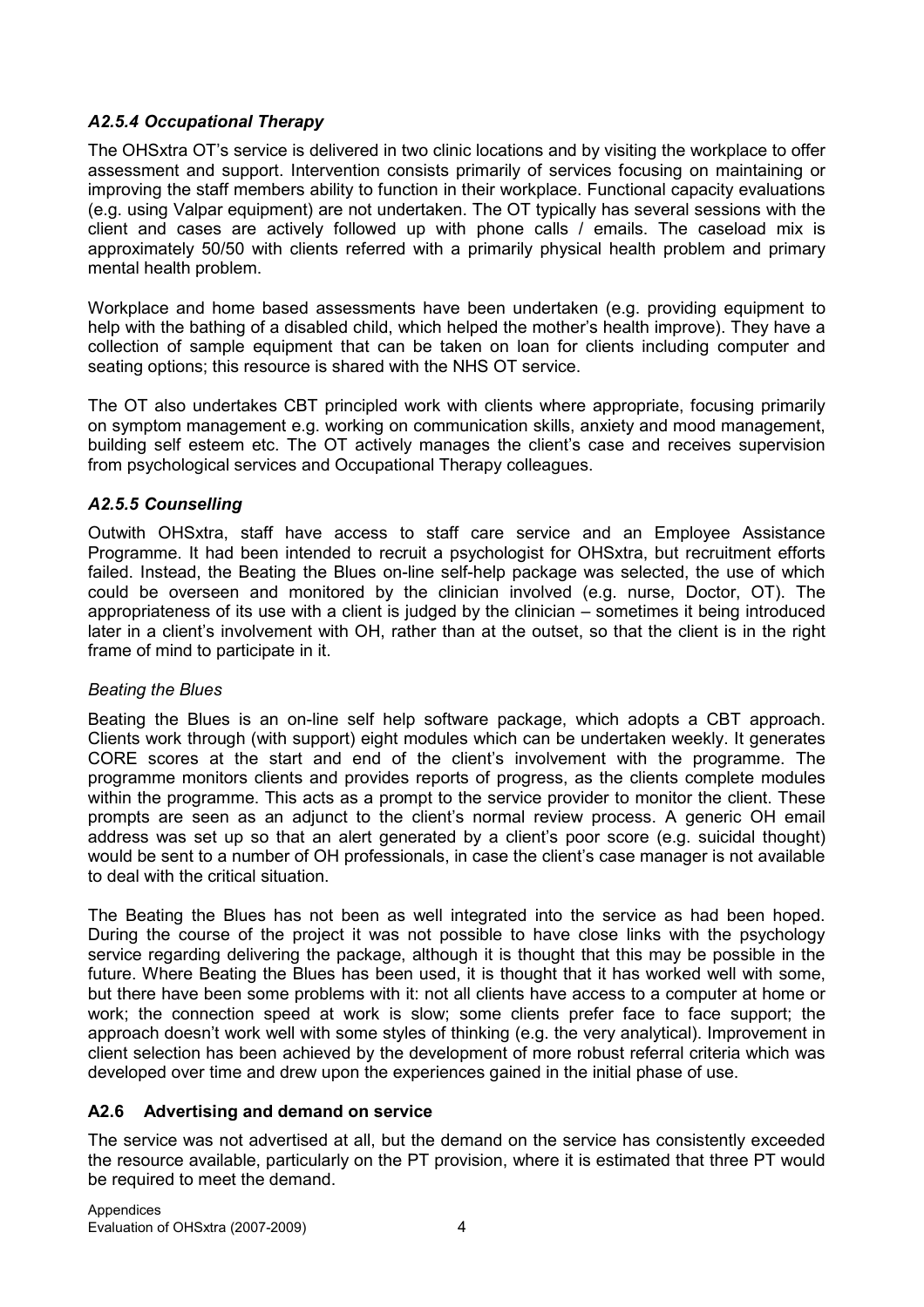### *A2.5.4 Occupational Therapy*

The OHSxtra OT's service is delivered in two clinic locations and by visiting the workplace to offer assessment and support. Intervention consists primarily of services focusing on maintaining or improving the staff members ability to function in their workplace. Functional capacity evaluations (e.g. using Valpar equipment) are not undertaken. The OT typically has several sessions with the client and cases are actively followed up with phone calls / emails. The caseload mix is approximately 50/50 with clients referred with a primarily physical health problem and primary mental health problem.

Workplace and home based assessments have been undertaken (e.g. providing equipment to help with the bathing of a disabled child, which helped the mother's health improve). They have a collection of sample equipment that can be taken on loan for clients including computer and seating options; this resource is shared with the NHS OT service.

The OT also undertakes CBT principled work with clients where appropriate, focusing primarily on symptom management e.g. working on communication skills, anxiety and mood management, building self esteem etc. The OT actively manages the client's case and receives supervision from psychological services and Occupational Therapy colleagues.

### *A2.5.5 Counselling*

Outwith OHSxtra, staff have access to staff care service and an Employee Assistance Programme. It had been intended to recruit a psychologist for OHSxtra, but recruitment efforts failed. Instead, the Beating the Blues on-line self-help package was selected, the use of which could be overseen and monitored by the clinician involved (e.g. nurse, Doctor, OT). The appropriateness of its use with a client is judged by the clinician – sometimes it being introduced later in a client's involvement with OH, rather than at the outset, so that the client is in the right frame of mind to participate in it.

*Beating the Blues*

Beating the Blues is an on-line self help software package, which adopts a CBT approach. Clients work through (with support) eight modules which can be undertaken weekly. It generates CORE scores at the start and end of the client's involvement with the programme. The programme monitors clients and provides reports of progress, as the clients complete modules within the programme. This acts as a prompt to the service provider to monitor the client. These prompts are seen as an adjunct to the client's normal review process. A generic OH email address was set up so that an alert generated by a client's poor score (e.g. suicidal thought) would be sent to a number of OH professionals, in case the client's case manager is not available to deal with the critical situation.

The Beating the Blues has not been as well integrated into the service as had been hoped. During the course of the project it was not possible to have close links with the psychology service regarding delivering the package, although it is thought that this may be possible in the future. Where Beating the Blues has been used, it is thought that it has worked well with some, but there have been some problems with it: not all clients have access to a computer at home or work; the connection speed at work is slow; some clients prefer face to face support; the approach doesn't work well with some styles of thinking (e.g. the very analytical). Improvement in client selection has been achieved by the development of more robust referral criteria which was developed over time and drew upon the experiences gained in the initial phase of use.

### A2.6 Advertising and demand on service

The service was not advertised at all, but the demand on the service has consistently exceeded the resource available, particularly on the PT provision, where it is estimated that three PT would be required to meet the demand.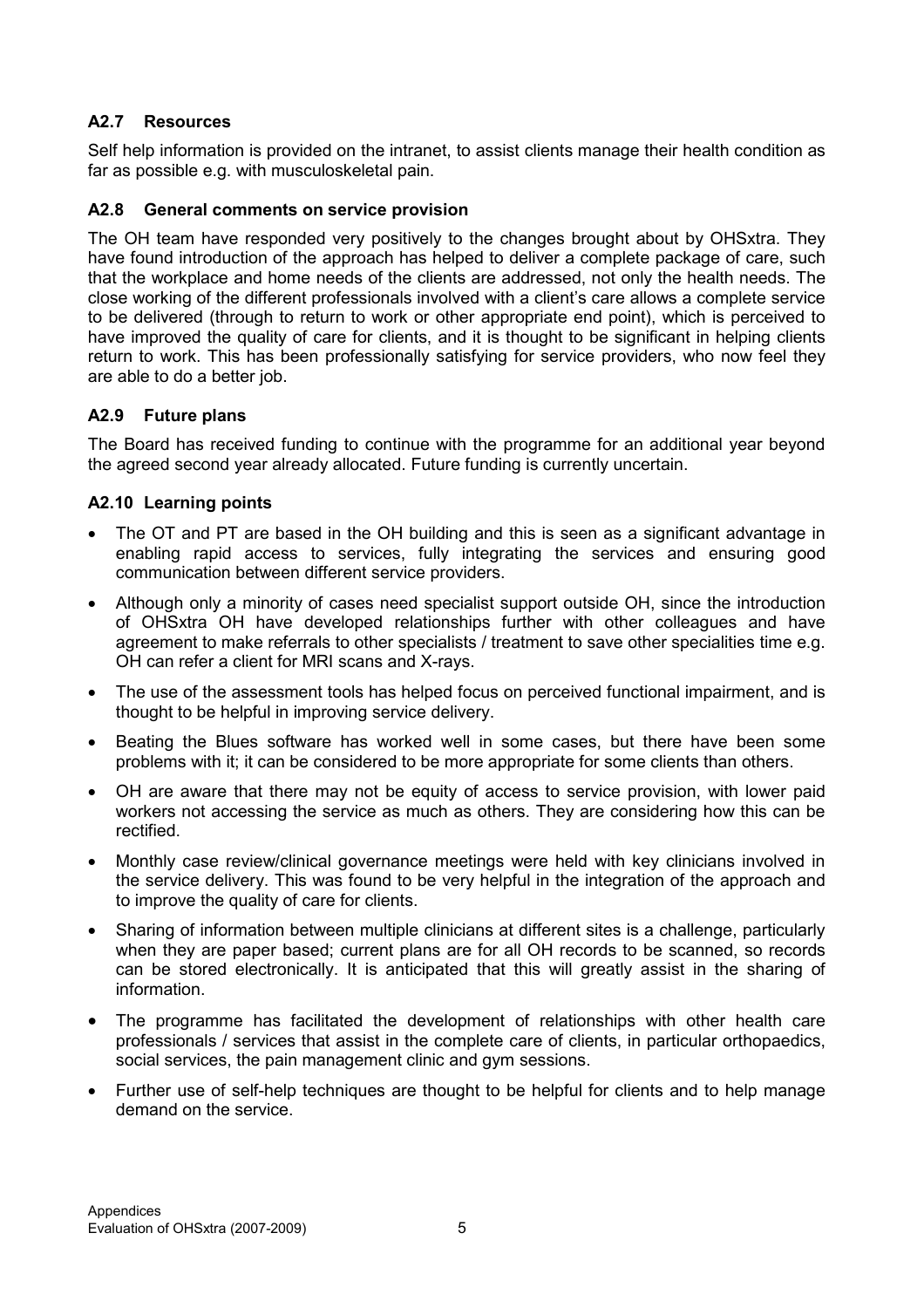### A2.7 Resources

Self help information is provided on the intranet, to assist clients manage their health condition as far as possible e.g. with musculoskeletal pain.

### A2.8 General comments on service provision

The OH team have responded very positively to the changes brought about by OHSxtra. They have found introduction of the approach has helped to deliver a complete package of care, such that the workplace and home needs of the clients are addressed, not only the health needs. The close working of the different professionals involved with a client's care allows a complete service to be delivered (through to return to work or other appropriate end point), which is perceived to have improved the quality of care for clients, and it is thought to be significant in helping clients return to work. This has been professionally satisfying for service providers, who now feel they are able to do a better job.

### A2.9 Future plans

The Board has received funding to continue with the programme for an additional year beyond the agreed second year already allocated. Future funding is currently uncertain.

### A2.10 Learning points

- The OT and PT are based in the OH building and this is seen as a significant advantage in enabling rapid access to services, fully integrating the services and ensuring good communication between different service providers.
- Although only a minority of cases need specialist support outside OH, since the introduction of OHSxtra OH have developed relationships further with other colleagues and have agreement to make referrals to other specialists / treatment to save other specialities time e.g. OH can refer a client for MRI scans and X-rays.
- The use of the assessment tools has helped focus on perceived functional impairment, and is thought to be helpful in improving service delivery.
- Beating the Blues software has worked well in some cases, but there have been some problems with it; it can be considered to be more appropriate for some clients than others.
- OH are aware that there may not be equity of access to service provision, with lower paid workers not accessing the service as much as others. They are considering how this can be rectified.
- Monthly case review/clinical governance meetings were held with key clinicians involved in the service delivery. This was found to be very helpful in the integration of the approach and to improve the quality of care for clients.
- Sharing of information between multiple clinicians at different sites is a challenge, particularly when they are paper based; current plans are for all OH records to be scanned, so records can be stored electronically. It is anticipated that this will greatly assist in the sharing of information.
- The programme has facilitated the development of relationships with other health care professionals / services that assist in the complete care of clients, in particular orthopaedics, social services, the pain management clinic and gym sessions.
- Further use of self-help techniques are thought to be helpful for clients and to help manage demand on the service.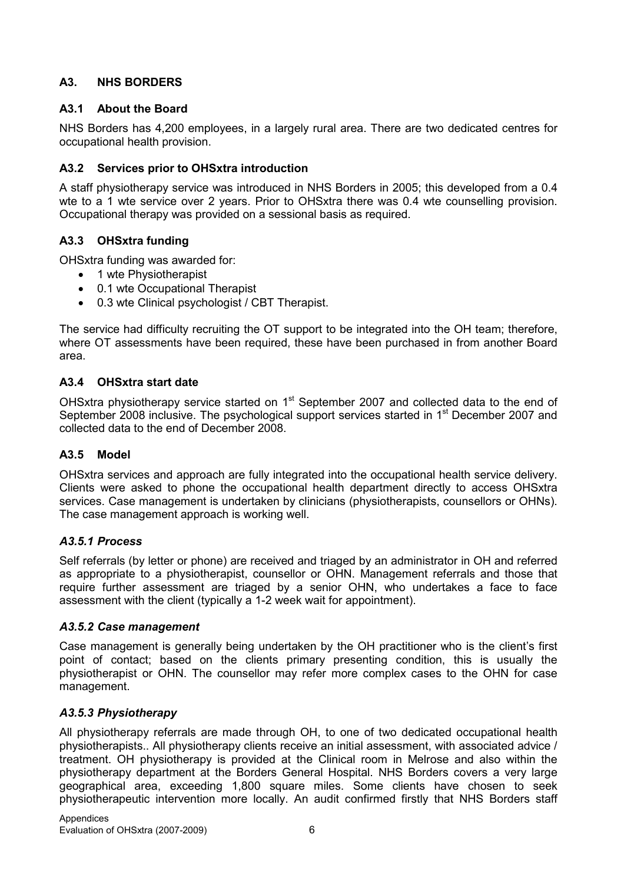## A3. NHS BORDERS

### A3.1 About the Board

NHS Borders has 4,200 employees, in a largely rural area. There are two dedicated centres for occupational health provision.

### A3.2 Services prior to OHSxtra introduction

A staff physiotherapy service was introduced in NHS Borders in 2005; this developed from a 0.4 wte to a 1 wte service over 2 years. Prior to OHSxtra there was 0.4 wte counselling provision. Occupational therapy was provided on a sessional basis as required.

### A3.3 OHSxtra funding

OHSxtra funding was awarded for:

- 1 wte Physiotherapist
- 0.1 wte Occupational Therapist
- 0.3 wte Clinical psychologist / CBT Therapist.

The service had difficulty recruiting the OT support to be integrated into the OH team; therefore, where OT assessments have been required, these have been purchased in from another Board area.

### A3.4 OHSxtra start date

OHSxtra physiotherapy service started on 1st September 2007 and collected data to the end of September 2008 inclusive. The psychological support services started in 1st December 2007 and collected data to the end of December 2008.

### A3.5 Model

OHSxtra services and approach are fully integrated into the occupational health service delivery. Clients were asked to phone the occupational health department directly to access OHSxtra services. Case management is undertaken by clinicians (physiotherapists, counsellors or OHNs). The case management approach is working well.

#### *A3.5.1 Process*

Self referrals (by letter or phone) are received and triaged by an administrator in OH and referred as appropriate to a physiotherapist, counsellor or OHN. Management referrals and those that require further assessment are triaged by a senior OHN, who undertakes a face to face assessment with the client (typically a 1-2 week wait for appointment).

#### *A3.5.2 Case management*

Case management is generally being undertaken by the OH practitioner who is the client's first point of contact; based on the clients primary presenting condition, this is usually the physiotherapist or OHN. The counsellor may refer more complex cases to the OHN for case management.

#### *A3.5.3 Physiotherapy*

All physiotherapy referrals are made through OH, to one of two dedicated occupational health physiotherapists.. All physiotherapy clients receive an initial assessment, with associated advice / treatment. OH physiotherapy is provided at the Clinical room in Melrose and also within the physiotherapy department at the Borders General Hospital. NHS Borders covers a very large geographical area, exceeding 1,800 square miles. Some clients have chosen to seek physiotherapeutic intervention more locally. An audit confirmed firstly that NHS Borders staff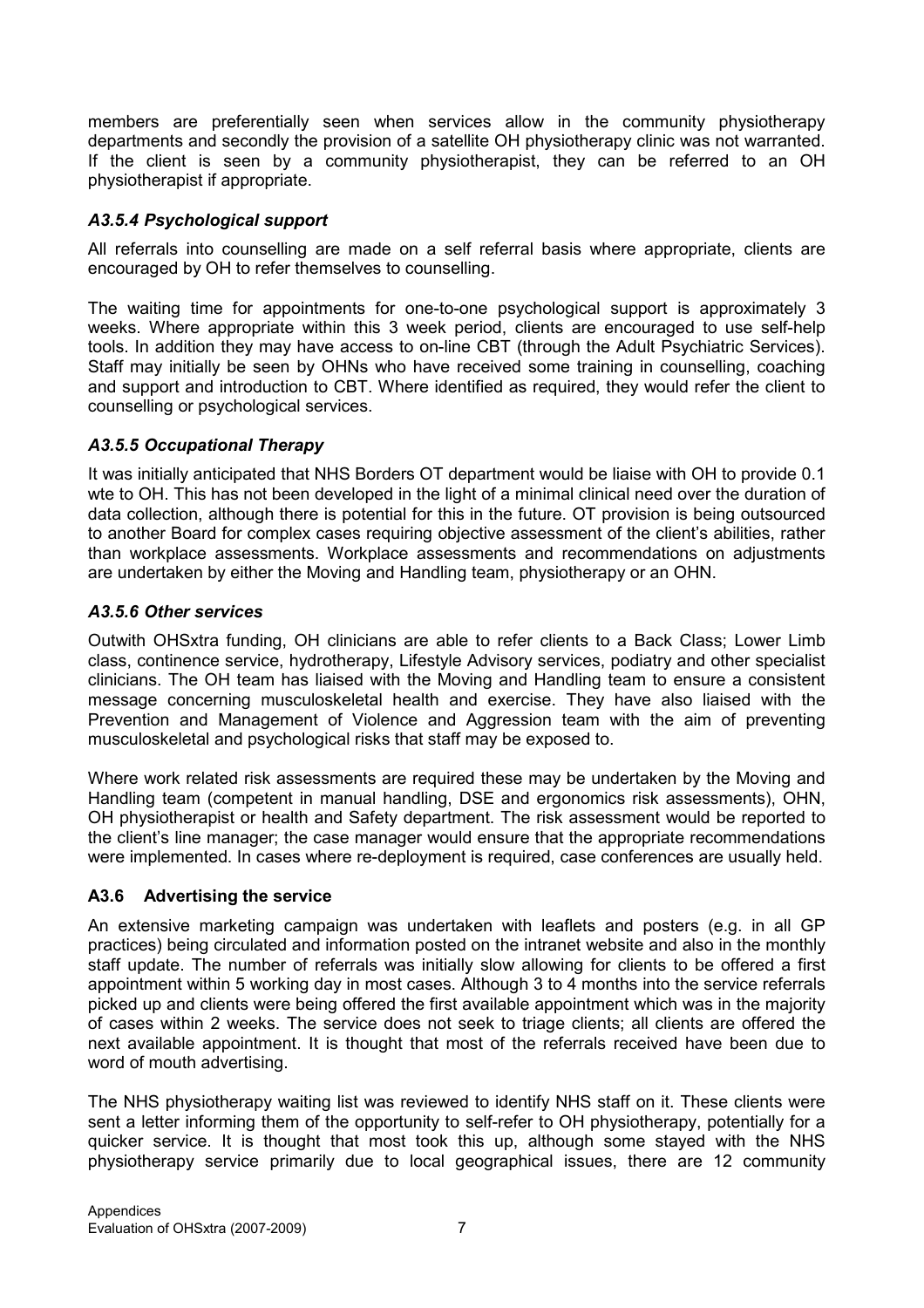members are preferentially seen when services allow in the community physiotherapy departments and secondly the provision of a satellite OH physiotherapy clinic was not warranted. If the client is seen by a community physiotherapist, they can be referred to an OH physiotherapist if appropriate.

### *A3.5.4 Psychological support*

All referrals into counselling are made on a self referral basis where appropriate, clients are encouraged by OH to refer themselves to counselling.

The waiting time for appointments for one-to-one psychological support is approximately 3 weeks. Where appropriate within this 3 week period, clients are encouraged to use self-help tools. In addition they may have access to on-line CBT (through the Adult Psychiatric Services). Staff may initially be seen by OHNs who have received some training in counselling, coaching and support and introduction to CBT. Where identified as required, they would refer the client to counselling or psychological services.

### *A3.5.5 Occupational Therapy*

It was initially anticipated that NHS Borders OT department would be liaise with OH to provide 0.1 wte to OH. This has not been developed in the light of a minimal clinical need over the duration of data collection, although there is potential for this in the future. OT provision is being outsourced to another Board for complex cases requiring objective assessment of the client's abilities, rather than workplace assessments. Workplace assessments and recommendations on adjustments are undertaken by either the Moving and Handling team, physiotherapy or an OHN.

### *A3.5.6 Other services*

Outwith OHSxtra funding, OH clinicians are able to refer clients to a Back Class; Lower Limb class, continence service, hydrotherapy, Lifestyle Advisory services, podiatry and other specialist clinicians. The OH team has liaised with the Moving and Handling team to ensure a consistent message concerning musculoskeletal health and exercise. They have also liaised with the Prevention and Management of Violence and Aggression team with the aim of preventing musculoskeletal and psychological risks that staff may be exposed to.

Where work related risk assessments are required these may be undertaken by the Moving and Handling team (competent in manual handling, DSE and ergonomics risk assessments), OHN, OH physiotherapist or health and Safety department. The risk assessment would be reported to the client's line manager; the case manager would ensure that the appropriate recommendations were implemented. In cases where re-deployment is required, case conferences are usually held.

## A3.6 Advertising the service

An extensive marketing campaign was undertaken with leaflets and posters (e.g. in all GP practices) being circulated and information posted on the intranet website and also in the monthly staff update. The number of referrals was initially slow allowing for clients to be offered a first appointment within 5 working day in most cases. Although 3 to 4 months into the service referrals picked up and clients were being offered the first available appointment which was in the majority of cases within 2 weeks. The service does not seek to triage clients; all clients are offered the next available appointment. It is thought that most of the referrals received have been due to word of mouth advertising.

The NHS physiotherapy waiting list was reviewed to identify NHS staff on it. These clients were sent a letter informing them of the opportunity to self-refer to OH physiotherapy, potentially for a quicker service. It is thought that most took this up, although some stayed with the NHS physiotherapy service primarily due to local geographical issues, there are 12 community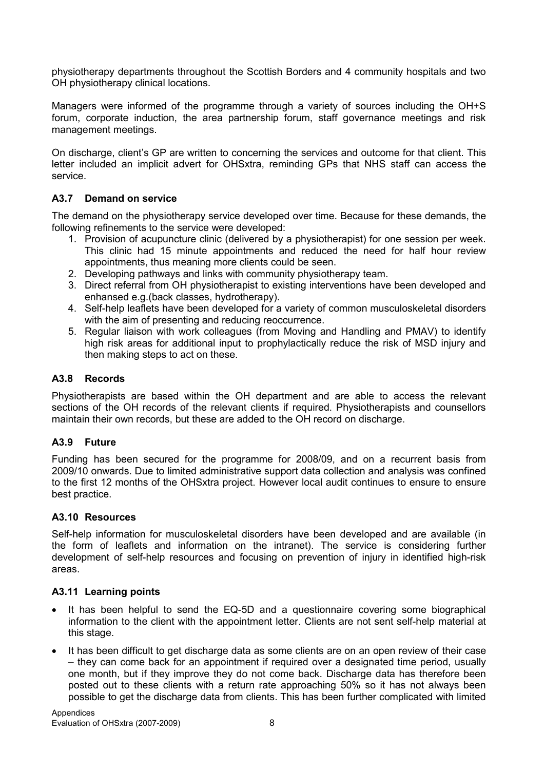physiotherapy departments throughout the Scottish Borders and 4 community hospitals and two OH physiotherapy clinical locations.

Managers were informed of the programme through a variety of sources including the OH+S forum, corporate induction, the area partnership forum, staff governance meetings and risk management meetings.

On discharge, client's GP are written to concerning the services and outcome for that client. This letter included an implicit advert for OHSxtra, reminding GPs that NHS staff can access the service.

### A3.7 Demand on service

The demand on the physiotherapy service developed over time. Because for these demands, the following refinements to the service were developed:

1. Provision of acupuncture clinic (delivered by a physiotherapist) for one session per week. This clinic had 15 minute appointments and reduced the need for half hour review appointments, thus meaning more clients could be seen.
2. Developing pathways and links with community physiotherapy team.
3. Direct referral from OH physiotherapist to existing interventions have been developed and enhansed e.g.(back classes, hydrotherapy).
4. Self-help leaflets have been developed for a variety of common musculoskeletal disorders with the aim of presenting and reducing reoccurrence.
5. Regular liaison with work colleagues (from Moving and Handling and PMAV) to identify high risk areas for additional input to prophylactically reduce the risk of MSD injury and then making steps to act on these.

### A3.8 Records

Physiotherapists are based within the OH department and are able to access the relevant sections of the OH records of the relevant clients if required. Physiotherapists and counsellors maintain their own records, but these are added to the OH record on discharge.

### A3.9 Future

Funding has been secured for the programme for 2008/09, and on a recurrent basis from 2009/10 onwards. Due to limited administrative support data collection and analysis was confined to the first 12 months of the OHSxtra project. However local audit continues to ensure to ensure best practice.

### A3.10 Resources

Self-help information for musculoskeletal disorders have been developed and are available (in the form of leaflets and information on the intranet). The service is considering further development of self-help resources and focusing on prevention of injury in identified high-risk areas.

### A3.11 Learning points

- It has been helpful to send the EQ-5D and a questionnaire covering some biographical information to the client with the appointment letter. Clients are not sent self-help material at this stage.
- It has been difficult to get discharge data as some clients are on an open review of their case – they can come back for an appointment if required over a designated time period, usually one month, but if they improve they do not come back. Discharge data has therefore been posted out to these clients with a return rate approaching 50% so it has not always been possible to get the discharge data from clients. This has been further complicated with limited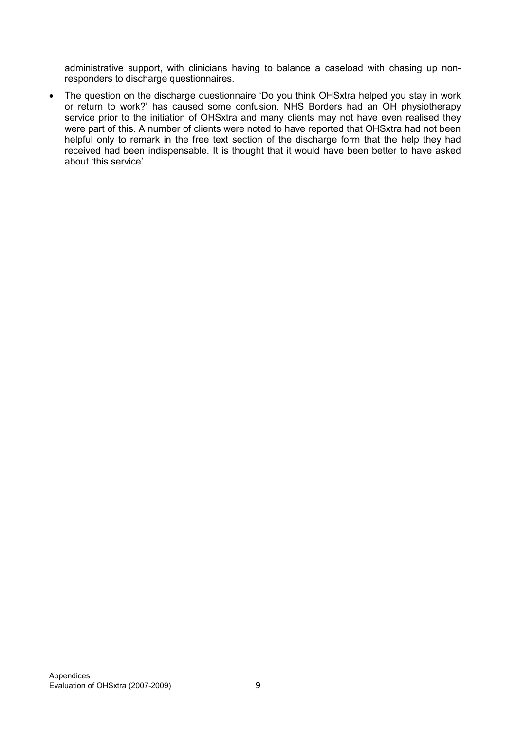administrative support, with clinicians having to balance a caseload with chasing up non-responders to discharge questionnaires.

- The question on the discharge questionnaire 'Do you think OHSxtra helped you stay in work or return to work?' has caused some confusion. NHS Borders had an OH physiotherapy service prior to the initiation of OHSxtra and many clients may not have even realised they were part of this. A number of clients were noted to have reported that OHSxtra had not been helpful only to remark in the free text section of the discharge form that the help they had received had been indispensable. It is thought that it would have been better to have asked about 'this service'.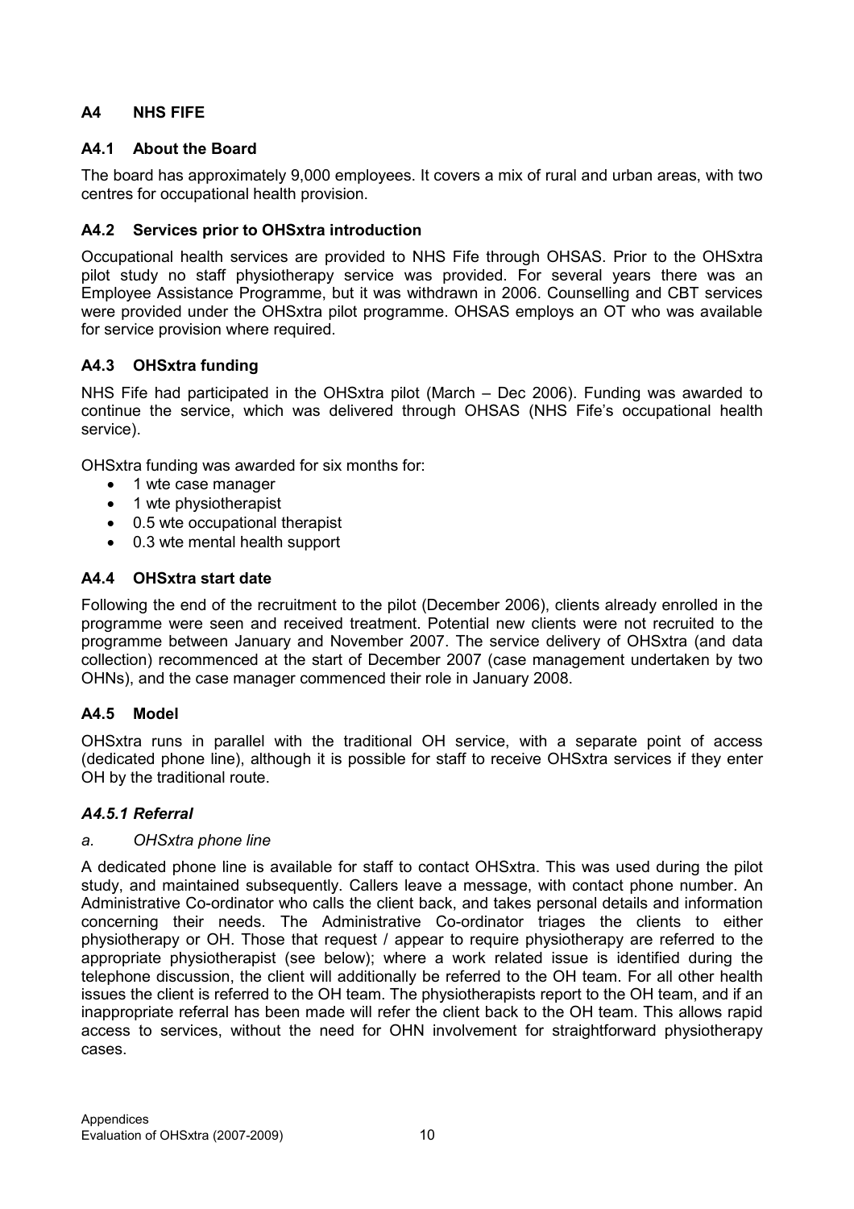## A4 NHS FIFE

### A4.1 About the Board

The board has approximately 9,000 employees. It covers a mix of rural and urban areas, with two centres for occupational health provision.

### A4.2 Services prior to OHSxtra introduction

Occupational health services are provided to NHS Fife through OHSAS. Prior to the OHSxtra pilot study no staff physiotherapy service was provided. For several years there was an Employee Assistance Programme, but it was withdrawn in 2006. Counselling and CBT services were provided under the OHSxtra pilot programme. OHSAS employs an OT who was available for service provision where required.

### A4.3 OHSxtra funding

NHS Fife had participated in the OHSxtra pilot (March – Dec 2006). Funding was awarded to continue the service, which was delivered through OHSAS (NHS Fife's occupational health service).

OHSxtra funding was awarded for six months for:

- 1 wte case manager
- 1 wte physiotherapist
- 0.5 wte occupational therapist
- 0.3 wte mental health support

### A4.4 OHSxtra start date

Following the end of the recruitment to the pilot (December 2006), clients already enrolled in the programme were seen and received treatment. Potential new clients were not recruited to the programme between January and November 2007. The service delivery of OHSxtra (and data collection) recommenced at the start of December 2007 (case management undertaken by two OHNs), and the case manager commenced their role in January 2008.

### A4.5 Model

OHSxtra runs in parallel with the traditional OH service, with a separate point of access (dedicated phone line), although it is possible for staff to receive OHSxtra services if they enter OH by the traditional route.

#### *A4.5.1 Referral*

*a. OHSxtra phone line*

A dedicated phone line is available for staff to contact OHSxtra. This was used during the pilot study, and maintained subsequently. Callers leave a message, with contact phone number. An Administrative Co-ordinator who calls the client back, and takes personal details and information concerning their needs. The Administrative Co-ordinator triages the clients to either physiotherapy or OH. Those that request / appear to require physiotherapy are referred to the appropriate physiotherapist (see below); where a work related issue is identified during the telephone discussion, the client will additionally be referred to the OH team. For all other health issues the client is referred to the OH team. The physiotherapists report to the OH team, and if an inappropriate referral has been made will refer the client back to the OH team. This allows rapid access to services, without the need for OHN involvement for straightforward physiotherapy cases.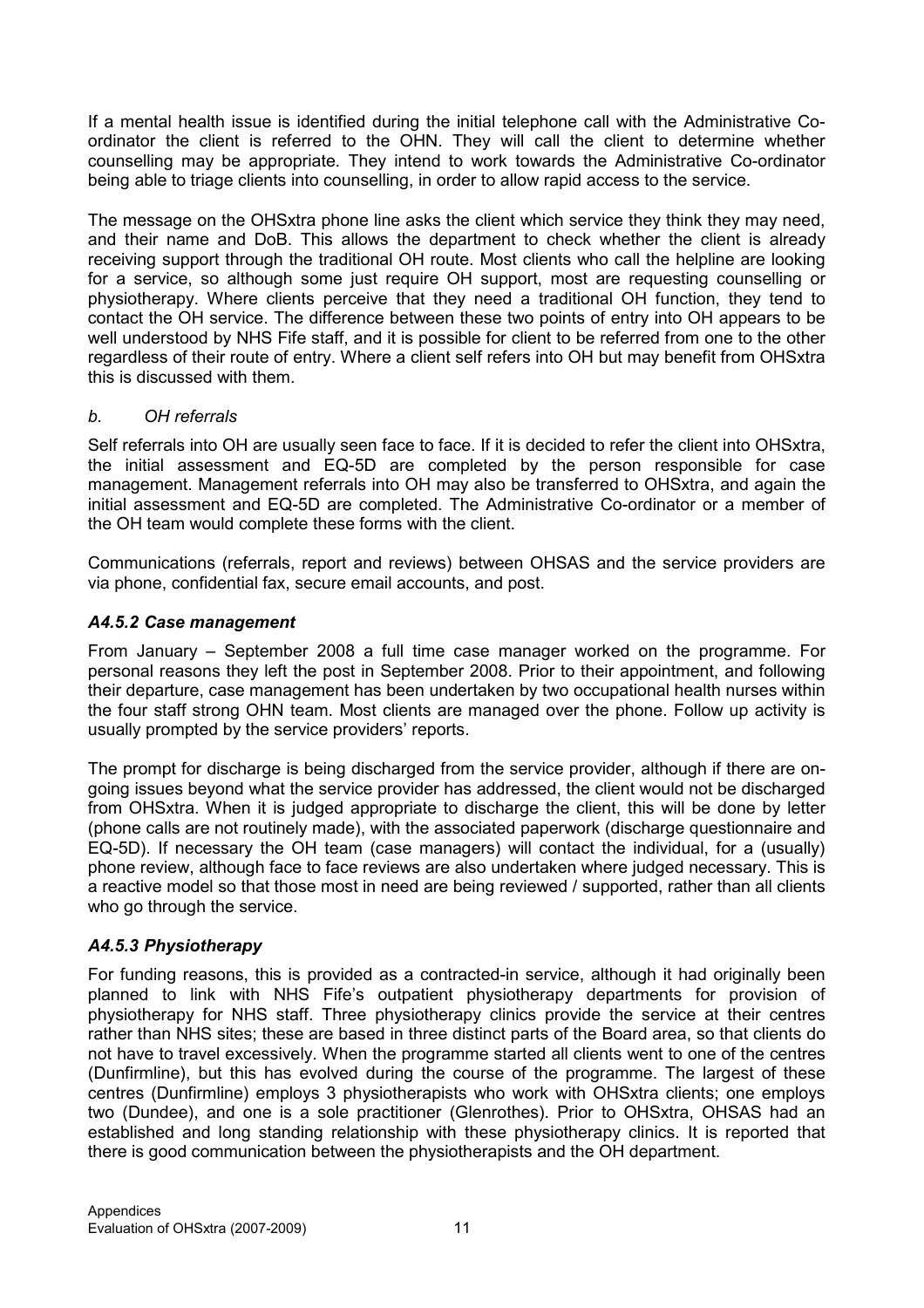If a mental health issue is identified during the initial telephone call with the Administrative Co-ordinator the client is referred to the OHN. They will call the client to determine whether counselling may be appropriate. They intend to work towards the Administrative Co-ordinator being able to triage clients into counselling, in order to allow rapid access to the service.

The message on the OHSxtra phone line asks the client which service they think they may need, and their name and DoB. This allows the department to check whether the client is already receiving support through the traditional OH route. Most clients who call the helpline are looking for a service, so although some just require OH support, most are requesting counselling or physiotherapy. Where clients perceive that they need a traditional OH function, they tend to contact the OH service. The difference between these two points of entry into OH appears to be well understood by NHS Fife staff, and it is possible for client to be referred from one to the other regardless of their route of entry. Where a client self refers into OH but may benefit from OHSxtra this is discussed with them.

*b. OH referrals*

Self referrals into OH are usually seen face to face. If it is decided to refer the client into OHSxtra, the initial assessment and EQ-5D are completed by the person responsible for case management. Management referrals into OH may also be transferred to OHSxtra, and again the initial assessment and EQ-5D are completed. The Administrative Co-ordinator or a member of the OH team would complete these forms with the client.

Communications (referrals, report and reviews) between OHSAS and the service providers are via phone, confidential fax, secure email accounts, and post.

### *A4.5.2 Case management*

From January – September 2008 a full time case manager worked on the programme. For personal reasons they left the post in September 2008. Prior to their appointment, and following their departure, case management has been undertaken by two occupational health nurses within the four staff strong OHN team. Most clients are managed over the phone. Follow up activity is usually prompted by the service providers' reports.

The prompt for discharge is being discharged from the service provider, although if there are on-going issues beyond what the service provider has addressed, the client would not be discharged from OHSxtra. When it is judged appropriate to discharge the client, this will be done by letter (phone calls are not routinely made), with the associated paperwork (discharge questionnaire and EQ-5D). If necessary the OH team (case managers) will contact the individual, for a (usually) phone review, although face to face reviews are also undertaken where judged necessary. This is a reactive model so that those most in need are being reviewed / supported, rather than all clients who go through the service.

### *A4.5.3 Physiotherapy*

For funding reasons, this is provided as a contracted-in service, although it had originally been planned to link with NHS Fife's outpatient physiotherapy departments for provision of physiotherapy for NHS staff. Three physiotherapy clinics provide the service at their centres rather than NHS sites; these are based in three distinct parts of the Board area, so that clients do not have to travel excessively. When the programme started all clients went to one of the centres (Dunfirmline), but this has evolved during the course of the programme. The largest of these centres (Dunfirmline) employs 3 physiotherapists who work with OHSxtra clients; one employs two (Dundee), and one is a sole practitioner (Glenrothes). Prior to OHSxtra, OHSAS had an established and long standing relationship with these physiotherapy clinics. It is reported that there is good communication between the physiotherapists and the OH department.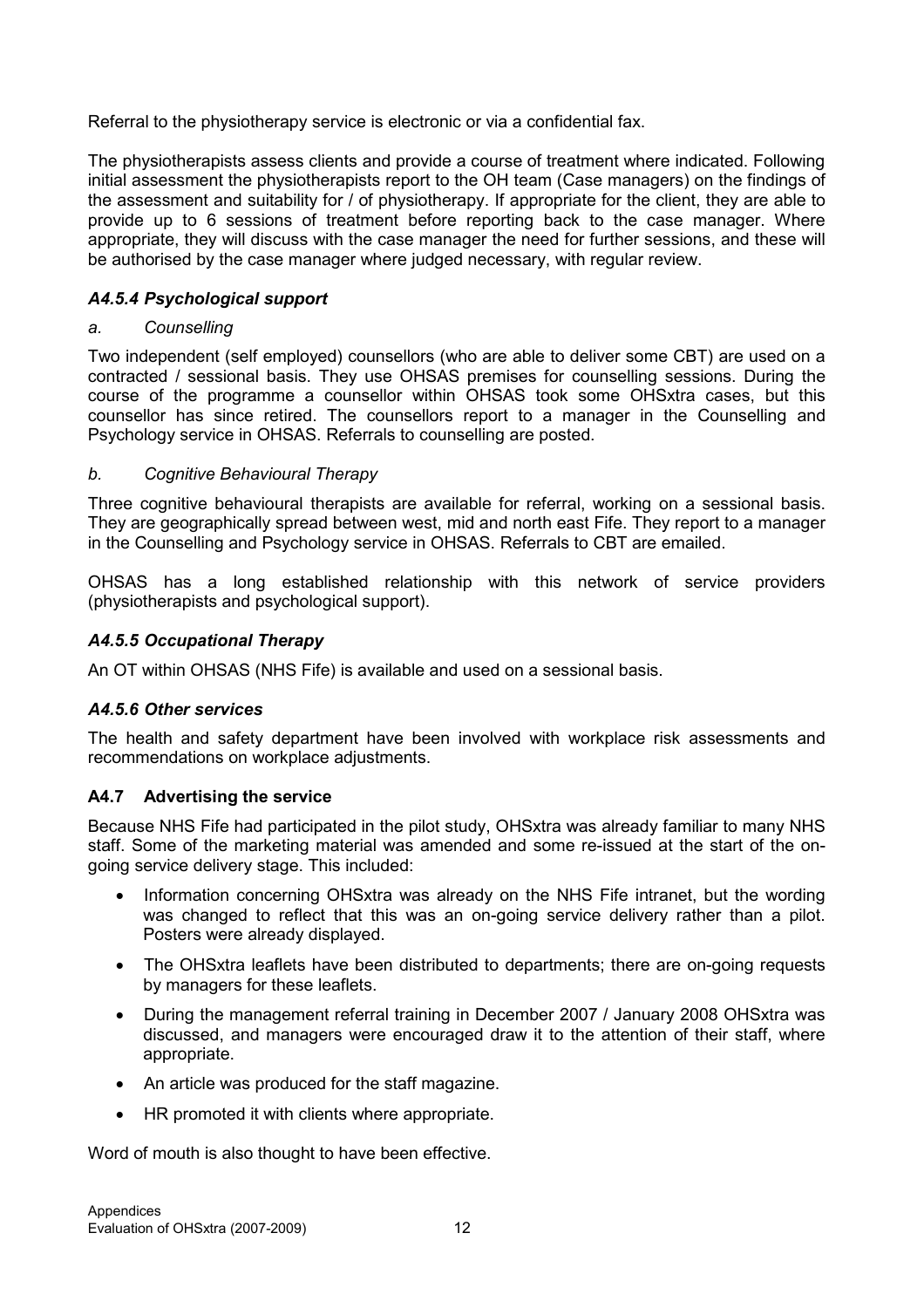Referral to the physiotherapy service is electronic or via a confidential fax.

The physiotherapists assess clients and provide a course of treatment where indicated. Following initial assessment the physiotherapists report to the OH team (Case managers) on the findings of the assessment and suitability for / of physiotherapy. If appropriate for the client, they are able to provide up to 6 sessions of treatment before reporting back to the case manager. Where appropriate, they will discuss with the case manager the need for further sessions, and these will be authorised by the case manager where judged necessary, with regular review.

### *A4.5.4 Psychological support*

*a. Counselling*

Two independent (self employed) counsellors (who are able to deliver some CBT) are used on a contracted / sessional basis. They use OHSAS premises for counselling sessions. During the course of the programme a counsellor within OHSAS took some OHSxtra cases, but this counsellor has since retired. The counsellors report to a manager in the Counselling and Psychology service in OHSAS. Referrals to counselling are posted.

*b. Cognitive Behavioural Therapy*

Three cognitive behavioural therapists are available for referral, working on a sessional basis. They are geographically spread between west, mid and north east Fife. They report to a manager in the Counselling and Psychology service in OHSAS. Referrals to CBT are emailed.

OHSAS has a long established relationship with this network of service providers (physiotherapists and psychological support).

### *A4.5.5 Occupational Therapy*

An OT within OHSAS (NHS Fife) is available and used on a sessional basis.

### *A4.5.6 Other services*

The health and safety department have been involved with workplace risk assessments and recommendations on workplace adjustments.

### A4.7 Advertising the service

Because NHS Fife had participated in the pilot study, OHSxtra was already familiar to many NHS staff. Some of the marketing material was amended and some re-issued at the start of the on-going service delivery stage. This included:

- Information concerning OHSxtra was already on the NHS Fife intranet, but the wording was changed to reflect that this was an on-going service delivery rather than a pilot. Posters were already displayed.
- The OHSxtra leaflets have been distributed to departments; there are on-going requests by managers for these leaflets.
- During the management referral training in December 2007 / January 2008 OHSxtra was discussed, and managers were encouraged draw it to the attention of their staff, where appropriate.
- An article was produced for the staff magazine.
- HR promoted it with clients where appropriate.

Word of mouth is also thought to have been effective.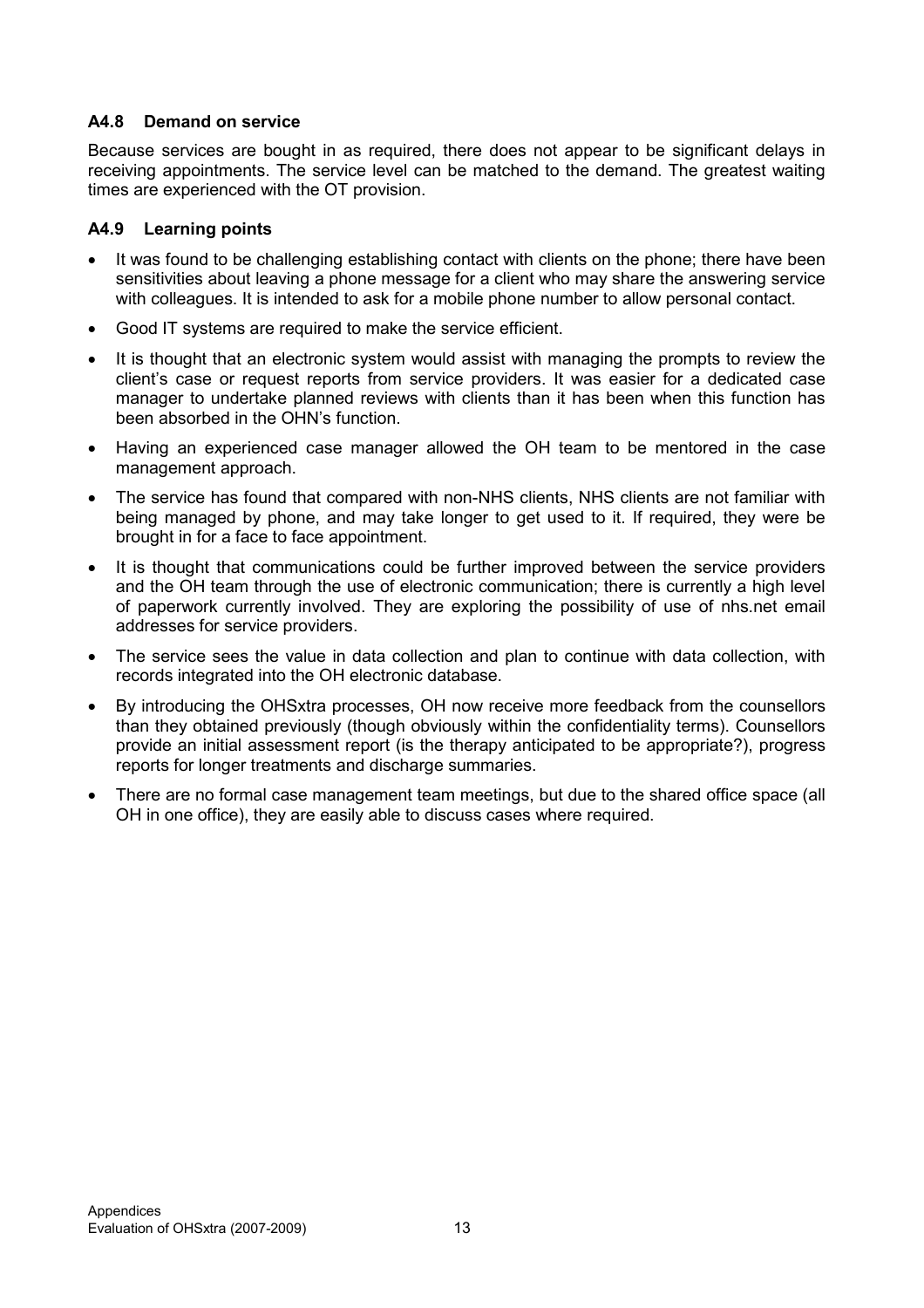### A4.8 Demand on service

Because services are bought in as required, there does not appear to be significant delays in receiving appointments. The service level can be matched to the demand. The greatest waiting times are experienced with the OT provision.

### A4.9 Learning points

- It was found to be challenging establishing contact with clients on the phone; there have been sensitivities about leaving a phone message for a client who may share the answering service with colleagues. It is intended to ask for a mobile phone number to allow personal contact.
- Good IT systems are required to make the service efficient.
- It is thought that an electronic system would assist with managing the prompts to review the client's case or request reports from service providers. It was easier for a dedicated case manager to undertake planned reviews with clients than it has been when this function has been absorbed in the OHN's function.
- Having an experienced case manager allowed the OH team to be mentored in the case management approach.
- The service has found that compared with non-NHS clients, NHS clients are not familiar with being managed by phone, and may take longer to get used to it. If required, they were be brought in for a face to face appointment.
- It is thought that communications could be further improved between the service providers and the OH team through the use of electronic communication; there is currently a high level of paperwork currently involved. They are exploring the possibility of use of nhs.net email addresses for service providers.
- The service sees the value in data collection and plan to continue with data collection, with records integrated into the OH electronic database.
- By introducing the OHSxtra processes, OH now receive more feedback from the counsellors than they obtained previously (though obviously within the confidentiality terms). Counsellors provide an initial assessment report (is the therapy anticipated to be appropriate?), progress reports for longer treatments and discharge summaries.
- There are no formal case management team meetings, but due to the shared office space (all OH in one office), they are easily able to discuss cases where required.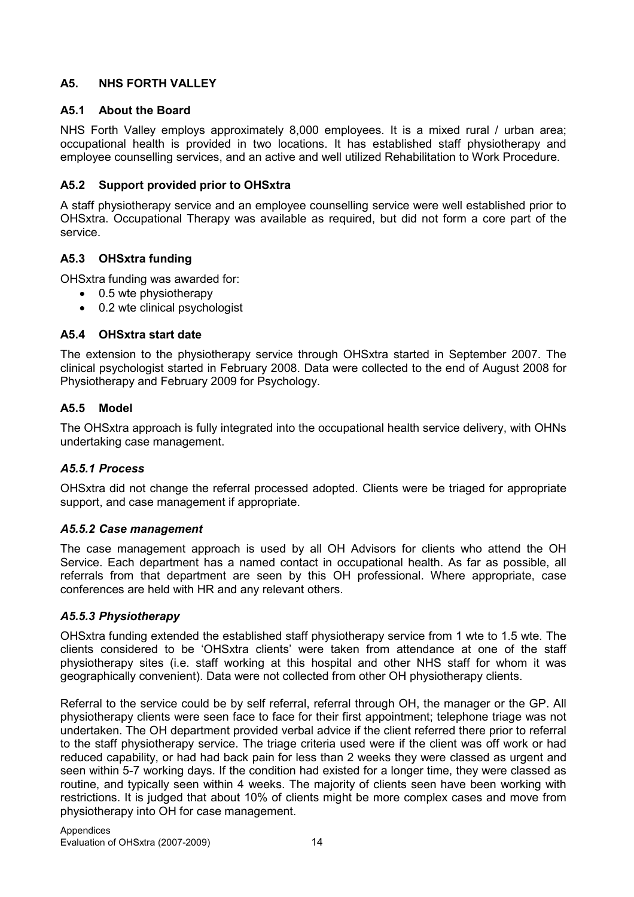## A5. NHS FORTH VALLEY

### A5.1 About the Board

NHS Forth Valley employs approximately 8,000 employees. It is a mixed rural / urban area; occupational health is provided in two locations. It has established staff physiotherapy and employee counselling services, and an active and well utilized Rehabilitation to Work Procedure.

### A5.2 Support provided prior to OHSxtra

A staff physiotherapy service and an employee counselling service were well established prior to OHSxtra. Occupational Therapy was available as required, but did not form a core part of the service.

### A5.3 OHSxtra funding

OHSxtra funding was awarded for:

- 0.5 wte physiotherapy
- 0.2 wte clinical psychologist

### A5.4 OHSxtra start date

The extension to the physiotherapy service through OHSxtra started in September 2007. The clinical psychologist started in February 2008. Data were collected to the end of August 2008 for Physiotherapy and February 2009 for Psychology.

### A5.5 Model

The OHSxtra approach is fully integrated into the occupational health service delivery, with OHNs undertaking case management.

#### *A5.5.1 Process*

OHSxtra did not change the referral processed adopted. Clients were be triaged for appropriate support, and case management if appropriate.

#### *A5.5.2 Case management*

The case management approach is used by all OH Advisors for clients who attend the OH Service. Each department has a named contact in occupational health. As far as possible, all referrals from that department are seen by this OH professional. Where appropriate, case conferences are held with HR and any relevant others.

#### *A5.5.3 Physiotherapy*

OHSxtra funding extended the established staff physiotherapy service from 1 wte to 1.5 wte. The clients considered to be 'OHSxtra clients' were taken from attendance at one of the staff physiotherapy sites (i.e. staff working at this hospital and other NHS staff for whom it was geographically convenient). Data were not collected from other OH physiotherapy clients.

Referral to the service could be by self referral, referral through OH, the manager or the GP. All physiotherapy clients were seen face to face for their first appointment; telephone triage was not undertaken. The OH department provided verbal advice if the client referred there prior to referral to the staff physiotherapy service. The triage criteria used were if the client was off work or had reduced capability, or had had back pain for less than 2 weeks they were classed as urgent and seen within 5-7 working days. If the condition had existed for a longer time, they were classed as routine, and typically seen within 4 weeks. The majority of clients seen have been working with restrictions. It is judged that about 10% of clients might be more complex cases and move from physiotherapy into OH for case management.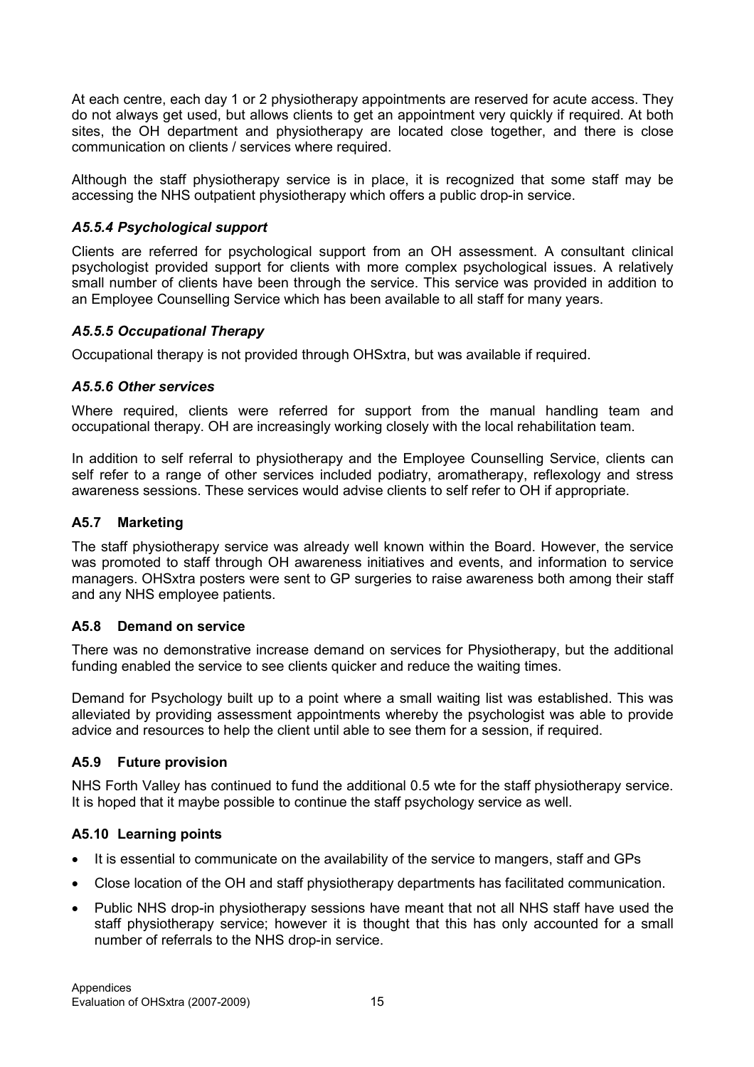At each centre, each day 1 or 2 physiotherapy appointments are reserved for acute access. They do not always get used, but allows clients to get an appointment very quickly if required. At both sites, the OH department and physiotherapy are located close together, and there is close communication on clients / services where required.

Although the staff physiotherapy service is in place, it is recognized that some staff may be accessing the NHS outpatient physiotherapy which offers a public drop-in service.

#### *A5.5.4 Psychological support*

Clients are referred for psychological support from an OH assessment. A consultant clinical psychologist provided support for clients with more complex psychological issues. A relatively small number of clients have been through the service. This service was provided in addition to an Employee Counselling Service which has been available to all staff for many years.

#### *A5.5.5 Occupational Therapy*

Occupational therapy is not provided through OHSxtra, but was available if required.

#### *A5.5.6 Other services*

Where required, clients were referred for support from the manual handling team and occupational therapy. OH are increasingly working closely with the local rehabilitation team.

In addition to self referral to physiotherapy and the Employee Counselling Service, clients can self refer to a range of other services included podiatry, aromatherapy, reflexology and stress awareness sessions. These services would advise clients to self refer to OH if appropriate.

### A5.7 Marketing

The staff physiotherapy service was already well known within the Board. However, the service was promoted to staff through OH awareness initiatives and events, and information to service managers. OHSxtra posters were sent to GP surgeries to raise awareness both among their staff and any NHS employee patients.

### A5.8 Demand on service

There was no demonstrative increase demand on services for Physiotherapy, but the additional funding enabled the service to see clients quicker and reduce the waiting times.

Demand for Psychology built up to a point where a small waiting list was established. This was alleviated by providing assessment appointments whereby the psychologist was able to provide advice and resources to help the client until able to see them for a session, if required.

### A5.9 Future provision

NHS Forth Valley has continued to fund the additional 0.5 wte for the staff physiotherapy service. It is hoped that it maybe possible to continue the staff psychology service as well.

### A5.10 Learning points

- It is essential to communicate on the availability of the service to mangers, staff and GPs
- Close location of the OH and staff physiotherapy departments has facilitated communication.
- Public NHS drop-in physiotherapy sessions have meant that not all NHS staff have used the staff physiotherapy service; however it is thought that this has only accounted for a small number of referrals to the NHS drop-in service.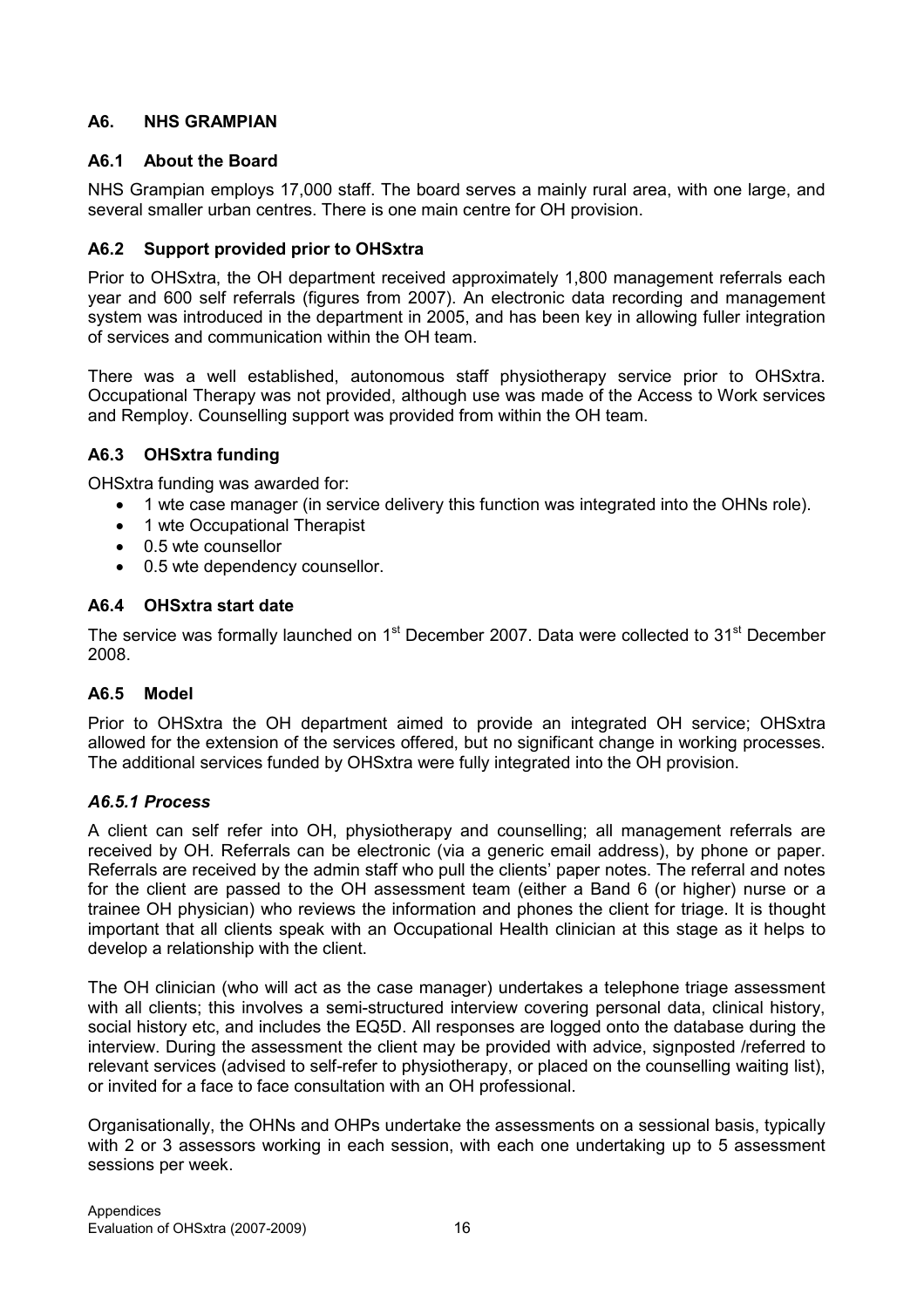## A6. NHS GRAMPIAN

### A6.1 About the Board

NHS Grampian employs 17,000 staff. The board serves a mainly rural area, with one large, and several smaller urban centres. There is one main centre for OH provision.

### A6.2 Support provided prior to OHSxtra

Prior to OHSxtra, the OH department received approximately 1,800 management referrals each year and 600 self referrals (figures from 2007). An electronic data recording and management system was introduced in the department in 2005, and has been key in allowing fuller integration of services and communication within the OH team.

There was a well established, autonomous staff physiotherapy service prior to OHSxtra. Occupational Therapy was not provided, although use was made of the Access to Work services and Remploy. Counselling support was provided from within the OH team.

### A6.3 OHSxtra funding

OHSxtra funding was awarded for:

- 1 wte case manager (in service delivery this function was integrated into the OHNs role).
- 1 wte Occupational Therapist
- 0.5 wte counsellor
- 0.5 wte dependency counsellor.

### A6.4 OHSxtra start date

The service was formally launched on 1st December 2007. Data were collected to 31st December 2008.

### A6.5 Model

Prior to OHSxtra the OH department aimed to provide an integrated OH service; OHSxtra allowed for the extension of the services offered, but no significant change in working processes. The additional services funded by OHSxtra were fully integrated into the OH provision.

#### *A6.5.1 Process*

A client can self refer into OH, physiotherapy and counselling; all management referrals are received by OH. Referrals can be electronic (via a generic email address), by phone or paper. Referrals are received by the admin staff who pull the clients' paper notes. The referral and notes for the client are passed to the OH assessment team (either a Band 6 (or higher) nurse or a trainee OH physician) who reviews the information and phones the client for triage. It is thought important that all clients speak with an Occupational Health clinician at this stage as it helps to develop a relationship with the client.

The OH clinician (who will act as the case manager) undertakes a telephone triage assessment with all clients; this involves a semi-structured interview covering personal data, clinical history, social history etc, and includes the EQ5D. All responses are logged onto the database during the interview. During the assessment the client may be provided with advice, signposted /referred to relevant services (advised to self-refer to physiotherapy, or placed on the counselling waiting list), or invited for a face to face consultation with an OH professional.

Organisationally, the OHNs and OHPs undertake the assessments on a sessional basis, typically with 2 or 3 assessors working in each session, with each one undertaking up to 5 assessment sessions per week.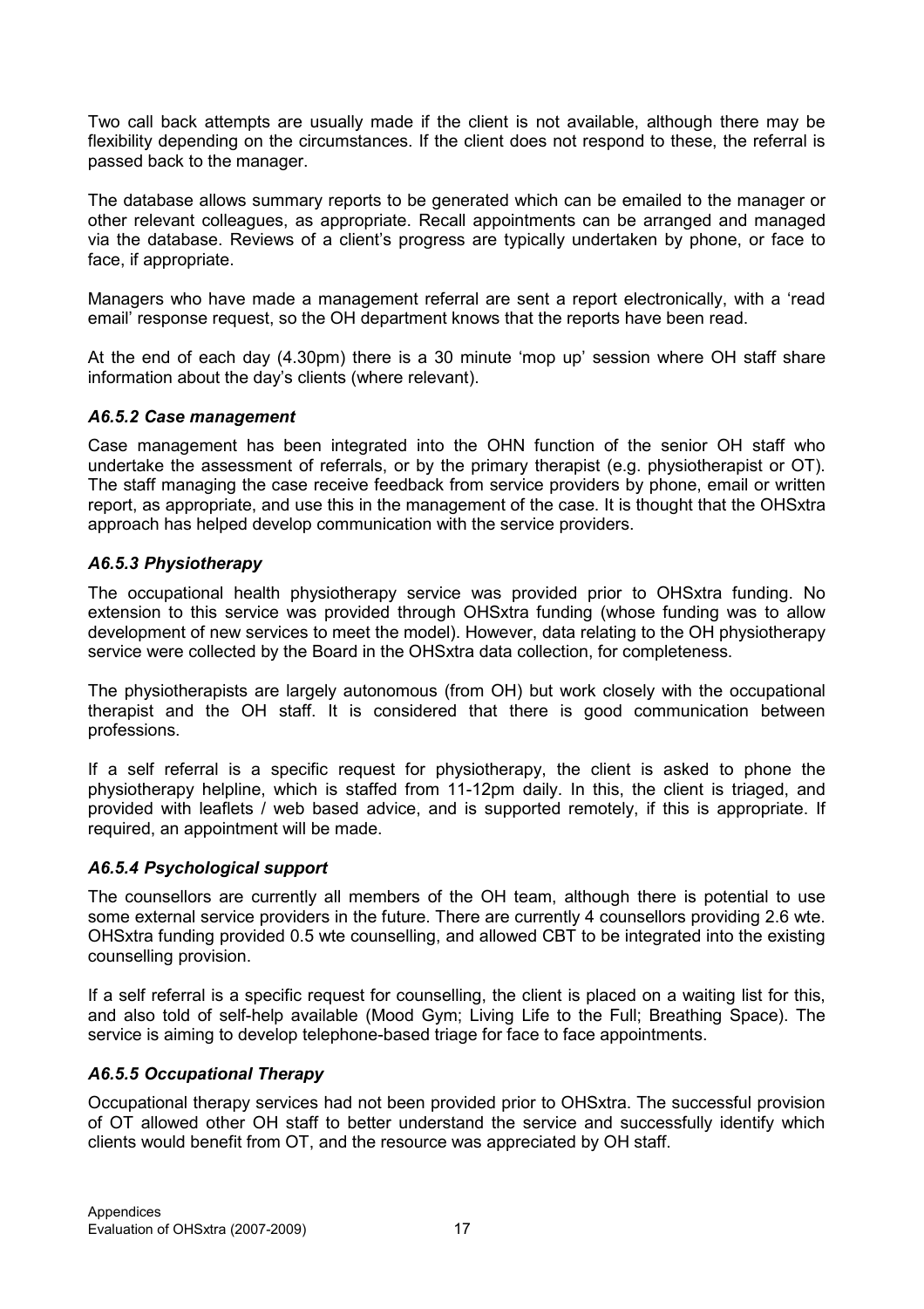Two call back attempts are usually made if the client is not available, although there may be flexibility depending on the circumstances. If the client does not respond to these, the referral is passed back to the manager.

The database allows summary reports to be generated which can be emailed to the manager or other relevant colleagues, as appropriate. Recall appointments can be arranged and managed via the database. Reviews of a client's progress are typically undertaken by phone, or face to face, if appropriate.

Managers who have made a management referral are sent a report electronically, with a 'read email' response request, so the OH department knows that the reports have been read.

At the end of each day (4.30pm) there is a 30 minute 'mop up' session where OH staff share information about the day's clients (where relevant).

#### *A6.5.2 Case management*

Case management has been integrated into the OHN function of the senior OH staff who undertake the assessment of referrals, or by the primary therapist (e.g. physiotherapist or OT). The staff managing the case receive feedback from service providers by phone, email or written report, as appropriate, and use this in the management of the case. It is thought that the OHSxtra approach has helped develop communication with the service providers.

#### *A6.5.3 Physiotherapy*

The occupational health physiotherapy service was provided prior to OHSxtra funding. No extension to this service was provided through OHSxtra funding (whose funding was to allow development of new services to meet the model). However, data relating to the OH physiotherapy service were collected by the Board in the OHSxtra data collection, for completeness.

The physiotherapists are largely autonomous (from OH) but work closely with the occupational therapist and the OH staff. It is considered that there is good communication between professions.

If a self referral is a specific request for physiotherapy, the client is asked to phone the physiotherapy helpline, which is staffed from 11-12pm daily. In this, the client is triaged, and provided with leaflets / web based advice, and is supported remotely, if this is appropriate. If required, an appointment will be made.

#### *A6.5.4 Psychological support*

The counsellors are currently all members of the OH team, although there is potential to use some external service providers in the future. There are currently 4 counsellors providing 2.6 wte. OHSxtra funding provided 0.5 wte counselling, and allowed CBT to be integrated into the existing counselling provision.

If a self referral is a specific request for counselling, the client is placed on a waiting list for this, and also told of self-help available (Mood Gym; Living Life to the Full; Breathing Space). The service is aiming to develop telephone-based triage for face to face appointments.

#### *A6.5.5 Occupational Therapy*

Occupational therapy services had not been provided prior to OHSxtra. The successful provision of OT allowed other OH staff to better understand the service and successfully identify which clients would benefit from OT, and the resource was appreciated by OH staff.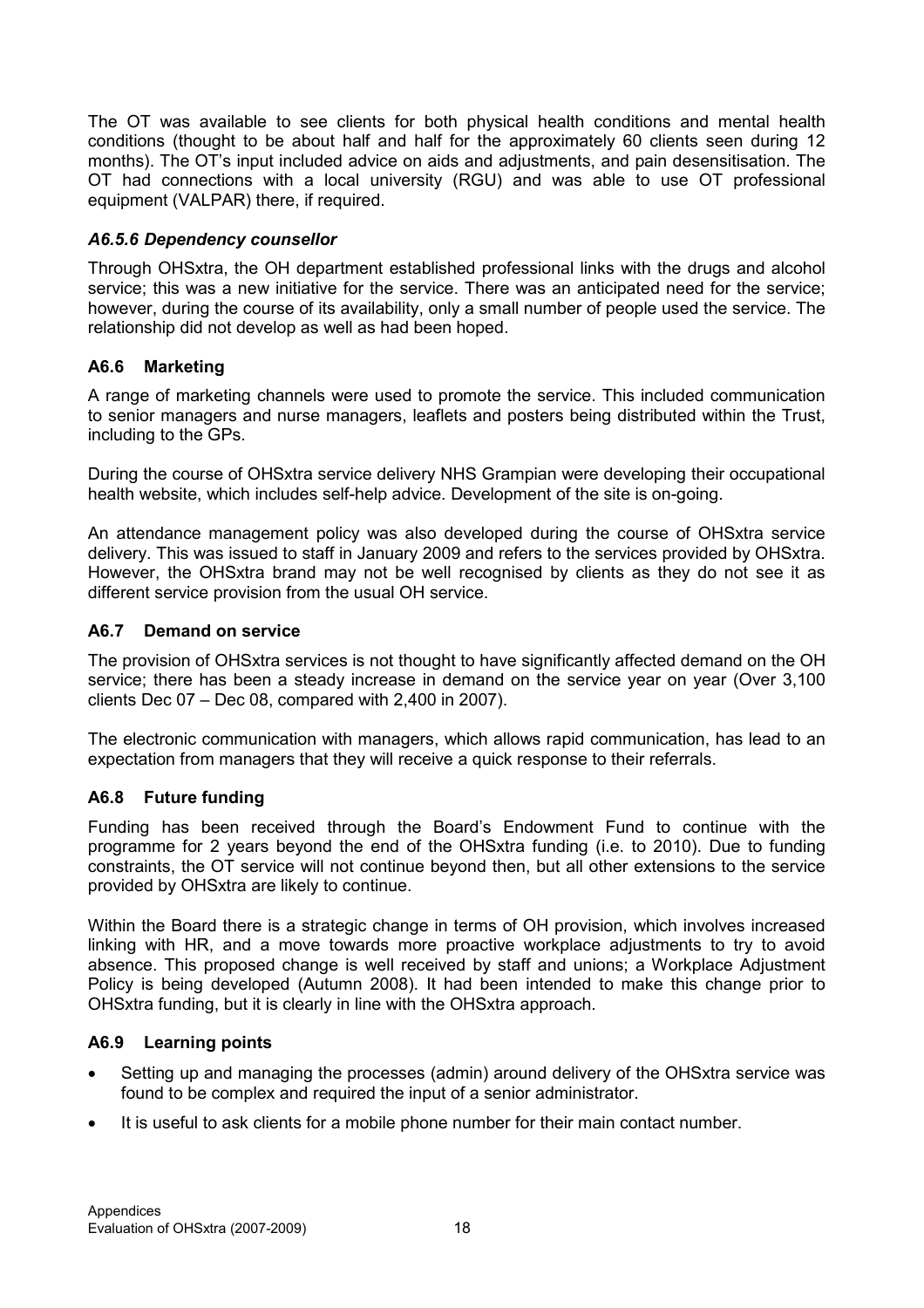The OT was available to see clients for both physical health conditions and mental health conditions (thought to be about half and half for the approximately 60 clients seen during 12 months). The OT's input included advice on aids and adjustments, and pain desensitisation. The OT had connections with a local university (RGU) and was able to use OT professional equipment (VALPAR) there, if required.

#### *A6.5.6 Dependency counsellor*

Through OHSxtra, the OH department established professional links with the drugs and alcohol service; this was a new initiative for the service. There was an anticipated need for the service; however, during the course of its availability, only a small number of people used the service. The relationship did not develop as well as had been hoped.

### A6.6 Marketing

A range of marketing channels were used to promote the service. This included communication to senior managers and nurse managers, leaflets and posters being distributed within the Trust, including to the GPs.

During the course of OHSxtra service delivery NHS Grampian were developing their occupational health website, which includes self-help advice. Development of the site is on-going.

An attendance management policy was also developed during the course of OHSxtra service delivery. This was issued to staff in January 2009 and refers to the services provided by OHSxtra. However, the OHSxtra brand may not be well recognised by clients as they do not see it as different service provision from the usual OH service.

### A6.7 Demand on service

The provision of OHSxtra services is not thought to have significantly affected demand on the OH service; there has been a steady increase in demand on the service year on year (Over 3,100 clients Dec 07 – Dec 08, compared with 2,400 in 2007).

The electronic communication with managers, which allows rapid communication, has lead to an expectation from managers that they will receive a quick response to their referrals.

### A6.8 Future funding

Funding has been received through the Board's Endowment Fund to continue with the programme for 2 years beyond the end of the OHSxtra funding (i.e. to 2010). Due to funding constraints, the OT service will not continue beyond then, but all other extensions to the service provided by OHSxtra are likely to continue.

Within the Board there is a strategic change in terms of OH provision, which involves increased linking with HR, and a move towards more proactive workplace adjustments to try to avoid absence. This proposed change is well received by staff and unions; a Workplace Adjustment Policy is being developed (Autumn 2008). It had been intended to make this change prior to OHSxtra funding, but it is clearly in line with the OHSxtra approach.

### A6.9 Learning points

- Setting up and managing the processes (admin) around delivery of the OHSxtra service was found to be complex and required the input of a senior administrator.
- It is useful to ask clients for a mobile phone number for their main contact number.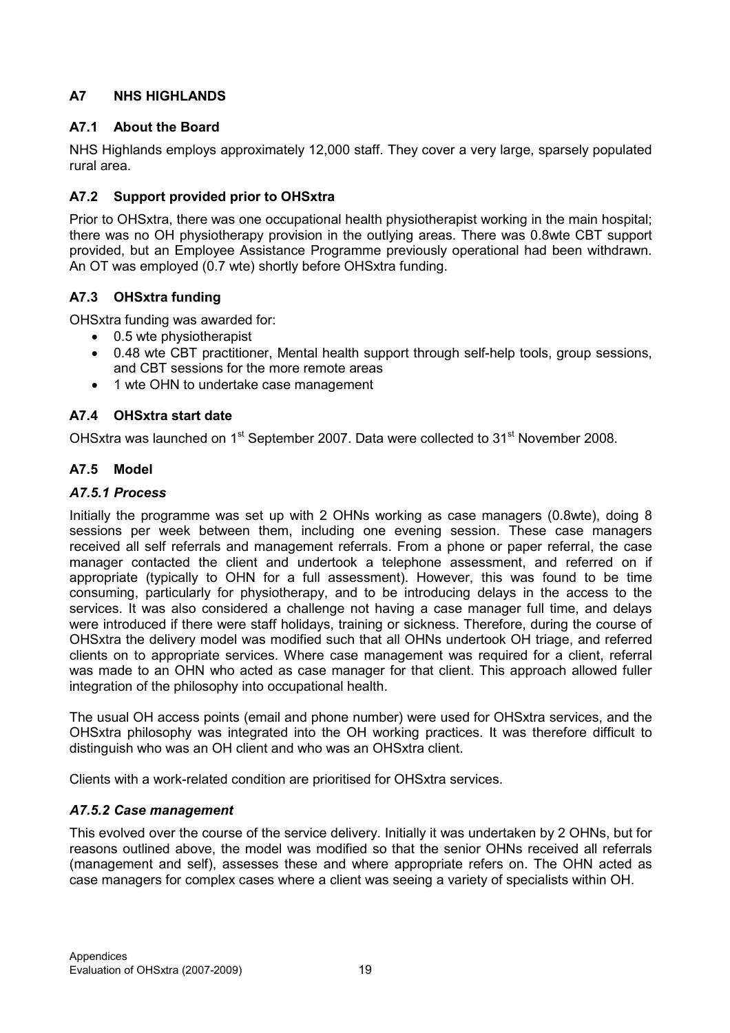## A7 NHS HIGHLANDS

### A7.1 About the Board

NHS Highlands employs approximately 12,000 staff. They cover a very large, sparsely populated rural area.

### A7.2 Support provided prior to OHSxtra

Prior to OHSxtra, there was one occupational health physiotherapist working in the main hospital; there was no OH physiotherapy provision in the outlying areas. There was 0.8wte CBT support provided, but an Employee Assistance Programme previously operational had been withdrawn. An OT was employed (0.7 wte) shortly before OHSxtra funding.

### A7.3 OHSxtra funding

OHSxtra funding was awarded for:

- 0.5 wte physiotherapist
- 0.48 wte CBT practitioner, Mental health support through self-help tools, group sessions, and CBT sessions for the more remote areas
- 1 wte OHN to undertake case management

### A7.4 OHSxtra start date

OHSxtra was launched on 1st September 2007. Data were collected to 31st November 2008.

### A7.5 Model

#### *A7.5.1 Process*

Initially the programme was set up with 2 OHNs working as case managers (0.8wte), doing 8 sessions per week between them, including one evening session. These case managers received all self referrals and management referrals. From a phone or paper referral, the case manager contacted the client and undertook a telephone assessment, and referred on if appropriate (typically to OHN for a full assessment). However, this was found to be time consuming, particularly for physiotherapy, and to be introducing delays in the access to the services. It was also considered a challenge not having a case manager full time, and delays were introduced if there were staff holidays, training or sickness. Therefore, during the course of OHSxtra the delivery model was modified such that all OHNs undertook OH triage, and referred clients on to appropriate services. Where case management was required for a client, referral was made to an OHN who acted as case manager for that client. This approach allowed fuller integration of the philosophy into occupational health.

The usual OH access points (email and phone number) were used for OHSxtra services, and the OHSxtra philosophy was integrated into the OH working practices. It was therefore difficult to distinguish who was an OH client and who was an OHSxtra client.

Clients with a work-related condition are prioritised for OHSxtra services.

#### *A7.5.2 Case management*

This evolved over the course of the service delivery. Initially it was undertaken by 2 OHNs, but for reasons outlined above, the model was modified so that the senior OHNs received all referrals (management and self), assesses these and where appropriate refers on. The OHN acted as case managers for complex cases where a client was seeing a variety of specialists within OH.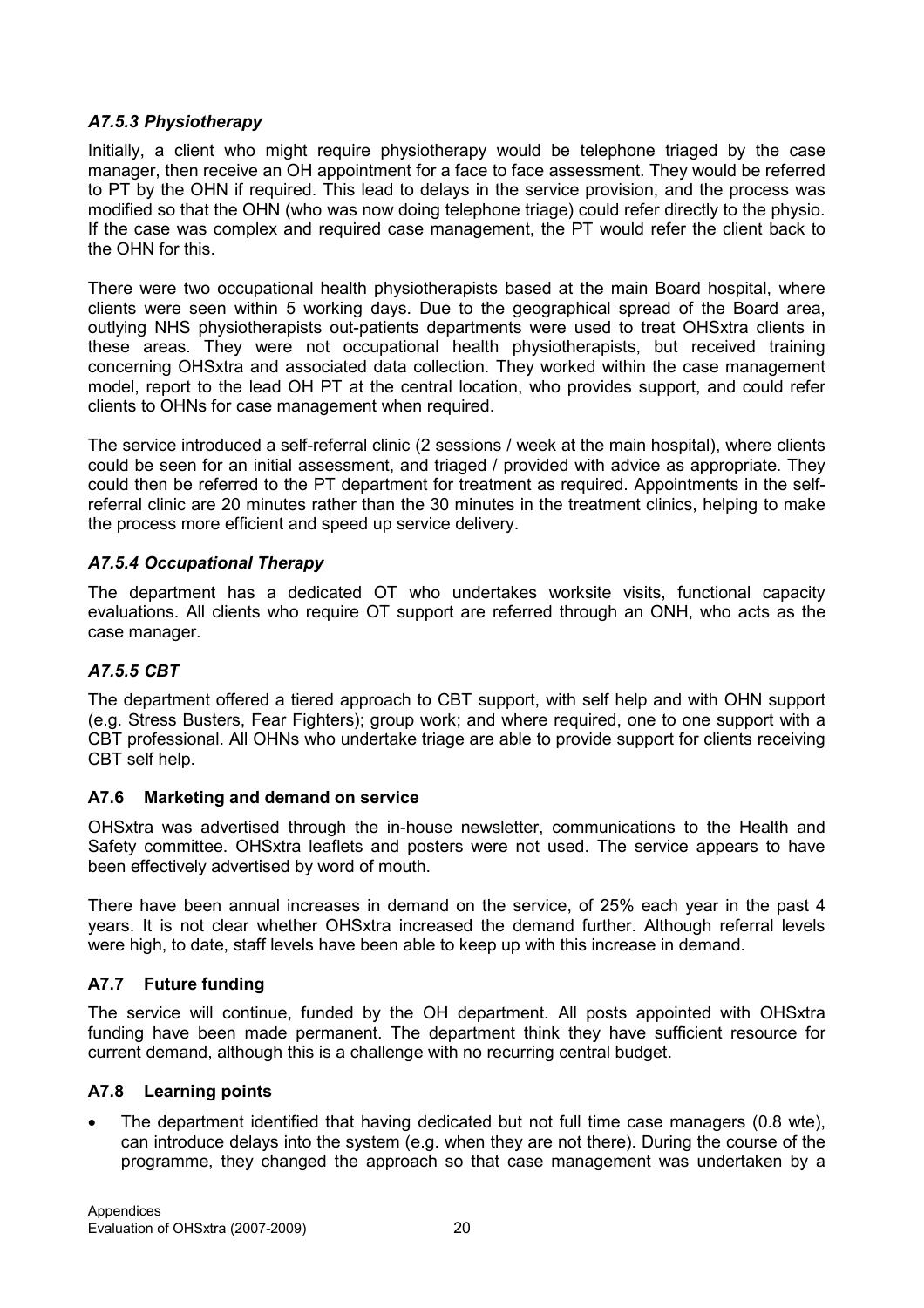### *A7.5.3 Physiotherapy*

Initially, a client who might require physiotherapy would be telephone triaged by the case manager, then receive an OH appointment for a face to face assessment. They would be referred to PT by the OHN if required. This lead to delays in the service provision, and the process was modified so that the OHN (who was now doing telephone triage) could refer directly to the physio. If the case was complex and required case management, the PT would refer the client back to the OHN for this.

There were two occupational health physiotherapists based at the main Board hospital, where clients were seen within 5 working days. Due to the geographical spread of the Board area, outlying NHS physiotherapists out-patients departments were used to treat OHSxtra clients in these areas. They were not occupational health physiotherapists, but received training concerning OHSxtra and associated data collection. They worked within the case management model, report to the lead OH PT at the central location, who provides support, and could refer clients to OHNs for case management when required.

The service introduced a self-referral clinic (2 sessions / week at the main hospital), where clients could be seen for an initial assessment, and triaged / provided with advice as appropriate. They could then be referred to the PT department for treatment as required. Appointments in the self-referral clinic are 20 minutes rather than the 30 minutes in the treatment clinics, helping to make the process more efficient and speed up service delivery.

### *A7.5.4 Occupational Therapy*

The department has a dedicated OT who undertakes worksite visits, functional capacity evaluations. All clients who require OT support are referred through an ONH, who acts as the case manager.

### *A7.5.5 CBT*

The department offered a tiered approach to CBT support, with self help and with OHN support (e.g. Stress Busters, Fear Fighters); group work; and where required, one to one support with a CBT professional. All OHNs who undertake triage are able to provide support for clients receiving CBT self help.

## A7.6 Marketing and demand on service

OHSxtra was advertised through the in-house newsletter, communications to the Health and Safety committee. OHSxtra leaflets and posters were not used. The service appears to have been effectively advertised by word of mouth.

There have been annual increases in demand on the service, of 25% each year in the past 4 years. It is not clear whether OHSxtra increased the demand further. Although referral levels were high, to date, staff levels have been able to keep up with this increase in demand.

## A7.7 Future funding

The service will continue, funded by the OH department. All posts appointed with OHSxtra funding have been made permanent. The department think they have sufficient resource for current demand, although this is a challenge with no recurring central budget.

## A7.8 Learning points

- The department identified that having dedicated but not full time case managers (0.8 wte), can introduce delays into the system (e.g. when they are not there). During the course of the programme, they changed the approach so that case management was undertaken by a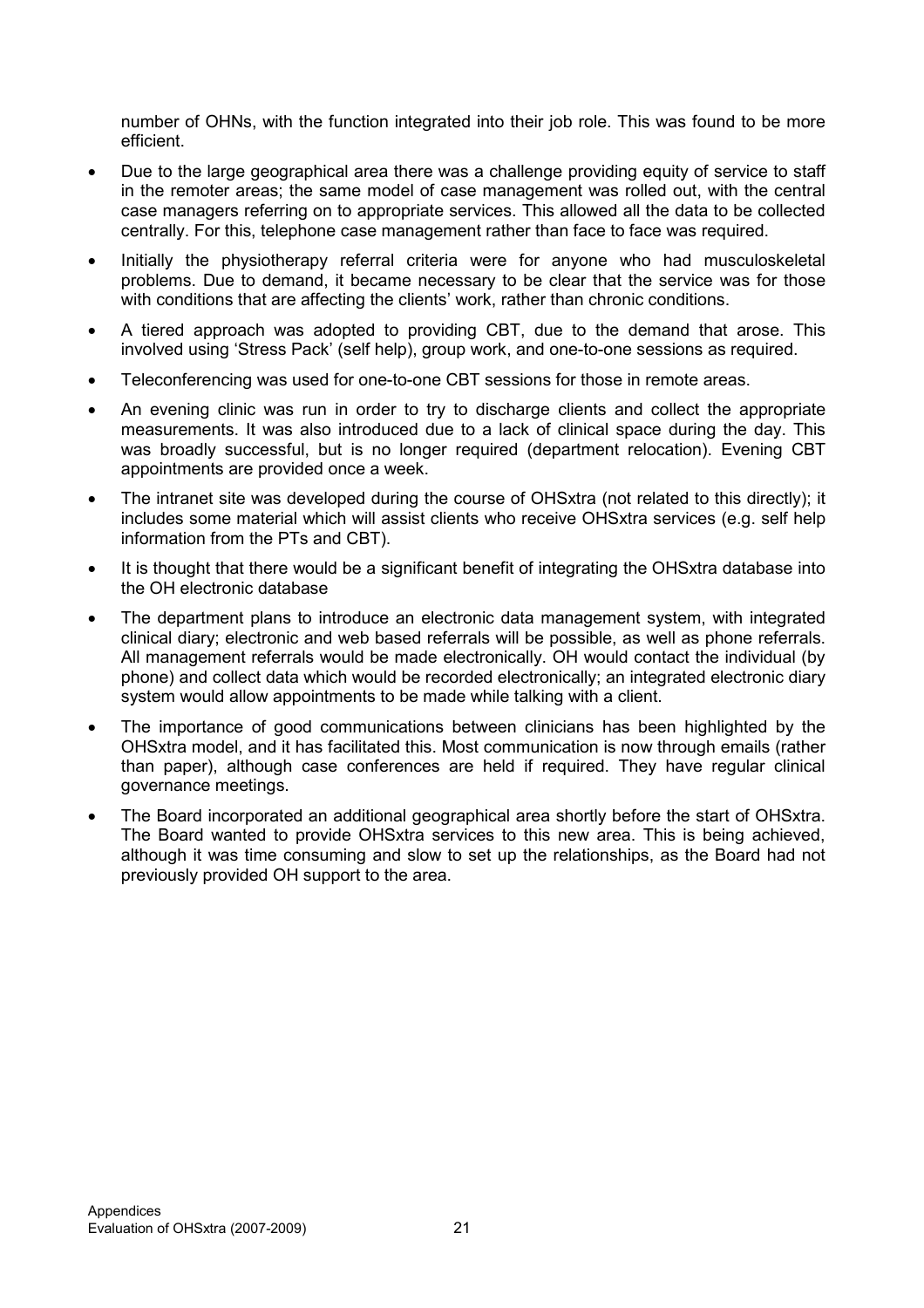number of OHNs, with the function integrated into their job role. This was found to be more efficient.

- Due to the large geographical area there was a challenge providing equity of service to staff in the remoter areas; the same model of case management was rolled out, with the central case managers referring on to appropriate services. This allowed all the data to be collected centrally. For this, telephone case management rather than face to face was required.
- Initially the physiotherapy referral criteria were for anyone who had musculoskeletal problems. Due to demand, it became necessary to be clear that the service was for those with conditions that are affecting the clients' work, rather than chronic conditions.
- A tiered approach was adopted to providing CBT, due to the demand that arose. This involved using 'Stress Pack' (self help), group work, and one-to-one sessions as required.
- Teleconferencing was used for one-to-one CBT sessions for those in remote areas.
- An evening clinic was run in order to try to discharge clients and collect the appropriate measurements. It was also introduced due to a lack of clinical space during the day. This was broadly successful, but is no longer required (department relocation). Evening CBT appointments are provided once a week.
- The intranet site was developed during the course of OHSxtra (not related to this directly); it includes some material which will assist clients who receive OHSxtra services (e.g. self help information from the PTs and CBT).
- It is thought that there would be a significant benefit of integrating the OHSxtra database into the OH electronic database
- The department plans to introduce an electronic data management system, with integrated clinical diary; electronic and web based referrals will be possible, as well as phone referrals. All management referrals would be made electronically. OH would contact the individual (by phone) and collect data which would be recorded electronically; an integrated electronic diary system would allow appointments to be made while talking with a client.
- The importance of good communications between clinicians has been highlighted by the OHSxtra model, and it has facilitated this. Most communication is now through emails (rather than paper), although case conferences are held if required. They have regular clinical governance meetings.
- The Board incorporated an additional geographical area shortly before the start of OHSxtra. The Board wanted to provide OHSxtra services to this new area. This is being achieved, although it was time consuming and slow to set up the relationships, as the Board had not previously provided OH support to the area.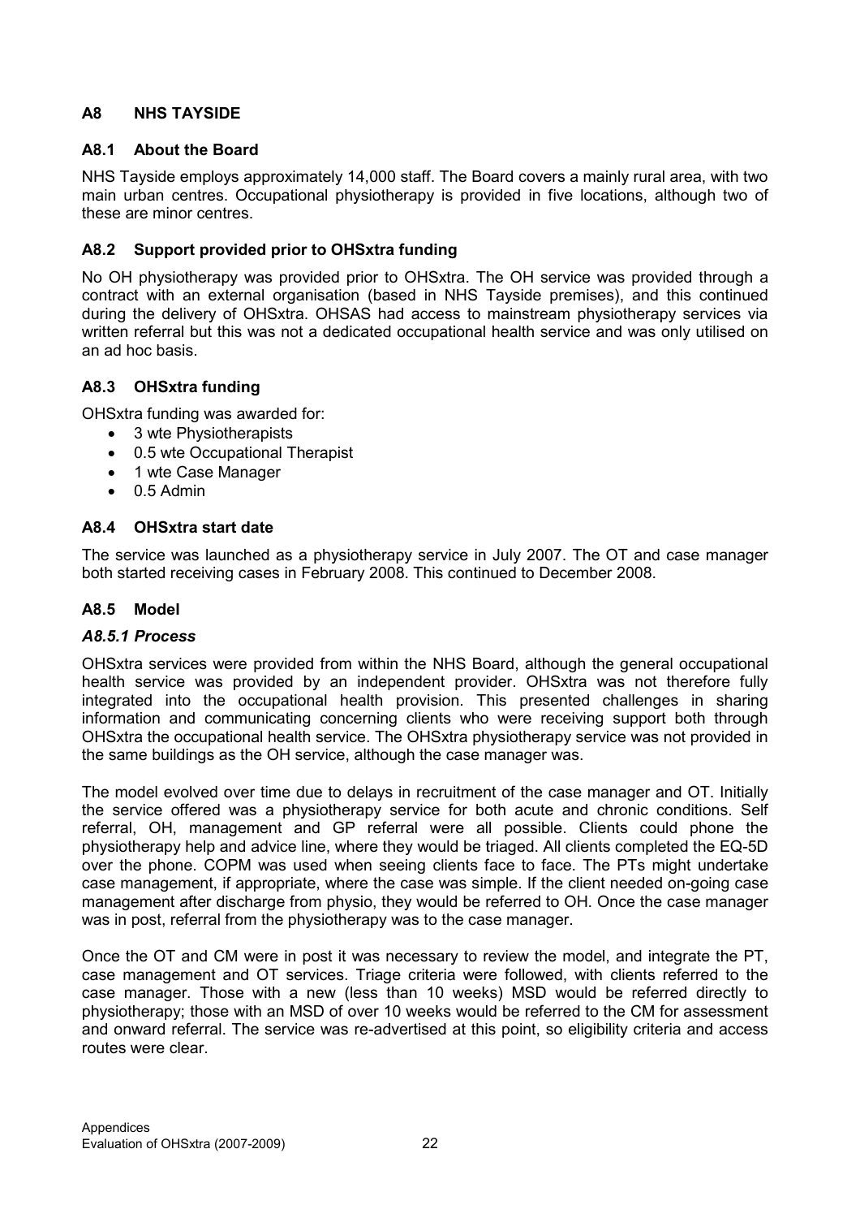## A8 NHS TAYSIDE

### A8.1 About the Board

NHS Tayside employs approximately 14,000 staff. The Board covers a mainly rural area, with two main urban centres. Occupational physiotherapy is provided in five locations, although two of these are minor centres.

### A8.2 Support provided prior to OHSxtra funding

No OH physiotherapy was provided prior to OHSxtra. The OH service was provided through a contract with an external organisation (based in NHS Tayside premises), and this continued during the delivery of OHSxtra. OHSAS had access to mainstream physiotherapy services via written referral but this was not a dedicated occupational health service and was only utilised on an ad hoc basis.

### A8.3 OHSxtra funding

OHSxtra funding was awarded for:

- 3 wte Physiotherapists
- 0.5 wte Occupational Therapist
- 1 wte Case Manager
- 0.5 Admin

### A8.4 OHSxtra start date

The service was launched as a physiotherapy service in July 2007. The OT and case manager both started receiving cases in February 2008. This continued to December 2008.

### A8.5 Model

#### *A8.5.1 Process*

OHSxtra services were provided from within the NHS Board, although the general occupational health service was provided by an independent provider. OHSxtra was not therefore fully integrated into the occupational health provision. This presented challenges in sharing information and communicating concerning clients who were receiving support both through OHSxtra the occupational health service. The OHSxtra physiotherapy service was not provided in the same buildings as the OH service, although the case manager was.

The model evolved over time due to delays in recruitment of the case manager and OT. Initially the service offered was a physiotherapy service for both acute and chronic conditions. Self referral, OH, management and GP referral were all possible. Clients could phone the physiotherapy help and advice line, where they would be triaged. All clients completed the EQ-5D over the phone. COPM was used when seeing clients face to face. The PTs might undertake case management, if appropriate, where the case was simple. If the client needed on-going case management after discharge from physio, they would be referred to OH. Once the case manager was in post, referral from the physiotherapy was to the case manager.

Once the OT and CM were in post it was necessary to review the model, and integrate the PT, case management and OT services. Triage criteria were followed, with clients referred to the case manager. Those with a new (less than 10 weeks) MSD would be referred directly to physiotherapy; those with an MSD of over 10 weeks would be referred to the CM for assessment and onward referral. The service was re-advertised at this point, so eligibility criteria and access routes were clear.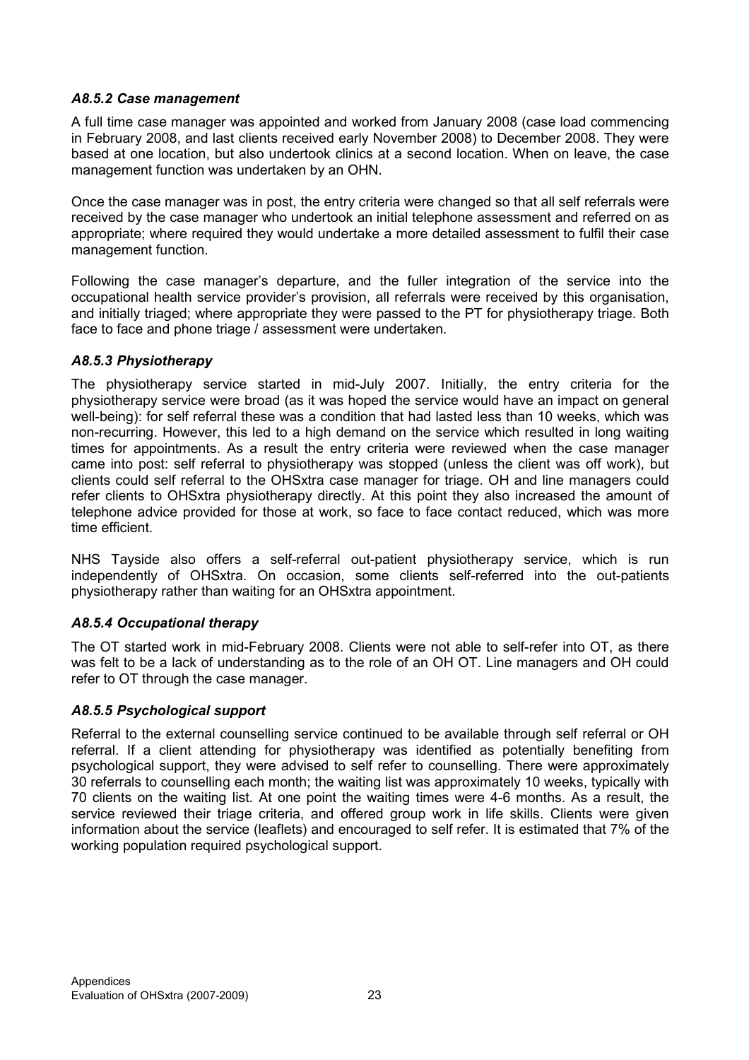#### *A8.5.2 Case management*

A full time case manager was appointed and worked from January 2008 (case load commencing in February 2008, and last clients received early November 2008) to December 2008. They were based at one location, but also undertook clinics at a second location. When on leave, the case management function was undertaken by an OHN.

Once the case manager was in post, the entry criteria were changed so that all self referrals were received by the case manager who undertook an initial telephone assessment and referred on as appropriate; where required they would undertake a more detailed assessment to fulfil their case management function.

Following the case manager's departure, and the fuller integration of the service into the occupational health service provider's provision, all referrals were received by this organisation, and initially triaged; where appropriate they were passed to the PT for physiotherapy triage. Both face to face and phone triage / assessment were undertaken.

#### *A8.5.3 Physiotherapy*

The physiotherapy service started in mid-July 2007. Initially, the entry criteria for the physiotherapy service were broad (as it was hoped the service would have an impact on general well-being): for self referral these was a condition that had lasted less than 10 weeks, which was non-recurring. However, this led to a high demand on the service which resulted in long waiting times for appointments. As a result the entry criteria were reviewed when the case manager came into post: self referral to physiotherapy was stopped (unless the client was off work), but clients could self referral to the OHSxtra case manager for triage. OH and line managers could refer clients to OHSxtra physiotherapy directly. At this point they also increased the amount of telephone advice provided for those at work, so face to face contact reduced, which was more time efficient.

NHS Tayside also offers a self-referral out-patient physiotherapy service, which is run independently of OHSxtra. On occasion, some clients self-referred into the out-patients physiotherapy rather than waiting for an OHSxtra appointment.

#### *A8.5.4 Occupational therapy*

The OT started work in mid-February 2008. Clients were not able to self-refer into OT, as there was felt to be a lack of understanding as to the role of an OH OT. Line managers and OH could refer to OT through the case manager.

#### *A8.5.5 Psychological support*

Referral to the external counselling service continued to be available through self referral or OH referral. If a client attending for physiotherapy was identified as potentially benefiting from psychological support, they were advised to self refer to counselling. There were approximately 30 referrals to counselling each month; the waiting list was approximately 10 weeks, typically with 70 clients on the waiting list. At one point the waiting times were 4-6 months. As a result, the service reviewed their triage criteria, and offered group work in life skills. Clients were given information about the service (leaflets) and encouraged to self refer. It is estimated that 7% of the working population required psychological support.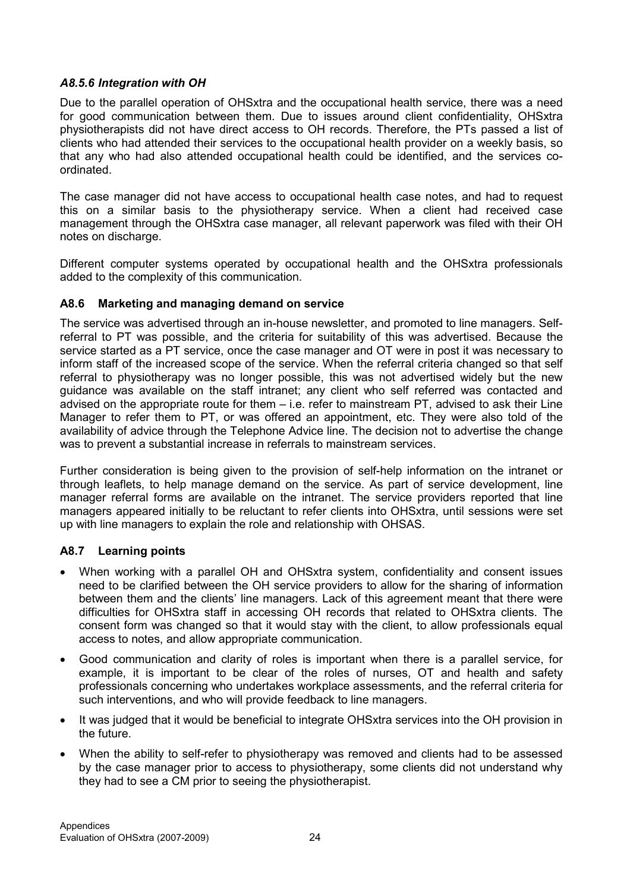#### *A8.5.6 Integration with OH*

Due to the parallel operation of OHSxtra and the occupational health service, there was a need for good communication between them. Due to issues around client confidentiality, OHSxtra physiotherapists did not have direct access to OH records. Therefore, the PTs passed a list of clients who had attended their services to the occupational health provider on a weekly basis, so that any who had also attended occupational health could be identified, and the services co-ordinated.

The case manager did not have access to occupational health case notes, and had to request this on a similar basis to the physiotherapy service. When a client had received case management through the OHSxtra case manager, all relevant paperwork was filed with their OH notes on discharge.

Different computer systems operated by occupational health and the OHSxtra professionals added to the complexity of this communication.

### A8.6 Marketing and managing demand on service

The service was advertised through an in-house newsletter, and promoted to line managers. Self-referral to PT was possible, and the criteria for suitability of this was advertised. Because the service started as a PT service, once the case manager and OT were in post it was necessary to inform staff of the increased scope of the service. When the referral criteria changed so that self referral to physiotherapy was no longer possible, this was not advertised widely but the new guidance was available on the staff intranet; any client who self referred was contacted and advised on the appropriate route for them – i.e. refer to mainstream PT, advised to ask their Line Manager to refer them to PT, or was offered an appointment, etc. They were also told of the availability of advice through the Telephone Advice line. The decision not to advertise the change was to prevent a substantial increase in referrals to mainstream services.

Further consideration is being given to the provision of self-help information on the intranet or through leaflets, to help manage demand on the service. As part of service development, line manager referral forms are available on the intranet. The service providers reported that line managers appeared initially to be reluctant to refer clients into OHSxtra, until sessions were set up with line managers to explain the role and relationship with OHSAS.

### A8.7 Learning points

- When working with a parallel OH and OHSxtra system, confidentiality and consent issues need to be clarified between the OH service providers to allow for the sharing of information between them and the clients' line managers. Lack of this agreement meant that there were difficulties for OHSxtra staff in accessing OH records that related to OHSxtra clients. The consent form was changed so that it would stay with the client, to allow professionals equal access to notes, and allow appropriate communication.
- Good communication and clarity of roles is important when there is a parallel service, for example, it is important to be clear of the roles of nurses, OT and health and safety professionals concerning who undertakes workplace assessments, and the referral criteria for such interventions, and who will provide feedback to line managers.
- It was judged that it would be beneficial to integrate OHSxtra services into the OH provision in the future.
- When the ability to self-refer to physiotherapy was removed and clients had to be assessed by the case manager prior to access to physiotherapy, some clients did not understand why they had to see a CM prior to seeing the physiotherapist.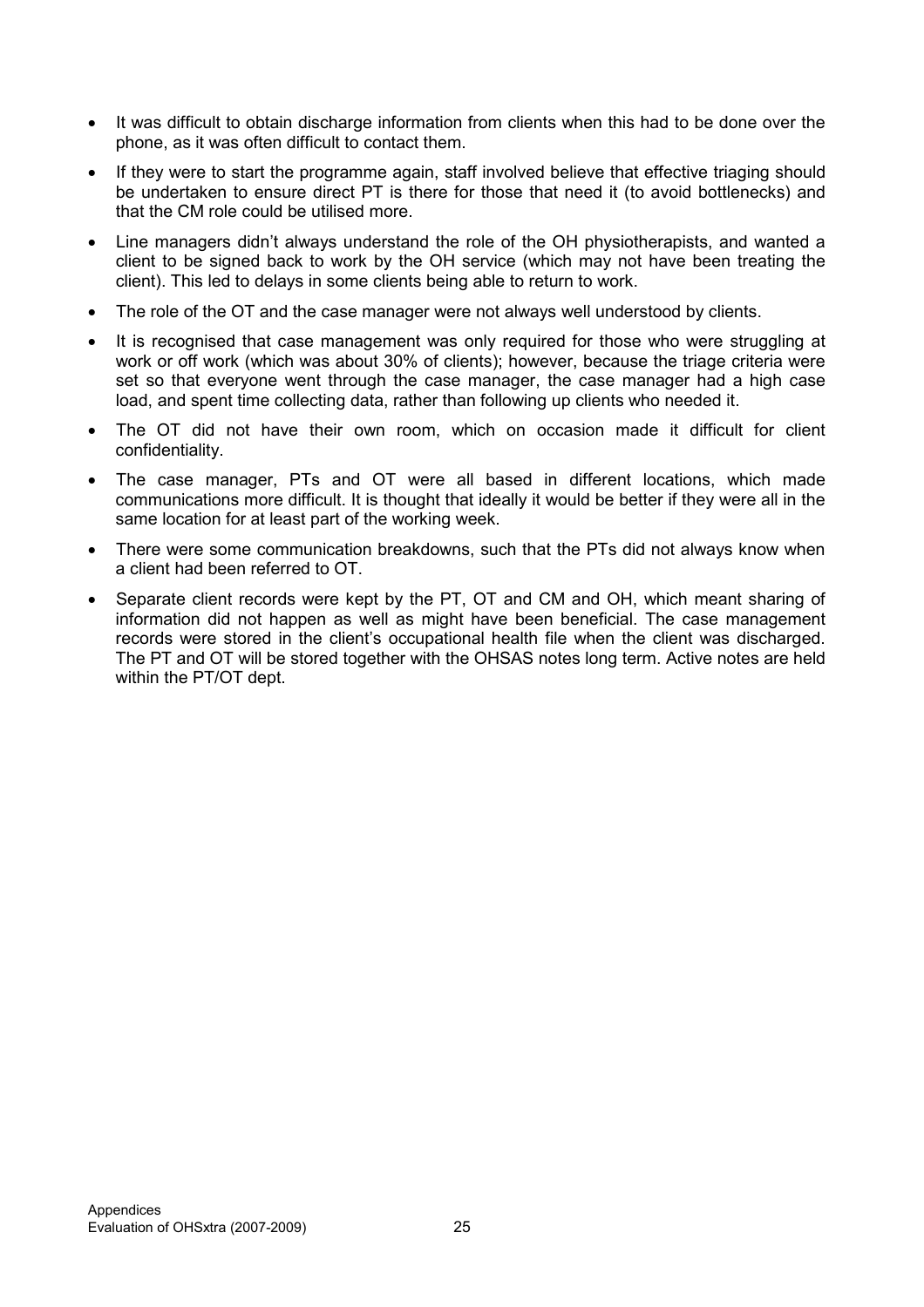- It was difficult to obtain discharge information from clients when this had to be done over the phone, as it was often difficult to contact them.
- If they were to start the programme again, staff involved believe that effective triaging should be undertaken to ensure direct PT is there for those that need it (to avoid bottlenecks) and that the CM role could be utilised more.
- Line managers didn't always understand the role of the OH physiotherapists, and wanted a client to be signed back to work by the OH service (which may not have been treating the client). This led to delays in some clients being able to return to work.
- The role of the OT and the case manager were not always well understood by clients.
- It is recognised that case management was only required for those who were struggling at work or off work (which was about 30% of clients); however, because the triage criteria were set so that everyone went through the case manager, the case manager had a high case load, and spent time collecting data, rather than following up clients who needed it.
- The OT did not have their own room, which on occasion made it difficult for client confidentiality.
- The case manager, PTs and OT were all based in different locations, which made communications more difficult. It is thought that ideally it would be better if they were all in the same location for at least part of the working week.
- There were some communication breakdowns, such that the PTs did not always know when a client had been referred to OT.
- Separate client records were kept by the PT, OT and CM and OH, which meant sharing of information did not happen as well as might have been beneficial. The case management records were stored in the client's occupational health file when the client was discharged. The PT and OT will be stored together with the OHSAS notes long term. Active notes are held within the PT/OT dept.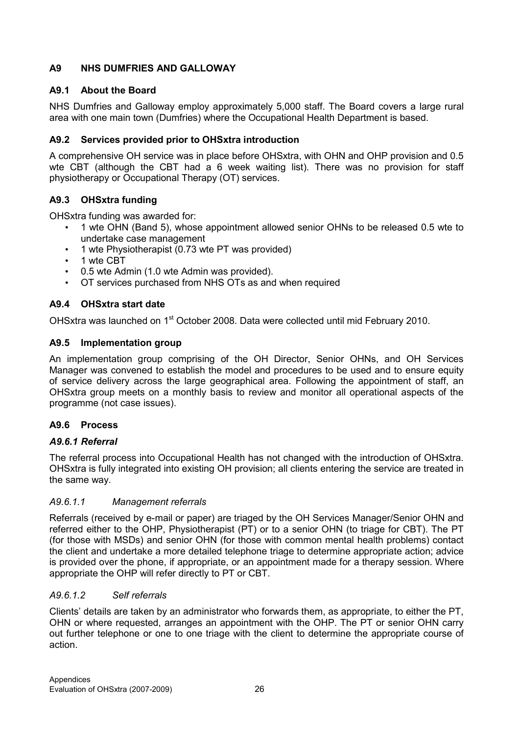## A9 NHS DUMFRIES AND GALLOWAY

### A9.1 About the Board

NHS Dumfries and Galloway employ approximately 5,000 staff. The Board covers a large rural area with one main town (Dumfries) where the Occupational Health Department is based.

### A9.2 Services provided prior to OHSxtra introduction

A comprehensive OH service was in place before OHSxtra, with OHN and OHP provision and 0.5 wte CBT (although the CBT had a 6 week waiting list). There was no provision for staff physiotherapy or Occupational Therapy (OT) services.

### A9.3 OHSxtra funding

OHSxtra funding was awarded for:

- 1 wte OHN (Band 5), whose appointment allowed senior OHNs to be released 0.5 wte to undertake case management
- 1 wte Physiotherapist (0.73 wte PT was provided)
- 1 wte CBT
- 0.5 wte Admin (1.0 wte Admin was provided).
- OT services purchased from NHS OTs as and when required

### A9.4 OHSxtra start date

OHSxtra was launched on 1st October 2008. Data were collected until mid February 2010.

### A9.5 Implementation group

An implementation group comprising of the OH Director, Senior OHNs, and OH Services Manager was convened to establish the model and procedures to be used and to ensure equity of service delivery across the large geographical area. Following the appointment of staff, an OHSxtra group meets on a monthly basis to review and monitor all operational aspects of the programme (not case issues).

### A9.6 Process

#### *A9.6.1 Referral*

The referral process into Occupational Health has not changed with the introduction of OHSxtra. OHSxtra is fully integrated into existing OH provision; all clients entering the service are treated in the same way.

##### *A9.6.1.1 Management referrals*

Referrals (received by e-mail or paper) are triaged by the OH Services Manager/Senior OHN and referred either to the OHP, Physiotherapist (PT) or to a senior OHN (to triage for CBT). The PT (for those with MSDs) and senior OHN (for those with common mental health problems) contact the client and undertake a more detailed telephone triage to determine appropriate action; advice is provided over the phone, if appropriate, or an appointment made for a therapy session. Where appropriate the OHP will refer directly to PT or CBT.

##### *A9.6.1.2 Self referrals*

Clients' details are taken by an administrator who forwards them, as appropriate, to either the PT, OHN or where requested, arranges an appointment with the OHP. The PT or senior OHN carry out further telephone or one to one triage with the client to determine the appropriate course of action.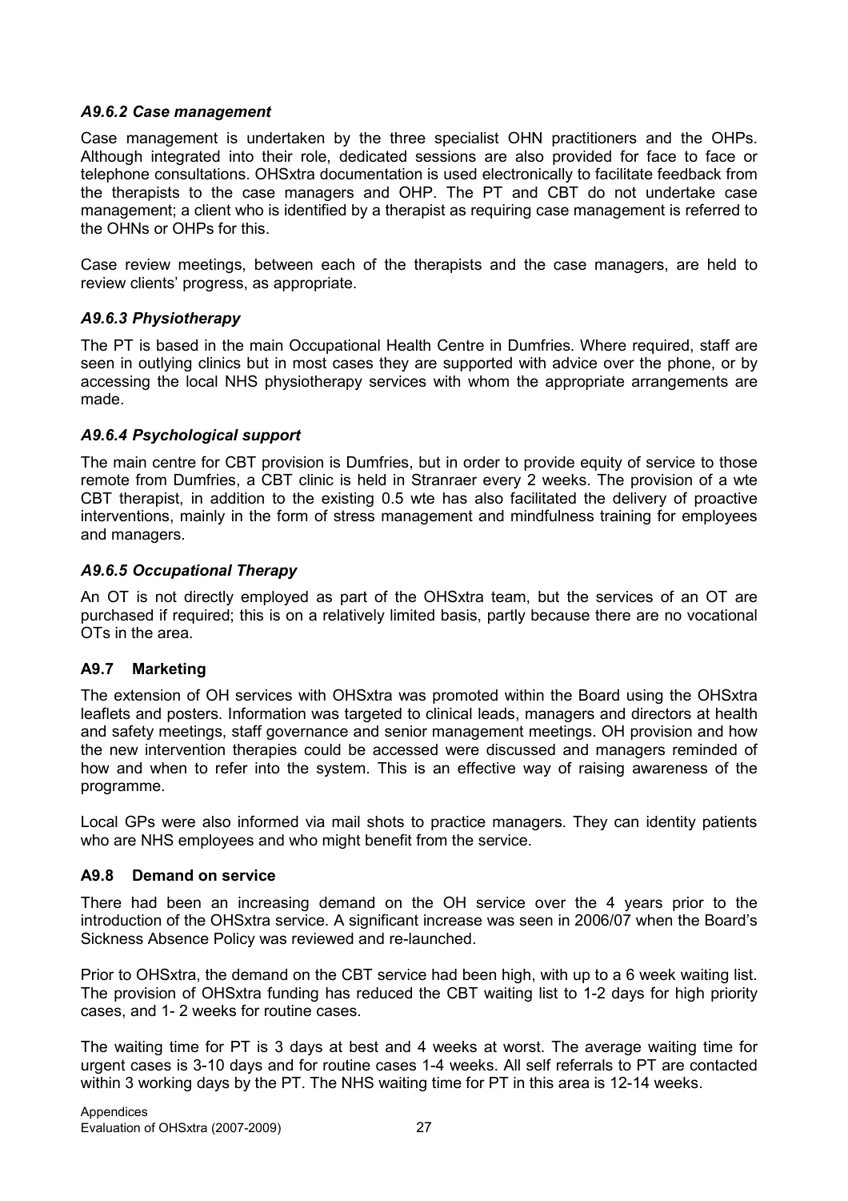#### *A9.6.2 Case management*

Case management is undertaken by the three specialist OHN practitioners and the OHPs. Although integrated into their role, dedicated sessions are also provided for face to face or telephone consultations. OHSxtra documentation is used electronically to facilitate feedback from the therapists to the case managers and OHP. The PT and CBT do not undertake case management; a client who is identified by a therapist as requiring case management is referred to the OHNs or OHPs for this.

Case review meetings, between each of the therapists and the case managers, are held to review clients' progress, as appropriate.

#### *A9.6.3 Physiotherapy*

The PT is based in the main Occupational Health Centre in Dumfries. Where required, staff are seen in outlying clinics but in most cases they are supported with advice over the phone, or by accessing the local NHS physiotherapy services with whom the appropriate arrangements are made.

#### *A9.6.4 Psychological support*

The main centre for CBT provision is Dumfries, but in order to provide equity of service to those remote from Dumfries, a CBT clinic is held in Stranraer every 2 weeks. The provision of a wte CBT therapist, in addition to the existing 0.5 wte has also facilitated the delivery of proactive interventions, mainly in the form of stress management and mindfulness training for employees and managers.

#### *A9.6.5 Occupational Therapy*

An OT is not directly employed as part of the OHSxtra team, but the services of an OT are purchased if required; this is on a relatively limited basis, partly because there are no vocational OTs in the area.

### A9.7 Marketing

The extension of OH services with OHSxtra was promoted within the Board using the OHSxtra leaflets and posters. Information was targeted to clinical leads, managers and directors at health and safety meetings, staff governance and senior management meetings. OH provision and how the new intervention therapies could be accessed were discussed and managers reminded of how and when to refer into the system. This is an effective way of raising awareness of the programme.

Local GPs were also informed via mail shots to practice managers. They can identity patients who are NHS employees and who might benefit from the service.

### A9.8 Demand on service

There had been an increasing demand on the OH service over the 4 years prior to the introduction of the OHSxtra service. A significant increase was seen in 2006/07 when the Board's Sickness Absence Policy was reviewed and re-launched.

Prior to OHSxtra, the demand on the CBT service had been high, with up to a 6 week waiting list. The provision of OHSxtra funding has reduced the CBT waiting list to 1-2 days for high priority cases, and 1- 2 weeks for routine cases.

The waiting time for PT is 3 days at best and 4 weeks at worst. The average waiting time for urgent cases is 3-10 days and for routine cases 1-4 weeks. All self referrals to PT are contacted within 3 working days by the PT. The NHS waiting time for PT in this area is 12-14 weeks.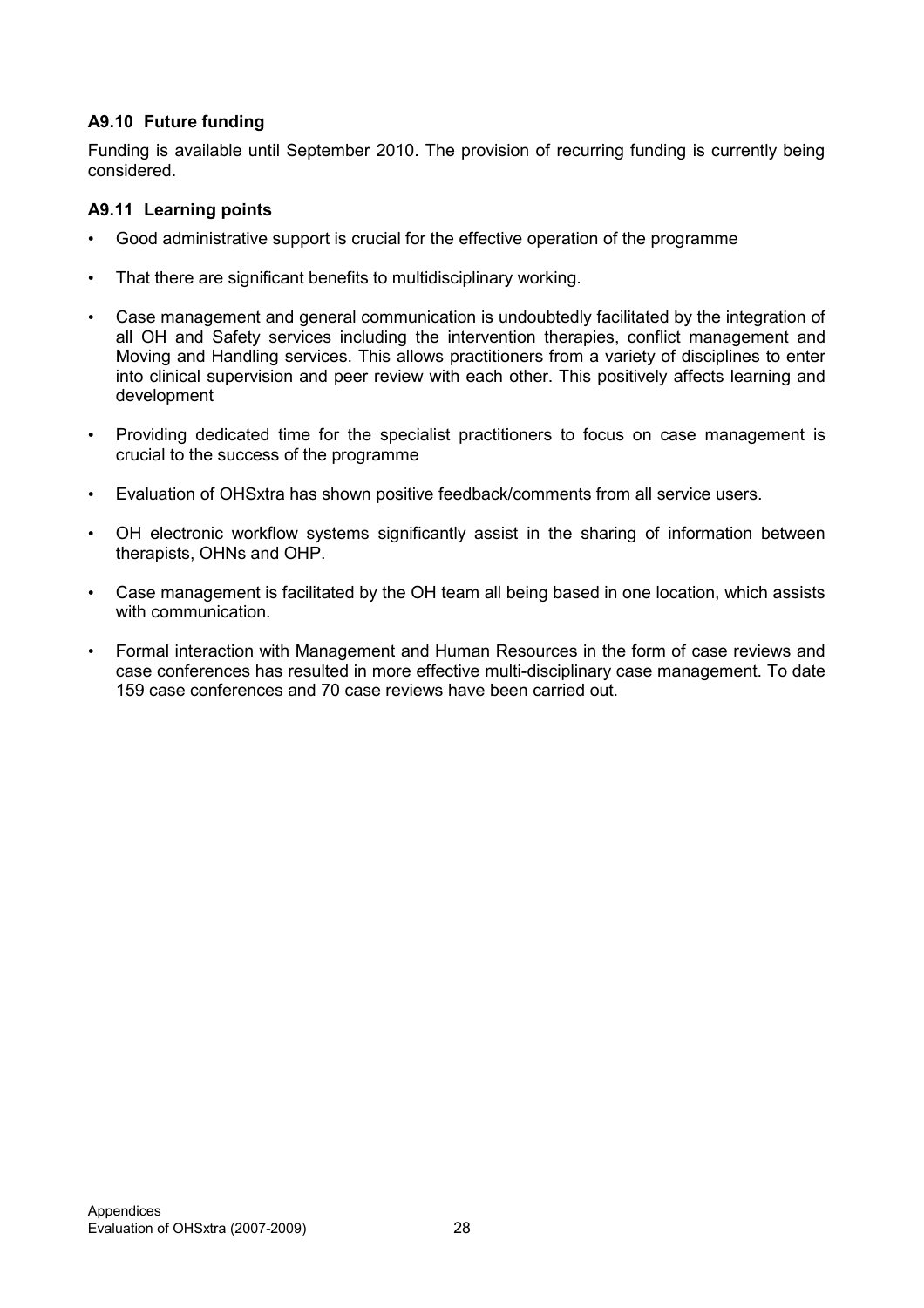### A9.10 Future funding

Funding is available until September 2010. The provision of recurring funding is currently being considered.

### A9.11 Learning points

- Good administrative support is crucial for the effective operation of the programme
- That there are significant benefits to multidisciplinary working.
- Case management and general communication is undoubtedly facilitated by the integration of all OH and Safety services including the intervention therapies, conflict management and Moving and Handling services. This allows practitioners from a variety of disciplines to enter into clinical supervision and peer review with each other. This positively affects learning and development
- Providing dedicated time for the specialist practitioners to focus on case management is crucial to the success of the programme
- Evaluation of OHSxtra has shown positive feedback/comments from all service users.
- OH electronic workflow systems significantly assist in the sharing of information between therapists, OHNs and OHP.
- Case management is facilitated by the OH team all being based in one location, which assists with communication.
- Formal interaction with Management and Human Resources in the form of case reviews and case conferences has resulted in more effective multi-disciplinary case management. To date 159 case conferences and 70 case reviews have been carried out.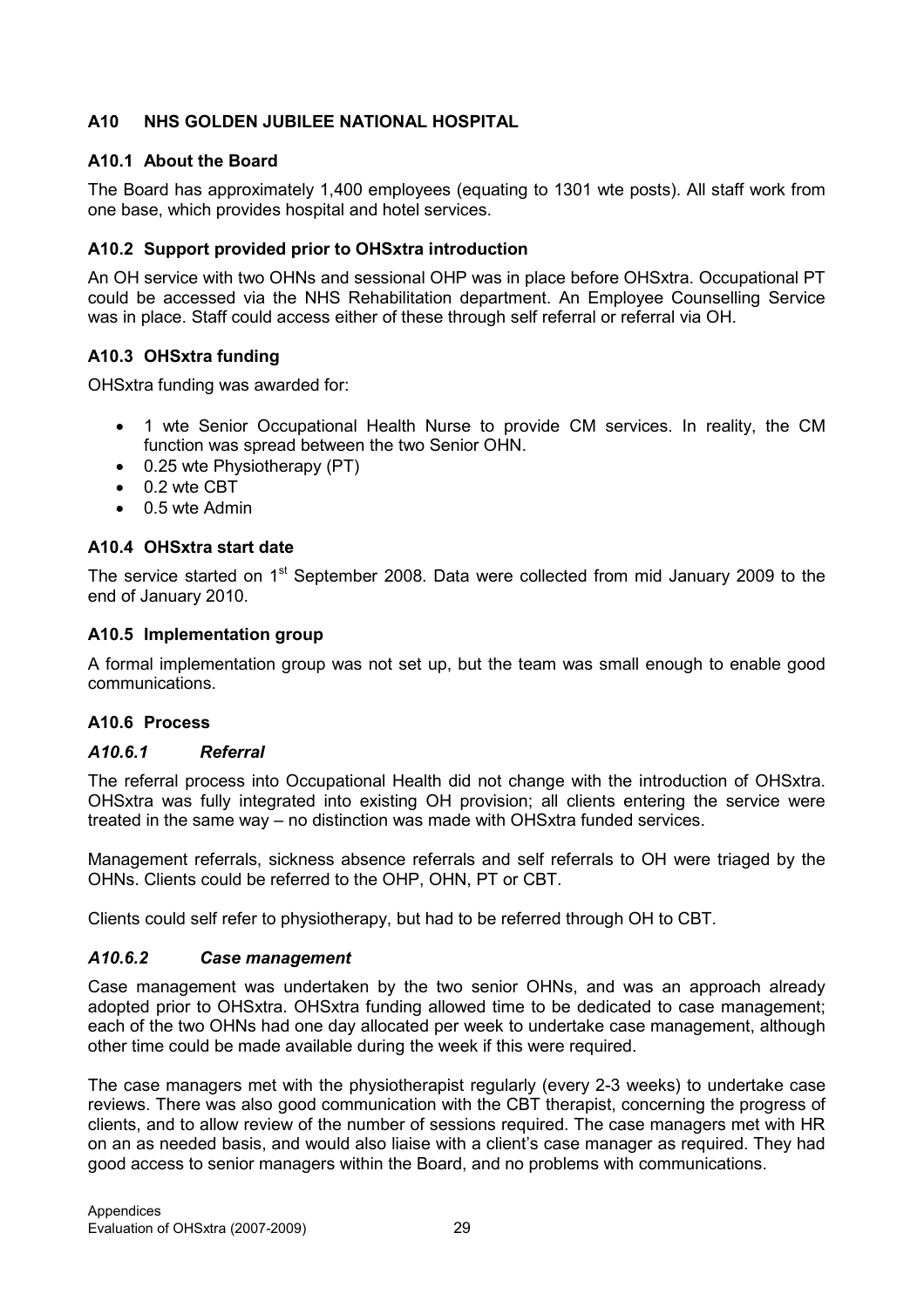## A10 NHS GOLDEN JUBILEE NATIONAL HOSPITAL

### A10.1 About the Board

The Board has approximately 1,400 employees (equating to 1301 wte posts). All staff work from one base, which provides hospital and hotel services.

### A10.2 Support provided prior to OHSxtra introduction

An OH service with two OHNs and sessional OHP was in place before OHSxtra. Occupational PT could be accessed via the NHS Rehabilitation department. An Employee Counselling Service was in place. Staff could access either of these through self referral or referral via OH.

### A10.3 OHSxtra funding

OHSxtra funding was awarded for:

- 1 wte Senior Occupational Health Nurse to provide CM services. In reality, the CM function was spread between the two Senior OHN.
- 0.25 wte Physiotherapy (PT)
- 0.2 wte CBT
- 0.5 wte Admin

### A10.4 OHSxtra start date

The service started on 1st September 2008. Data were collected from mid January 2009 to the end of January 2010.

### A10.5 Implementation group

A formal implementation group was not set up, but the team was small enough to enable good communications.

### A10.6 Process

#### *A10.6.1 Referral*

The referral process into Occupational Health did not change with the introduction of OHSxtra. OHSxtra was fully integrated into existing OH provision; all clients entering the service were treated in the same way – no distinction was made with OHSxtra funded services.

Management referrals, sickness absence referrals and self referrals to OH were triaged by the OHNs. Clients could be referred to the OHP, OHN, PT or CBT.

Clients could self refer to physiotherapy, but had to be referred through OH to CBT.

#### *A10.6.2 Case management*

Case management was undertaken by the two senior OHNs, and was an approach already adopted prior to OHSxtra. OHSxtra funding allowed time to be dedicated to case management; each of the two OHNs had one day allocated per week to undertake case management, although other time could be made available during the week if this were required.

The case managers met with the physiotherapist regularly (every 2-3 weeks) to undertake case reviews. There was also good communication with the CBT therapist, concerning the progress of clients, and to allow review of the number of sessions required. The case managers met with HR on an as needed basis, and would also liaise with a client's case manager as required. They had good access to senior managers within the Board, and no problems with communications.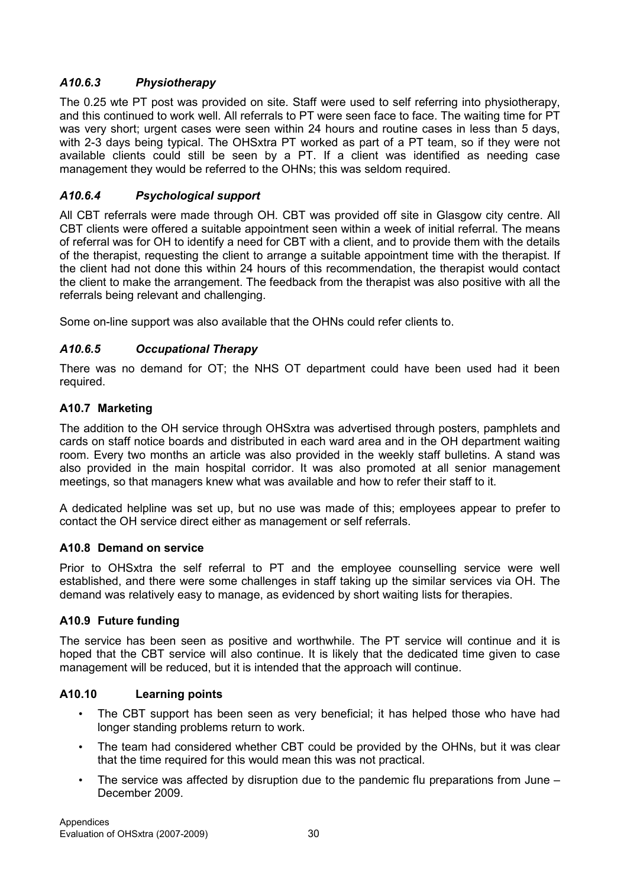#### *A10.6.3 Physiotherapy*

The 0.25 wte PT post was provided on site. Staff were used to self referring into physiotherapy, and this continued to work well. All referrals to PT were seen face to face. The waiting time for PT was very short; urgent cases were seen within 24 hours and routine cases in less than 5 days, with 2-3 days being typical. The OHSxtra PT worked as part of a PT team, so if they were not available clients could still be seen by a PT. If a client was identified as needing case management they would be referred to the OHNs; this was seldom required.

#### *A10.6.4 Psychological support*

All CBT referrals were made through OH. CBT was provided off site in Glasgow city centre. All CBT clients were offered a suitable appointment seen within a week of initial referral. The means of referral was for OH to identify a need for CBT with a client, and to provide them with the details of the therapist, requesting the client to arrange a suitable appointment time with the therapist. If the client had not done this within 24 hours of this recommendation, the therapist would contact the client to make the arrangement. The feedback from the therapist was also positive with all the referrals being relevant and challenging.

Some on-line support was also available that the OHNs could refer clients to.

#### *A10.6.5 Occupational Therapy*

There was no demand for OT; the NHS OT department could have been used had it been required.

### A10.7 Marketing

The addition to the OH service through OHSxtra was advertised through posters, pamphlets and cards on staff notice boards and distributed in each ward area and in the OH department waiting room. Every two months an article was also provided in the weekly staff bulletins. A stand was also provided in the main hospital corridor. It was also promoted at all senior management meetings, so that managers knew what was available and how to refer their staff to it.

A dedicated helpline was set up, but no use was made of this; employees appear to prefer to contact the OH service direct either as management or self referrals.

### A10.8 Demand on service

Prior to OHSxtra the self referral to PT and the employee counselling service were well established, and there were some challenges in staff taking up the similar services via OH. The demand was relatively easy to manage, as evidenced by short waiting lists for therapies.

### A10.9 Future funding

The service has been seen as positive and worthwhile. The PT service will continue and it is hoped that the CBT service will also continue. It is likely that the dedicated time given to case management will be reduced, but it is intended that the approach will continue.

### A10.10 Learning points

- The CBT support has been seen as very beneficial; it has helped those who have had longer standing problems return to work.
- The team had considered whether CBT could be provided by the OHNs, but it was clear that the time required for this would mean this was not practical.
- The service was affected by disruption due to the pandemic flu preparations from June – December 2009.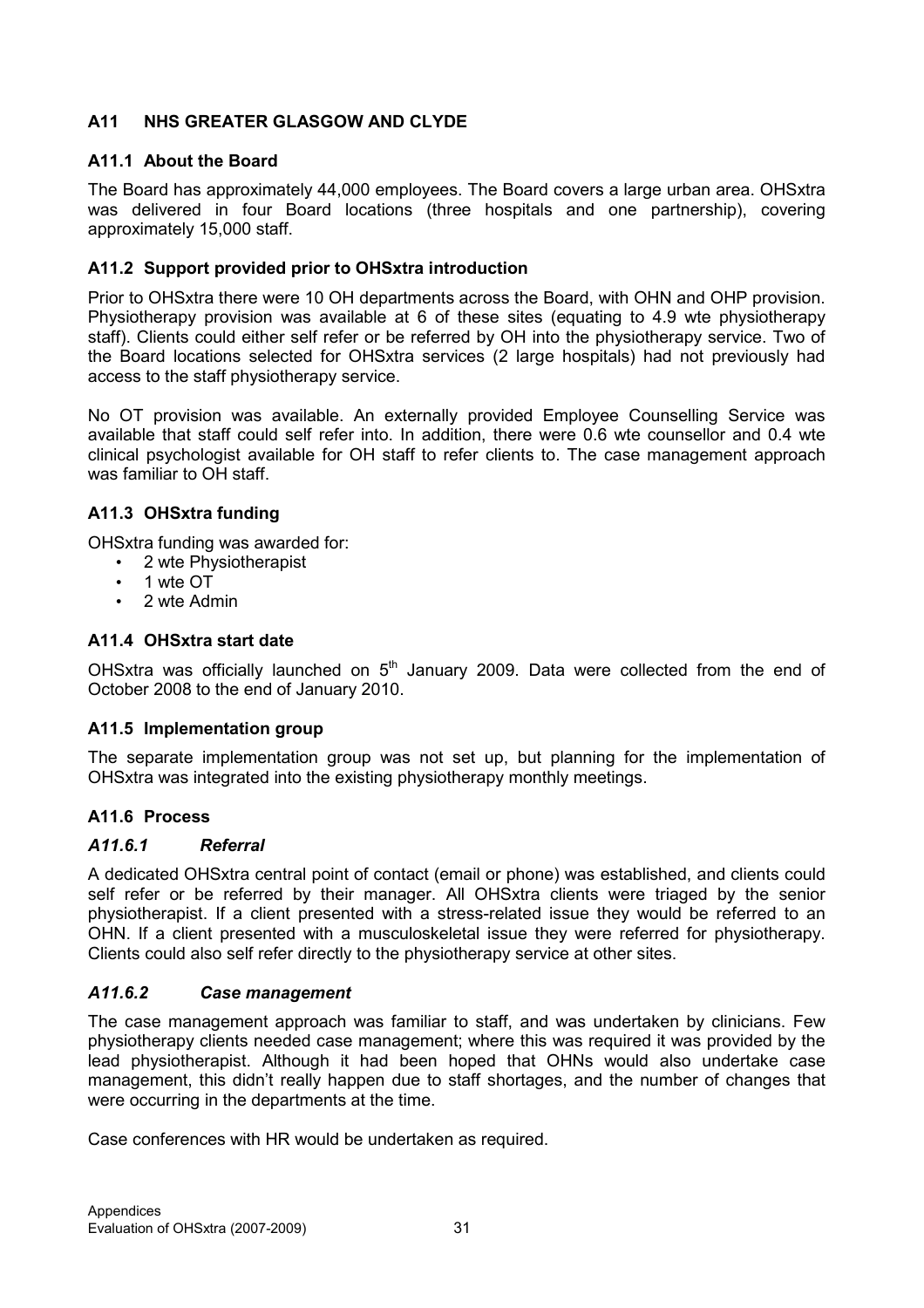## A11 NHS GREATER GLASGOW AND CLYDE

### A11.1 About the Board

The Board has approximately 44,000 employees. The Board covers a large urban area. OHSxtra was delivered in four Board locations (three hospitals and one partnership), covering approximately 15,000 staff.

### A11.2 Support provided prior to OHSxtra introduction

Prior to OHSxtra there were 10 OH departments across the Board, with OHN and OHP provision. Physiotherapy provision was available at 6 of these sites (equating to 4.9 wte physiotherapy staff). Clients could either self refer or be referred by OH into the physiotherapy service. Two of the Board locations selected for OHSxtra services (2 large hospitals) had not previously had access to the staff physiotherapy service.

No OT provision was available. An externally provided Employee Counselling Service was available that staff could self refer into. In addition, there were 0.6 wte counsellor and 0.4 wte clinical psychologist available for OH staff to refer clients to. The case management approach was familiar to OH staff.

### A11.3 OHSxtra funding

OHSxtra funding was awarded for:

- 2 wte Physiotherapist
- 1 wte OT
- 2 wte Admin

### A11.4 OHSxtra start date

OHSxtra was officially launched on 5th January 2009. Data were collected from the end of October 2008 to the end of January 2010.

### A11.5 Implementation group

The separate implementation group was not set up, but planning for the implementation of OHSxtra was integrated into the existing physiotherapy monthly meetings.

### A11.6 Process

#### *A11.6.1 Referral*

A dedicated OHSxtra central point of contact (email or phone) was established, and clients could self refer or be referred by their manager. All OHSxtra clients were triaged by the senior physiotherapist. If a client presented with a stress-related issue they would be referred to an OHN. If a client presented with a musculoskeletal issue they were referred for physiotherapy. Clients could also self refer directly to the physiotherapy service at other sites.

#### *A11.6.2 Case management*

The case management approach was familiar to staff, and was undertaken by clinicians. Few physiotherapy clients needed case management; where this was required it was provided by the lead physiotherapist. Although it had been hoped that OHNs would also undertake case management, this didn't really happen due to staff shortages, and the number of changes that were occurring in the departments at the time.

Case conferences with HR would be undertaken as required.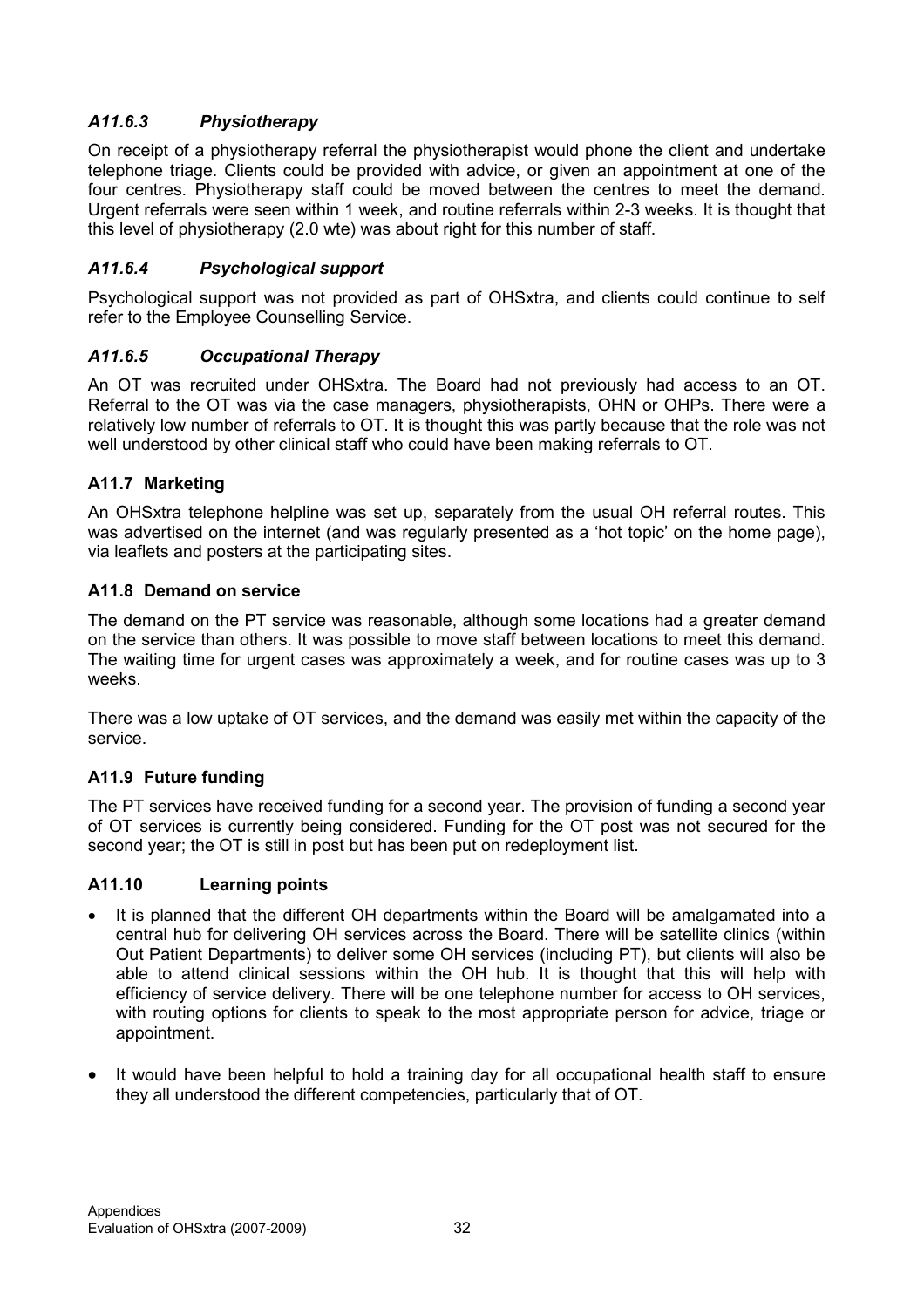### *A11.6.3 Physiotherapy*

On receipt of a physiotherapy referral the physiotherapist would phone the client and undertake telephone triage. Clients could be provided with advice, or given an appointment at one of the four centres. Physiotherapy staff could be moved between the centres to meet the demand. Urgent referrals were seen within 1 week, and routine referrals within 2-3 weeks. It is thought that this level of physiotherapy (2.0 wte) was about right for this number of staff.

### *A11.6.4 Psychological support*

Psychological support was not provided as part of OHSxtra, and clients could continue to self refer to the Employee Counselling Service.

### *A11.6.5 Occupational Therapy*

An OT was recruited under OHSxtra. The Board had not previously had access to an OT. Referral to the OT was via the case managers, physiotherapists, OHN or OHPs. There were a relatively low number of referrals to OT. It is thought this was partly because that the role was not well understood by other clinical staff who could have been making referrals to OT.

## A11.7 Marketing

An OHSxtra telephone helpline was set up, separately from the usual OH referral routes. This was advertised on the internet (and was regularly presented as a 'hot topic' on the home page), via leaflets and posters at the participating sites.

## A11.8 Demand on service

The demand on the PT service was reasonable, although some locations had a greater demand on the service than others. It was possible to move staff between locations to meet this demand. The waiting time for urgent cases was approximately a week, and for routine cases was up to 3 weeks.

There was a low uptake of OT services, and the demand was easily met within the capacity of the service.

## A11.9 Future funding

The PT services have received funding for a second year. The provision of funding a second year of OT services is currently being considered. Funding for the OT post was not secured for the second year; the OT is still in post but has been put on redeployment list.

## A11.10 Learning points

- It is planned that the different OH departments within the Board will be amalgamated into a central hub for delivering OH services across the Board. There will be satellite clinics (within Out Patient Departments) to deliver some OH services (including PT), but clients will also be able to attend clinical sessions within the OH hub. It is thought that this will help with efficiency of service delivery. There will be one telephone number for access to OH services, with routing options for clients to speak to the most appropriate person for advice, triage or appointment.
- It would have been helpful to hold a training day for all occupational health staff to ensure they all understood the different competencies, particularly that of OT.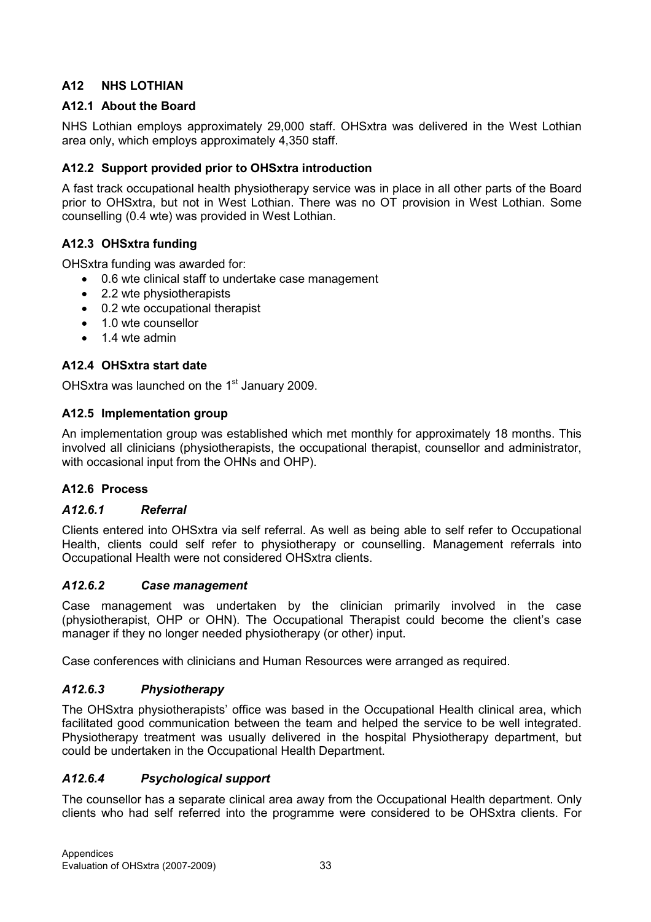## A12 NHS LOTHIAN

### A12.1 About the Board

NHS Lothian employs approximately 29,000 staff. OHSxtra was delivered in the West Lothian area only, which employs approximately 4,350 staff.

### A12.2 Support provided prior to OHSxtra introduction

A fast track occupational health physiotherapy service was in place in all other parts of the Board prior to OHSxtra, but not in West Lothian. There was no OT provision in West Lothian. Some counselling (0.4 wte) was provided in West Lothian.

### A12.3 OHSxtra funding

OHSxtra funding was awarded for:

- 0.6 wte clinical staff to undertake case management
- 2.2 wte physiotherapists
- 0.2 wte occupational therapist
- 1.0 wte counsellor
- 1.4 wte admin

### A12.4 OHSxtra start date

OHSxtra was launched on the 1st January 2009.

### A12.5 Implementation group

An implementation group was established which met monthly for approximately 18 months. This involved all clinicians (physiotherapists, the occupational therapist, counsellor and administrator, with occasional input from the OHNs and OHP).

### A12.6 Process

#### *A12.6.1 Referral*

Clients entered into OHSxtra via self referral. As well as being able to self refer to Occupational Health, clients could self refer to physiotherapy or counselling. Management referrals into Occupational Health were not considered OHSxtra clients.

#### *A12.6.2 Case management*

Case management was undertaken by the clinician primarily involved in the case (physiotherapist, OHP or OHN). The Occupational Therapist could become the client's case manager if they no longer needed physiotherapy (or other) input.

Case conferences with clinicians and Human Resources were arranged as required.

#### *A12.6.3 Physiotherapy*

The OHSxtra physiotherapists' office was based in the Occupational Health clinical area, which facilitated good communication between the team and helped the service to be well integrated. Physiotherapy treatment was usually delivered in the hospital Physiotherapy department, but could be undertaken in the Occupational Health Department.

#### *A12.6.4 Psychological support*

The counsellor has a separate clinical area away from the Occupational Health department. Only clients who had self referred into the programme were considered to be OHSxtra clients. For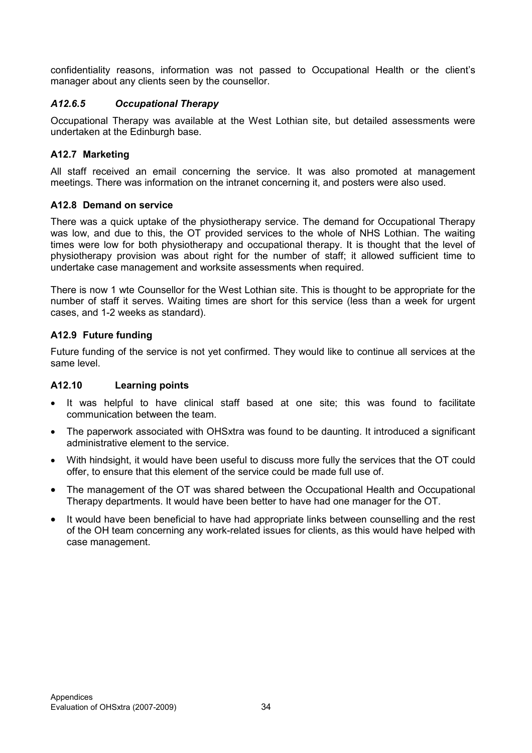confidentiality reasons, information was not passed to Occupational Health or the client's manager about any clients seen by the counsellor.

#### *A12.6.5 Occupational Therapy*

Occupational Therapy was available at the West Lothian site, but detailed assessments were undertaken at the Edinburgh base.

### A12.7 Marketing

All staff received an email concerning the service. It was also promoted at management meetings. There was information on the intranet concerning it, and posters were also used.

### A12.8 Demand on service

There was a quick uptake of the physiotherapy service. The demand for Occupational Therapy was low, and due to this, the OT provided services to the whole of NHS Lothian. The waiting times were low for both physiotherapy and occupational therapy. It is thought that the level of physiotherapy provision was about right for the number of staff; it allowed sufficient time to undertake case management and worksite assessments when required.

There is now 1 wte Counsellor for the West Lothian site. This is thought to be appropriate for the number of staff it serves. Waiting times are short for this service (less than a week for urgent cases, and 1-2 weeks as standard).

### A12.9 Future funding

Future funding of the service is not yet confirmed. They would like to continue all services at the same level.

### A12.10 Learning points

- It was helpful to have clinical staff based at one site; this was found to facilitate communication between the team.
- The paperwork associated with OHSxtra was found to be daunting. It introduced a significant administrative element to the service.
- With hindsight, it would have been useful to discuss more fully the services that the OT could offer, to ensure that this element of the service could be made full use of.
- The management of the OT was shared between the Occupational Health and Occupational Therapy departments. It would have been better to have had one manager for the OT.
- It would have been beneficial to have had appropriate links between counselling and the rest of the OH team concerning any work-related issues for clients, as this would have helped with case management.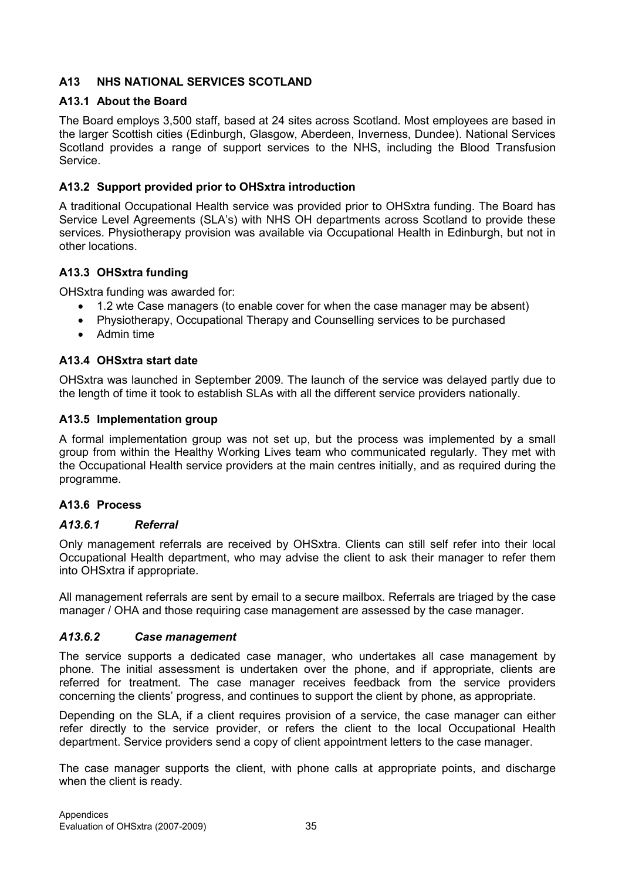## A13 NHS NATIONAL SERVICES SCOTLAND

### A13.1 About the Board

The Board employs 3,500 staff, based at 24 sites across Scotland. Most employees are based in the larger Scottish cities (Edinburgh, Glasgow, Aberdeen, Inverness, Dundee). National Services Scotland provides a range of support services to the NHS, including the Blood Transfusion Service.

### A13.2 Support provided prior to OHSxtra introduction

A traditional Occupational Health service was provided prior to OHSxtra funding. The Board has Service Level Agreements (SLA's) with NHS OH departments across Scotland to provide these services. Physiotherapy provision was available via Occupational Health in Edinburgh, but not in other locations.

### A13.3 OHSxtra funding

OHSxtra funding was awarded for:

- 1.2 wte Case managers (to enable cover for when the case manager may be absent)
- Physiotherapy, Occupational Therapy and Counselling services to be purchased
- Admin time

### A13.4 OHSxtra start date

OHSxtra was launched in September 2009. The launch of the service was delayed partly due to the length of time it took to establish SLAs with all the different service providers nationally.

### A13.5 Implementation group

A formal implementation group was not set up, but the process was implemented by a small group from within the Healthy Working Lives team who communicated regularly. They met with the Occupational Health service providers at the main centres initially, and as required during the programme.

### A13.6 Process

#### *A13.6.1 Referral*

Only management referrals are received by OHSxtra. Clients can still self refer into their local Occupational Health department, who may advise the client to ask their manager to refer them into OHSxtra if appropriate.

All management referrals are sent by email to a secure mailbox. Referrals are triaged by the case manager / OHA and those requiring case management are assessed by the case manager.

#### *A13.6.2 Case management*

The service supports a dedicated case manager, who undertakes all case management by phone. The initial assessment is undertaken over the phone, and if appropriate, clients are referred for treatment. The case manager receives feedback from the service providers concerning the clients' progress, and continues to support the client by phone, as appropriate.

Depending on the SLA, if a client requires provision of a service, the case manager can either refer directly to the service provider, or refers the client to the local Occupational Health department. Service providers send a copy of client appointment letters to the case manager.

The case manager supports the client, with phone calls at appropriate points, and discharge when the client is ready.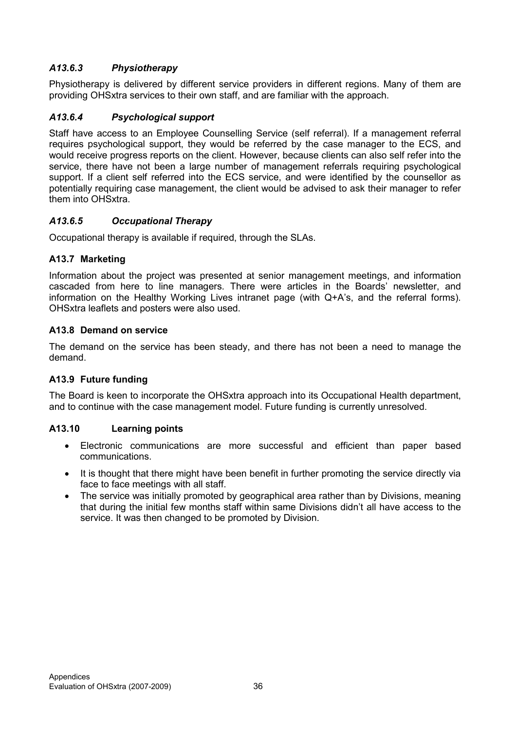### *A13.6.3 Physiotherapy*

Physiotherapy is delivered by different service providers in different regions. Many of them are providing OHSxtra services to their own staff, and are familiar with the approach.

### *A13.6.4 Psychological support*

Staff have access to an Employee Counselling Service (self referral). If a management referral requires psychological support, they would be referred by the case manager to the ECS, and would receive progress reports on the client. However, because clients can also self refer into the service, there have not been a large number of management referrals requiring psychological support. If a client self referred into the ECS service, and were identified by the counsellor as potentially requiring case management, the client would be advised to ask their manager to refer them into OHSxtra.

### *A13.6.5 Occupational Therapy*

Occupational therapy is available if required, through the SLAs.

### A13.7 Marketing

Information about the project was presented at senior management meetings, and information cascaded from here to line managers. There were articles in the Boards' newsletter, and information on the Healthy Working Lives intranet page (with Q+A's, and the referral forms). OHSxtra leaflets and posters were also used.

### A13.8 Demand on service

The demand on the service has been steady, and there has not been a need to manage the demand.

### A13.9 Future funding

The Board is keen to incorporate the OHSxtra approach into its Occupational Health department, and to continue with the case management model. Future funding is currently unresolved.

### A13.10 Learning points

- Electronic communications are more successful and efficient than paper based communications.
- It is thought that there might have been benefit in further promoting the service directly via face to face meetings with all staff.
- The service was initially promoted by geographical area rather than by Divisions, meaning that during the initial few months staff within same Divisions didn't all have access to the service. It was then changed to be promoted by Division.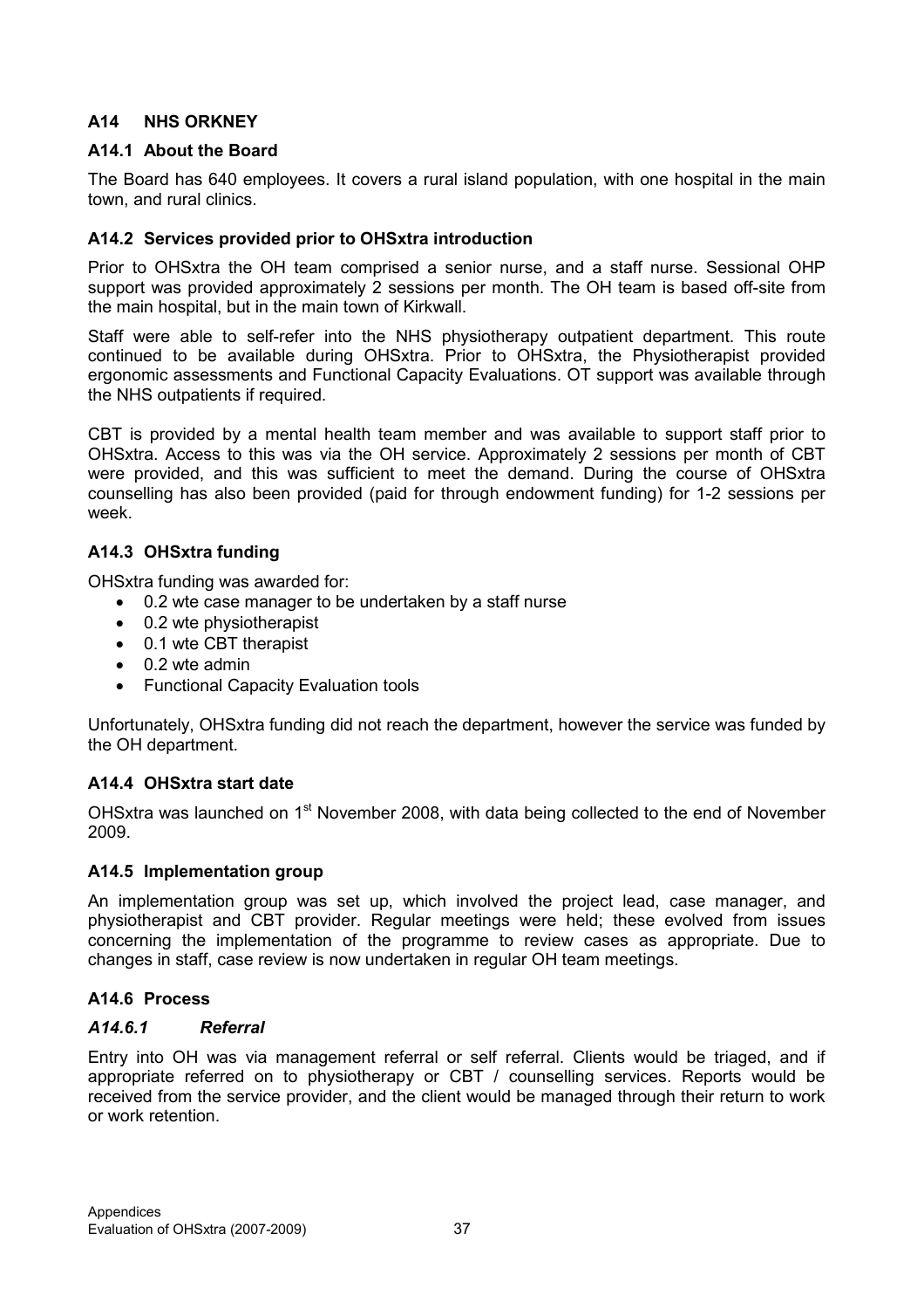## A14 NHS ORKNEY

### A14.1 About the Board

The Board has 640 employees. It covers a rural island population, with one hospital in the main town, and rural clinics.

### A14.2 Services provided prior to OHSxtra introduction

Prior to OHSxtra the OH team comprised a senior nurse, and a staff nurse. Sessional OHP support was provided approximately 2 sessions per month. The OH team is based off-site from the main hospital, but in the main town of Kirkwall.

Staff were able to self-refer into the NHS physiotherapy outpatient department. This route continued to be available during OHSxtra. Prior to OHSxtra, the Physiotherapist provided ergonomic assessments and Functional Capacity Evaluations. OT support was available through the NHS outpatients if required.

CBT is provided by a mental health team member and was available to support staff prior to OHSxtra. Access to this was via the OH service. Approximately 2 sessions per month of CBT were provided, and this was sufficient to meet the demand. During the course of OHSxtra counselling has also been provided (paid for through endowment funding) for 1-2 sessions per week.

### A14.3 OHSxtra funding

OHSxtra funding was awarded for:

- 0.2 wte case manager to be undertaken by a staff nurse
- 0.2 wte physiotherapist
- 0.1 wte CBT therapist
- 0.2 wte admin
- Functional Capacity Evaluation tools

Unfortunately, OHSxtra funding did not reach the department, however the service was funded by the OH department.

### A14.4 OHSxtra start date

OHSxtra was launched on 1st November 2008, with data being collected to the end of November 2009.

### A14.5 Implementation group

An implementation group was set up, which involved the project lead, case manager, and physiotherapist and CBT provider. Regular meetings were held; these evolved from issues concerning the implementation of the programme to review cases as appropriate. Due to changes in staff, case review is now undertaken in regular OH team meetings.

### A14.6 Process

#### *A14.6.1 Referral*

Entry into OH was via management referral or self referral. Clients would be triaged, and if appropriate referred on to physiotherapy or CBT / counselling services. Reports would be received from the service provider, and the client would be managed through their return to work or work retention.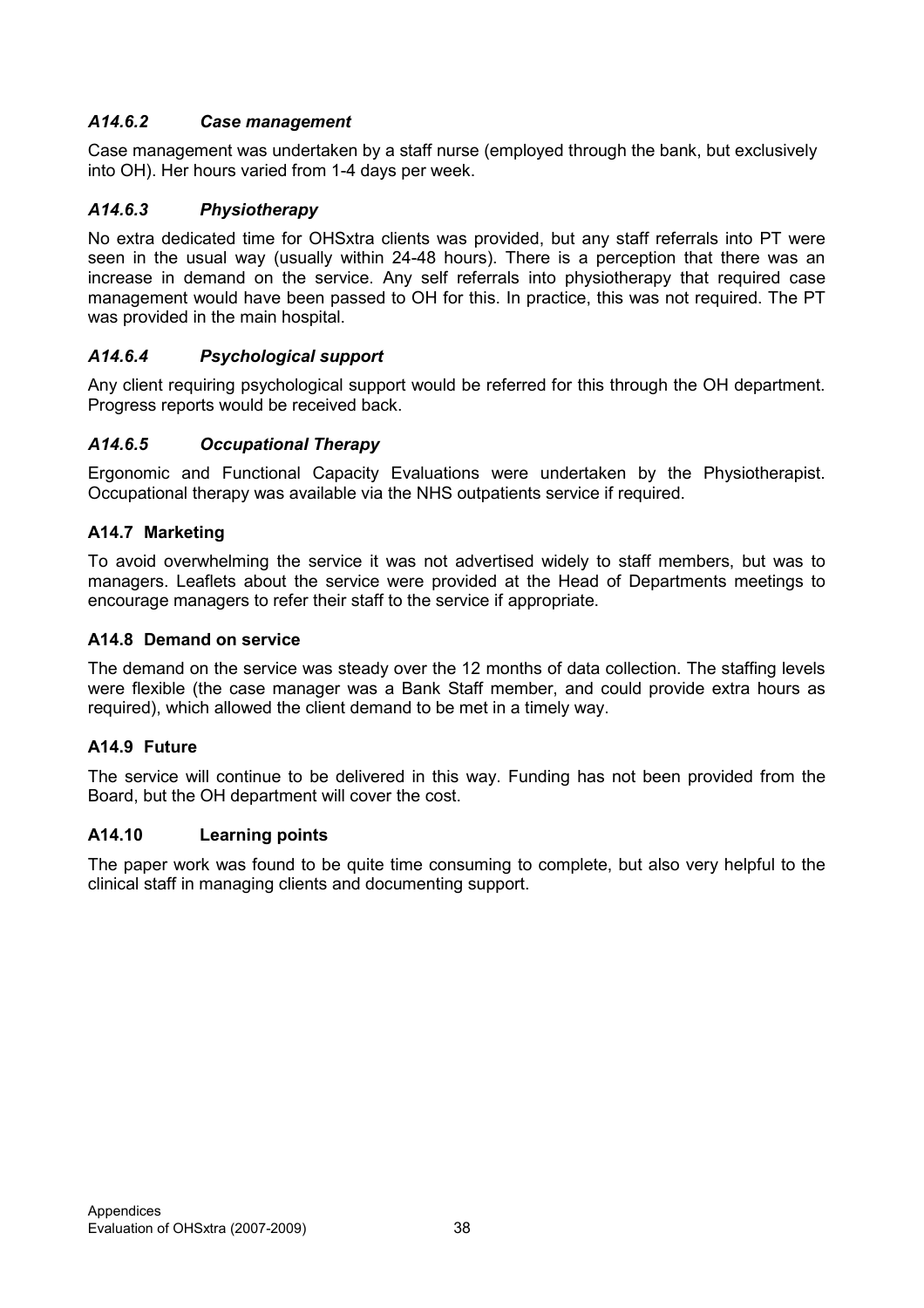#### *A14.6.2 Case management*

Case management was undertaken by a staff nurse (employed through the bank, but exclusively into OH). Her hours varied from 1-4 days per week.

#### *A14.6.3 Physiotherapy*

No extra dedicated time for OHSxtra clients was provided, but any staff referrals into PT were seen in the usual way (usually within 24-48 hours). There is a perception that there was an increase in demand on the service. Any self referrals into physiotherapy that required case management would have been passed to OH for this. In practice, this was not required. The PT was provided in the main hospital.

#### *A14.6.4 Psychological support*

Any client requiring psychological support would be referred for this through the OH department. Progress reports would be received back.

#### *A14.6.5 Occupational Therapy*

Ergonomic and Functional Capacity Evaluations were undertaken by the Physiotherapist. Occupational therapy was available via the NHS outpatients service if required.

### A14.7 Marketing

To avoid overwhelming the service it was not advertised widely to staff members, but was to managers. Leaflets about the service were provided at the Head of Departments meetings to encourage managers to refer their staff to the service if appropriate.

### A14.8 Demand on service

The demand on the service was steady over the 12 months of data collection. The staffing levels were flexible (the case manager was a Bank Staff member, and could provide extra hours as required), which allowed the client demand to be met in a timely way.

### A14.9 Future

The service will continue to be delivered in this way. Funding has not been provided from the Board, but the OH department will cover the cost.

### A14.10 Learning points

The paper work was found to be quite time consuming to complete, but also very helpful to the clinical staff in managing clients and documenting support.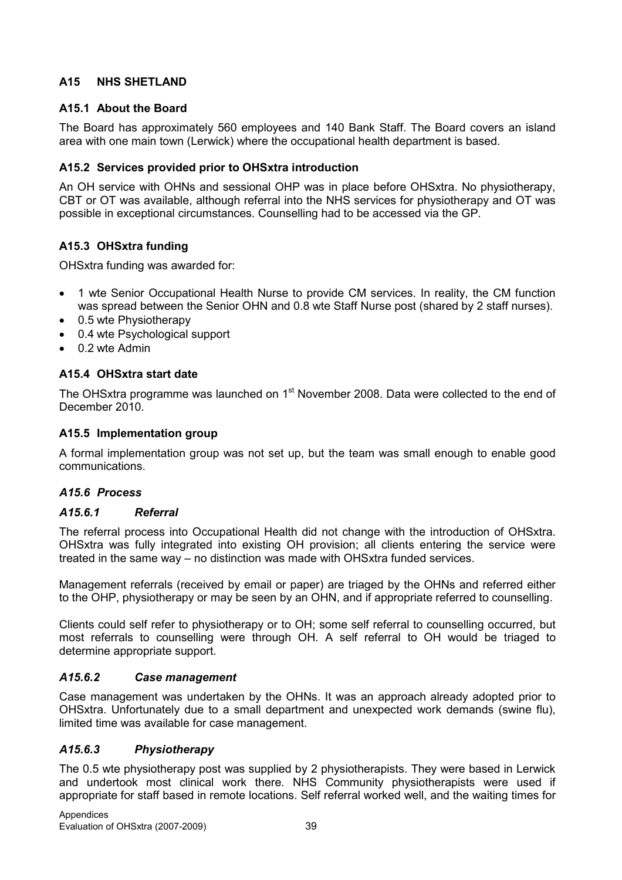## A15 NHS SHETLAND

### A15.1 About the Board

The Board has approximately 560 employees and 140 Bank Staff. The Board covers an island area with one main town (Lerwick) where the occupational health department is based.

### A15.2 Services provided prior to OHSxtra introduction

An OH service with OHNs and sessional OHP was in place before OHSxtra. No physiotherapy, CBT or OT was available, although referral into the NHS services for physiotherapy and OT was possible in exceptional circumstances. Counselling had to be accessed via the GP.

### A15.3 OHSxtra funding

OHSxtra funding was awarded for:

- 1 wte Senior Occupational Health Nurse to provide CM services. In reality, the CM function was spread between the Senior OHN and 0.8 wte Staff Nurse post (shared by 2 staff nurses).
- 0.5 wte Physiotherapy
- 0.4 wte Psychological support
- 0.2 wte Admin

### A15.4 OHSxtra start date

The OHSxtra programme was launched on 1st November 2008. Data were collected to the end of December 2010.

### A15.5 Implementation group

A formal implementation group was not set up, but the team was small enough to enable good communications.

### *A15.6 Process*

#### *A15.6.1 Referral*

The referral process into Occupational Health did not change with the introduction of OHSxtra. OHSxtra was fully integrated into existing OH provision; all clients entering the service were treated in the same way – no distinction was made with OHSxtra funded services.

Management referrals (received by email or paper) are triaged by the OHNs and referred either to the OHP, physiotherapy or may be seen by an OHN, and if appropriate referred to counselling.

Clients could self refer to physiotherapy or to OH; some self referral to counselling occurred, but most referrals to counselling were through OH. A self referral to OH would be triaged to determine appropriate support.

#### *A15.6.2 Case management*

Case management was undertaken by the OHNs. It was an approach already adopted prior to OHSxtra. Unfortunately due to a small department and unexpected work demands (swine flu), limited time was available for case management.

#### *A15.6.3 Physiotherapy*

The 0.5 wte physiotherapy post was supplied by 2 physiotherapists. They were based in Lerwick and undertook most clinical work there. NHS Community physiotherapists were used if appropriate for staff based in remote locations. Self referral worked well, and the waiting times for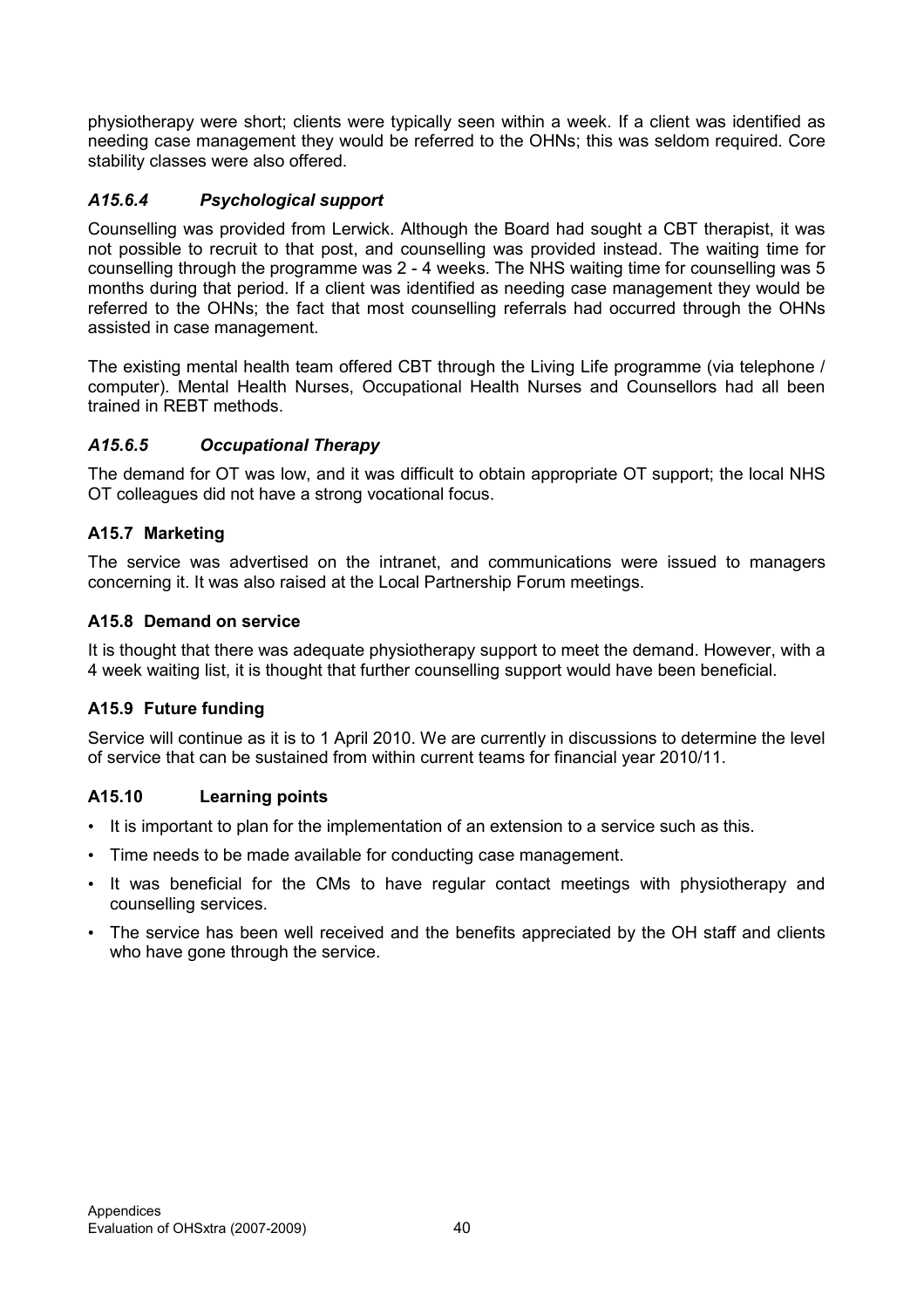physiotherapy were short; clients were typically seen within a week. If a client was identified as needing case management they would be referred to the OHNs; this was seldom required. Core stability classes were also offered.

#### *A15.6.4 Psychological support*

Counselling was provided from Lerwick. Although the Board had sought a CBT therapist, it was not possible to recruit to that post, and counselling was provided instead. The waiting time for counselling through the programme was 2 - 4 weeks. The NHS waiting time for counselling was 5 months during that period. If a client was identified as needing case management they would be referred to the OHNs; the fact that most counselling referrals had occurred through the OHNs assisted in case management.

The existing mental health team offered CBT through the Living Life programme (via telephone / computer). Mental Health Nurses, Occupational Health Nurses and Counsellors had all been trained in REBT methods.

#### *A15.6.5 Occupational Therapy*

The demand for OT was low, and it was difficult to obtain appropriate OT support; the local NHS OT colleagues did not have a strong vocational focus.

### A15.7 Marketing

The service was advertised on the intranet, and communications were issued to managers concerning it. It was also raised at the Local Partnership Forum meetings.

### A15.8 Demand on service

It is thought that there was adequate physiotherapy support to meet the demand. However, with a 4 week waiting list, it is thought that further counselling support would have been beneficial.

### A15.9 Future funding

Service will continue as it is to 1 April 2010. We are currently in discussions to determine the level of service that can be sustained from within current teams for financial year 2010/11.

### A15.10 Learning points

- It is important to plan for the implementation of an extension to a service such as this.
- Time needs to be made available for conducting case management.
- It was beneficial for the CMs to have regular contact meetings with physiotherapy and counselling services.
- The service has been well received and the benefits appreciated by the OH staff and clients who have gone through the service.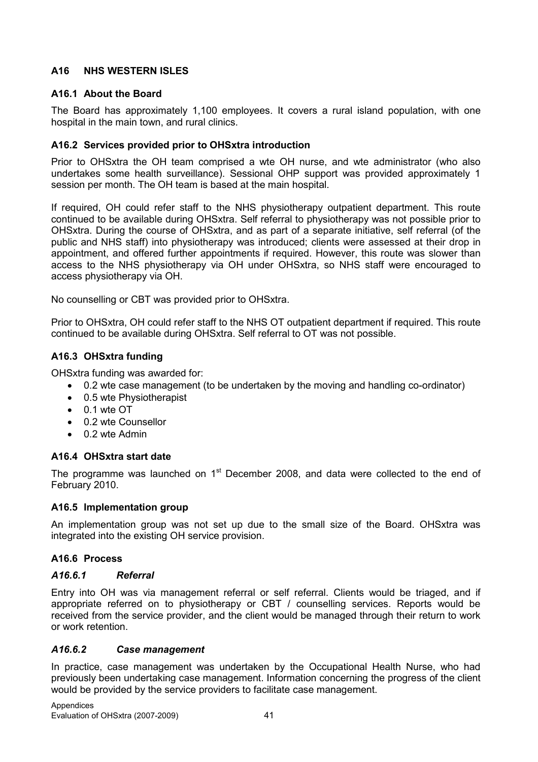## A16 NHS WESTERN ISLES

### A16.1 About the Board

The Board has approximately 1,100 employees. It covers a rural island population, with one hospital in the main town, and rural clinics.

### A16.2 Services provided prior to OHSxtra introduction

Prior to OHSxtra the OH team comprised a wte OH nurse, and wte administrator (who also undertakes some health surveillance). Sessional OHP support was provided approximately 1 session per month. The OH team is based at the main hospital.

If required, OH could refer staff to the NHS physiotherapy outpatient department. This route continued to be available during OHSxtra. Self referral to physiotherapy was not possible prior to OHSxtra. During the course of OHSxtra, and as part of a separate initiative, self referral (of the public and NHS staff) into physiotherapy was introduced; clients were assessed at their drop in appointment, and offered further appointments if required. However, this route was slower than access to the NHS physiotherapy via OH under OHSxtra, so NHS staff were encouraged to access physiotherapy via OH.

No counselling or CBT was provided prior to OHSxtra.

Prior to OHSxtra, OH could refer staff to the NHS OT outpatient department if required. This route continued to be available during OHSxtra. Self referral to OT was not possible.

### A16.3 OHSxtra funding

OHSxtra funding was awarded for:

- 0.2 wte case management (to be undertaken by the moving and handling co-ordinator)
- 0.5 wte Physiotherapist
- 0.1 wte OT
- 0.2 wte Counsellor
- 0.2 wte Admin

### A16.4 OHSxtra start date

The programme was launched on 1st December 2008, and data were collected to the end of February 2010.

### A16.5 Implementation group

An implementation group was not set up due to the small size of the Board. OHSxtra was integrated into the existing OH service provision.

### A16.6 Process

#### *A16.6.1 Referral*

Entry into OH was via management referral or self referral. Clients would be triaged, and if appropriate referred on to physiotherapy or CBT / counselling services. Reports would be received from the service provider, and the client would be managed through their return to work or work retention.

#### *A16.6.2 Case management*

In practice, case management was undertaken by the Occupational Health Nurse, who had previously been undertaking case management. Information concerning the progress of the client would be provided by the service providers to facilitate case management.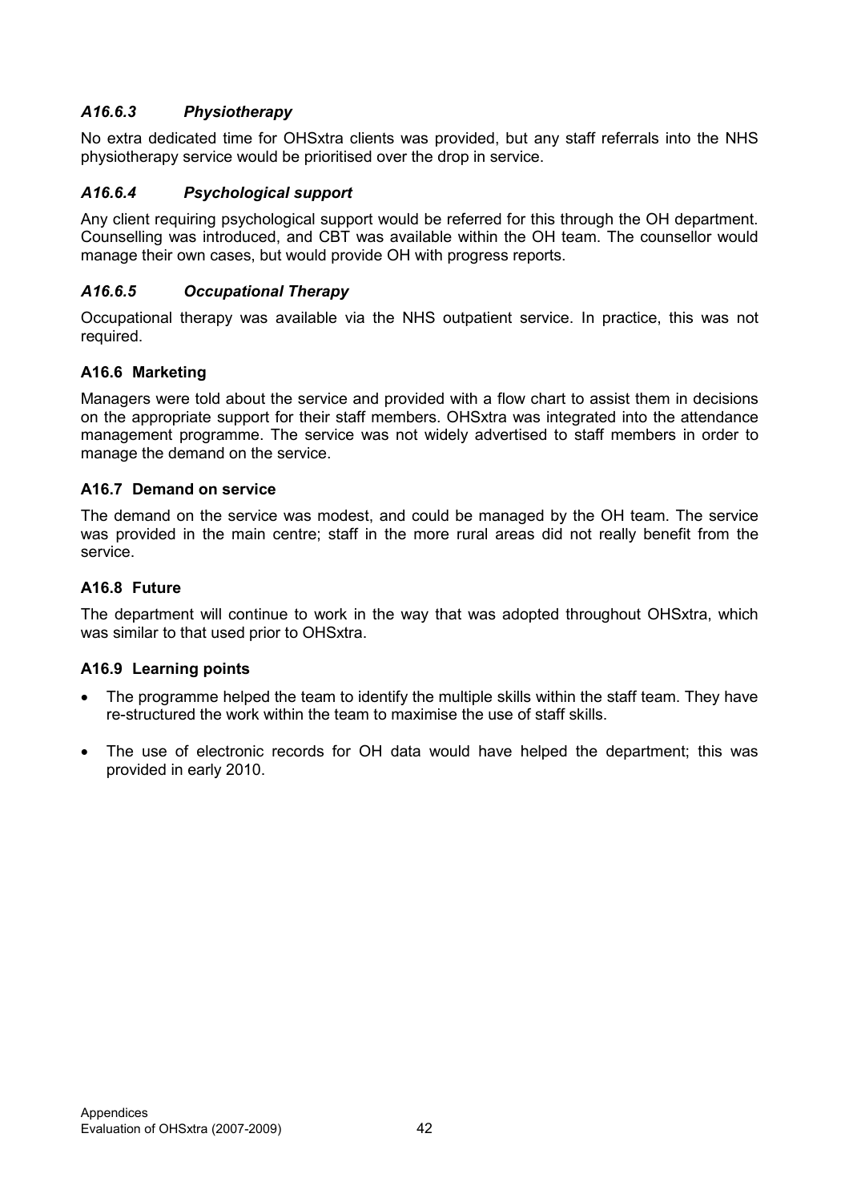#### *A16.6.3 Physiotherapy*

No extra dedicated time for OHSxtra clients was provided, but any staff referrals into the NHS physiotherapy service would be prioritised over the drop in service.

#### *A16.6.4 Psychological support*

Any client requiring psychological support would be referred for this through the OH department. Counselling was introduced, and CBT was available within the OH team. The counsellor would manage their own cases, but would provide OH with progress reports.

#### *A16.6.5 Occupational Therapy*

Occupational therapy was available via the NHS outpatient service. In practice, this was not required.

### A16.6 Marketing

Managers were told about the service and provided with a flow chart to assist them in decisions on the appropriate support for their staff members. OHSxtra was integrated into the attendance management programme. The service was not widely advertised to staff members in order to manage the demand on the service.

### A16.7 Demand on service

The demand on the service was modest, and could be managed by the OH team. The service was provided in the main centre; staff in the more rural areas did not really benefit from the service.

### A16.8 Future

The department will continue to work in the way that was adopted throughout OHSxtra, which was similar to that used prior to OHSxtra.

### A16.9 Learning points

- The programme helped the team to identify the multiple skills within the staff team. They have re-structured the work within the team to maximise the use of staff skills.
- The use of electronic records for OH data would have helped the department; this was provided in early 2010.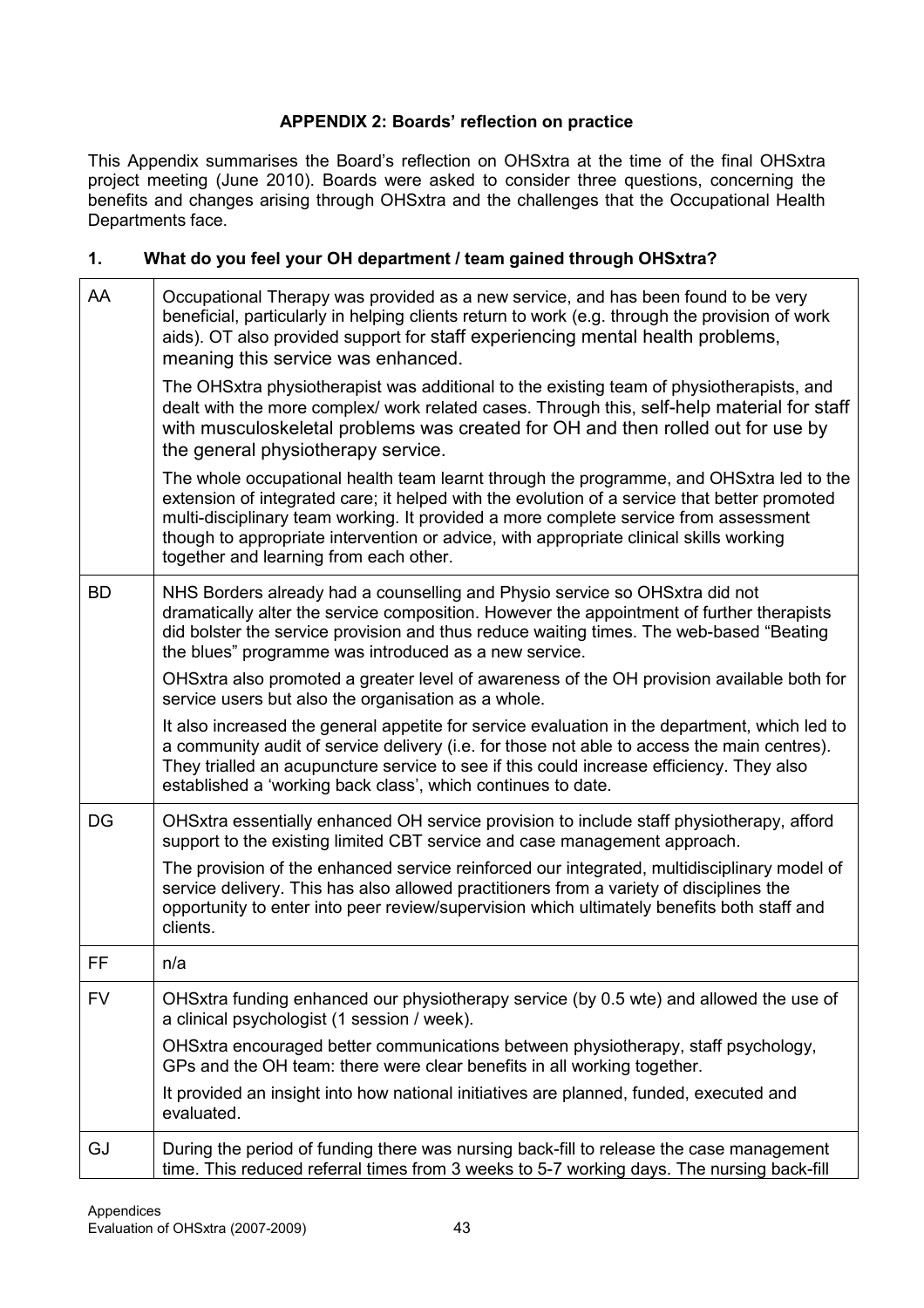**APPENDIX 2: Boards' reflection on practice**

This Appendix summarises the Board's reflection on OHSxtra at the time of the final OHSxtra project meeting (June 2010). Boards were asked to consider three questions, concerning the benefits and changes arising through OHSxtra and the challenges that the Occupational Health Departments face.

**1. What do you feel your OH department / team gained through OHSxtra?**

| | |
|---|---|
| AA | Occupational Therapy was provided as a new service, and has been found to be very beneficial, particularly in helping clients return to work (e.g. through the provision of work aids). OT also provided support for staff experiencing mental health problems, meaning this service was enhanced.<br><br>The OHSxtra physiotherapist was additional to the existing team of physiotherapists, and dealt with the more complex/ work related cases. Through this, self-help material for staff with musculoskeletal problems was created for OH and then rolled out for use by the general physiotherapy service.<br><br>The whole occupational health team learnt through the programme, and OHSxtra led to the extension of integrated care; it helped with the evolution of a service that better promoted multi-disciplinary team working. It provided a more complete service from assessment though to appropriate intervention or advice, with appropriate clinical skills working together and learning from each other. |
| BD | NHS Borders already had a counselling and Physio service so OHSxtra did not dramatically alter the service composition. However the appointment of further therapists did bolster the service provision and thus reduce waiting times. The web-based "Beating the blues" programme was introduced as a new service.<br><br>OHSxtra also promoted a greater level of awareness of the OH provision available both for service users but also the organisation as a whole.<br><br>It also increased the general appetite for service evaluation in the department, which led to a community audit of service delivery (i.e. for those not able to access the main centres). They trialled an acupuncture service to see if this could increase efficiency. They also established a 'working back class', which continues to date. |
| DG | OHSxtra essentially enhanced OH service provision to include staff physiotherapy, afford support to the existing limited CBT service and case management approach.<br><br>The provision of the enhanced service reinforced our integrated, multidisciplinary model of service delivery. This has also allowed practitioners from a variety of disciplines the opportunity to enter into peer review/supervision which ultimately benefits both staff and clients. |
| FF | n/a |
| FV | OHSxtra funding enhanced our physiotherapy service (by 0.5 wte) and allowed the use of a clinical psychologist (1 session / week).<br><br>OHSxtra encouraged better communications between physiotherapy, staff psychology, GPs and the OH team: there were clear benefits in all working together.<br><br>It provided an insight into how national initiatives are planned, funded, executed and evaluated. |
| GJ | During the period of funding there was nursing back-fill to release the case management time. This reduced referral times from 3 weeks to 5-7 working days. The nursing back-fill |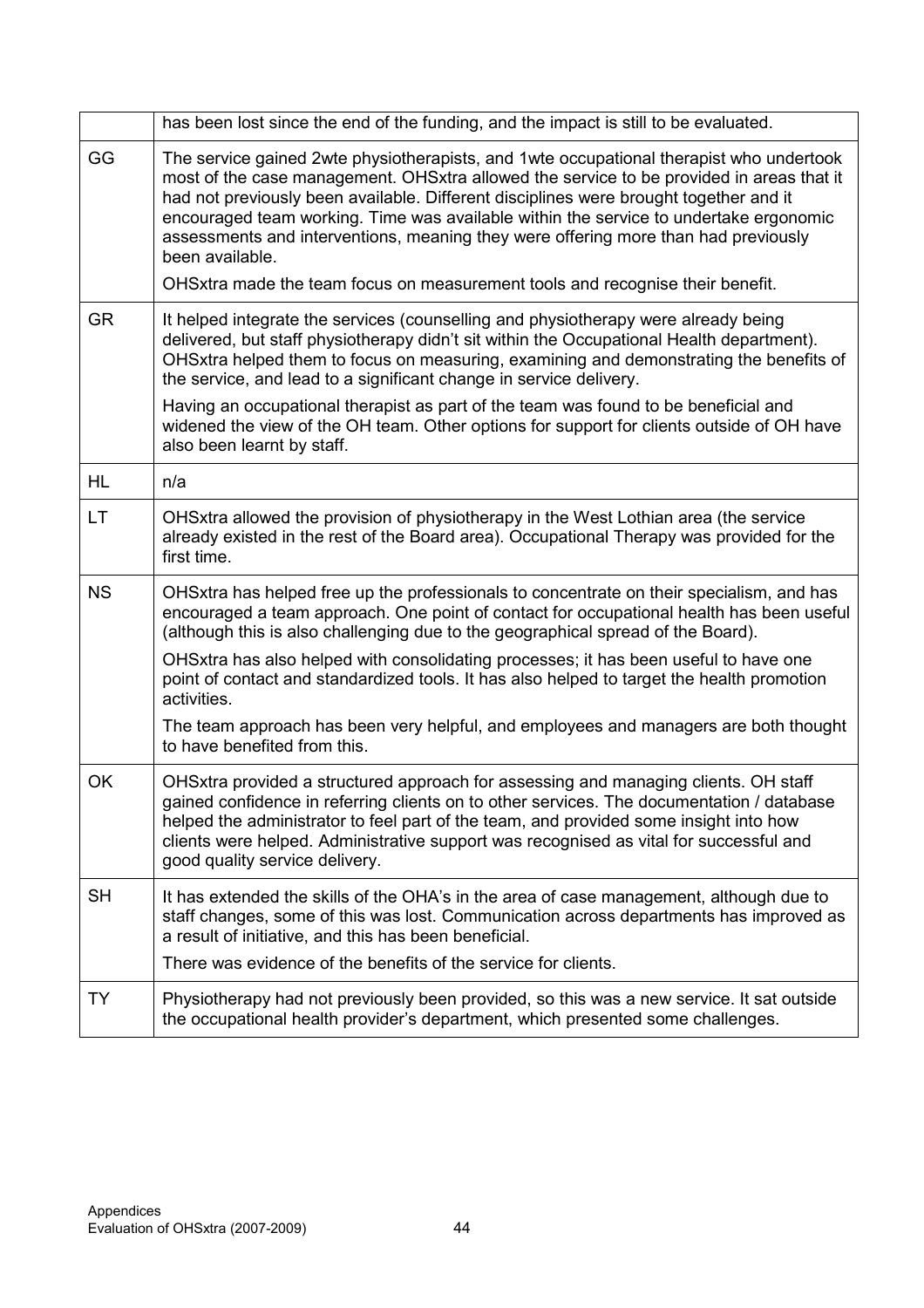| | |
|---|---|
| | has been lost since the end of the funding, and the impact is still to be evaluated. |
| GG | The service gained 2wte physiotherapists, and 1wte occupational therapist who undertook most of the case management. OHSxtra allowed the service to be provided in areas that it had not previously been available. Different disciplines were brought together and it encouraged team working. Time was available within the service to undertake ergonomic assessments and interventions, meaning they were offering more than had previously been available.<br><br>OHSxtra made the team focus on measurement tools and recognise their benefit. |
| GR | It helped integrate the services (counselling and physiotherapy were already being delivered, but staff physiotherapy didn't sit within the Occupational Health department). OHSxtra helped them to focus on measuring, examining and demonstrating the benefits of the service, and lead to a significant change in service delivery.<br><br>Having an occupational therapist as part of the team was found to be beneficial and widened the view of the OH team. Other options for support for clients outside of OH have also been learnt by staff. |
| HL | n/a |
| LT | OHSxtra allowed the provision of physiotherapy in the West Lothian area (the service already existed in the rest of the Board area). Occupational Therapy was provided for the first time. |
| NS | OHSxtra has helped free up the professionals to concentrate on their specialism, and has encouraged a team approach. One point of contact for occupational health has been useful (although this is also challenging due to the geographical spread of the Board).<br><br>OHSxtra has also helped with consolidating processes; it has been useful to have one point of contact and standardized tools. It has also helped to target the health promotion activities.<br><br>The team approach has been very helpful, and employees and managers are both thought to have benefited from this. |
| OK | OHSxtra provided a structured approach for assessing and managing clients. OH staff gained confidence in referring clients on to other services. The documentation / database helped the administrator to feel part of the team, and provided some insight into how clients were helped. Administrative support was recognised as vital for successful and good quality service delivery. |
| SH | It has extended the skills of the OHA's in the area of case management, although due to staff changes, some of this was lost. Communication across departments has improved as a result of initiative, and this has been beneficial.<br><br>There was evidence of the benefits of the service for clients. |
| TY | Physiotherapy had not previously been provided, so this was a new service. It sat outside the occupational health provider's department, which presented some challenges. |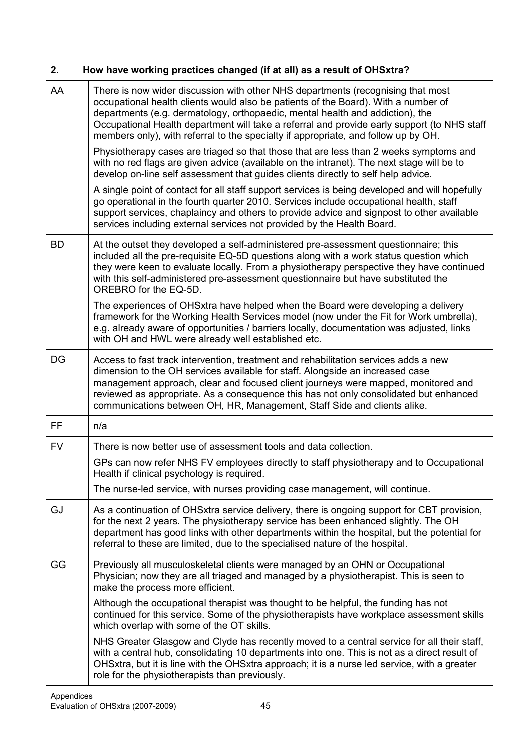## 2. How have working practices changed (if at all) as a result of OHSxtra?

| | |
|---|---|
| AA | There is now wider discussion with other NHS departments (recognising that most occupational health clients would also be patients of the Board). With a number of departments (e.g. dermatology, orthopaedic, mental health and addiction), the Occupational Health department will take a referral and provide early support (to NHS staff members only), with referral to the specialty if appropriate, and follow up by OH.<br><br>Physiotherapy cases are triaged so that those that are less than 2 weeks symptoms and with no red flags are given advice (available on the intranet). The next stage will be to develop on-line self assessment that guides clients directly to self help advice.<br><br>A single point of contact for all staff support services is being developed and will hopefully go operational in the fourth quarter 2010. Services include occupational health, staff support services, chaplaincy and others to provide advice and signpost to other available services including external services not provided by the Health Board. |
| BD | At the outset they developed a self-administered pre-assessment questionnaire; this included all the pre-requisite EQ-5D questions along with a work status question which they were keen to evaluate locally. From a physiotherapy perspective they have continued with this self-administered pre-assessment questionnaire but have substituted the OREBRO for the EQ-5D.<br><br>The experiences of OHSxtra have helped when the Board were developing a delivery framework for the Working Health Services model (now under the Fit for Work umbrella), e.g. already aware of opportunities / barriers locally, documentation was adjusted, links with OH and HWL were already well established etc. |
| DG | Access to fast track intervention, treatment and rehabilitation services adds a new dimension to the OH services available for staff. Alongside an increased case management approach, clear and focused client journeys were mapped, monitored and reviewed as appropriate. As a consequence this has not only consolidated but enhanced communications between OH, HR, Management, Staff Side and clients alike. |
| FF | n/a |
| FV | There is now better use of assessment tools and data collection.<br><br>GPs can now refer NHS FV employees directly to staff physiotherapy and to Occupational Health if clinical psychology is required.<br><br>The nurse-led service, with nurses providing case management, will continue. |
| GJ | As a continuation of OHSxtra service delivery, there is ongoing support for CBT provision, for the next 2 years. The physiotherapy service has been enhanced slightly. The OH department has good links with other departments within the hospital, but the potential for referral to these are limited, due to the specialised nature of the hospital. |
| GG | Previously all musculoskeletal clients were managed by an OHN or Occupational Physician; now they are all triaged and managed by a physiotherapist. This is seen to make the process more efficient.<br><br>Although the occupational therapist was thought to be helpful, the funding has not continued for this service. Some of the physiotherapists have workplace assessment skills which overlap with some of the OT skills.<br><br>NHS Greater Glasgow and Clyde has recently moved to a central service for all their staff, with a central hub, consolidating 10 departments into one. This is not as a direct result of OHSxtra, but it is line with the OHSxtra approach; it is a nurse led service, with a greater role for the physiotherapists than previously. |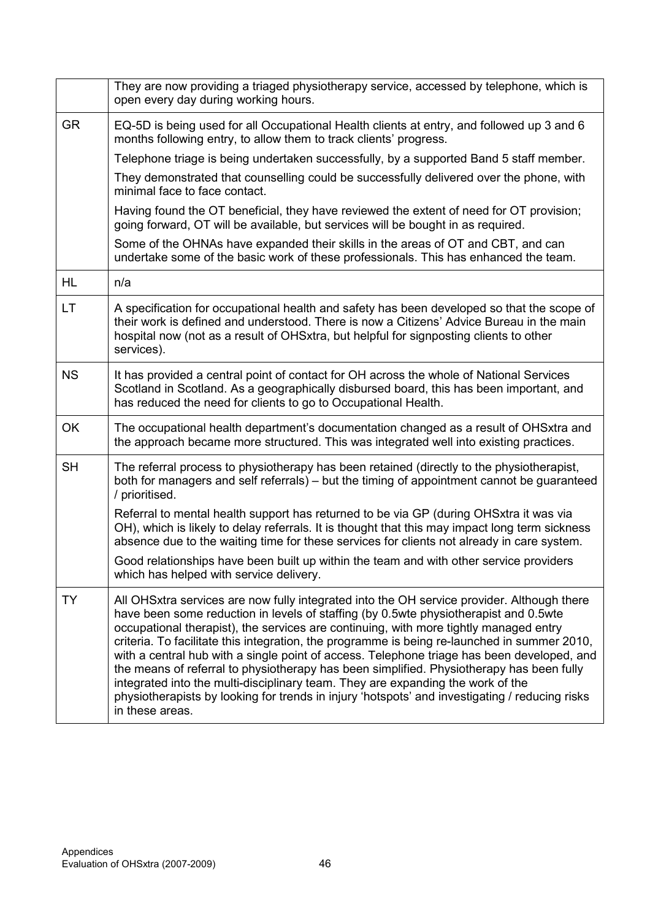| | |
|---|---|
| | They are now providing a triaged physiotherapy service, accessed by telephone, which is open every day during working hours. |
| GR | EQ-5D is being used for all Occupational Health clients at entry, and followed up 3 and 6 months following entry, to allow them to track clients' progress.<br><br>Telephone triage is being undertaken successfully, by a supported Band 5 staff member.<br><br>They demonstrated that counselling could be successfully delivered over the phone, with minimal face to face contact.<br><br>Having found the OT beneficial, they have reviewed the extent of need for OT provision; going forward, OT will be available, but services will be bought in as required.<br><br>Some of the OHNAs have expanded their skills in the areas of OT and CBT, and can undertake some of the basic work of these professionals. This has enhanced the team. |
| HL | n/a |
| LT | A specification for occupational health and safety has been developed so that the scope of their work is defined and understood. There is now a Citizens' Advice Bureau in the main hospital now (not as a result of OHSxtra, but helpful for signposting clients to other services). |
| NS | It has provided a central point of contact for OH across the whole of National Services Scotland in Scotland. As a geographically disbursed board, this has been important, and has reduced the need for clients to go to Occupational Health. |
| OK | The occupational health department's documentation changed as a result of OHSxtra and the approach became more structured. This was integrated well into existing practices. |
| SH | The referral process to physiotherapy has been retained (directly to the physiotherapist, both for managers and self referrals) – but the timing of appointment cannot be guaranteed / prioritised.<br><br>Referral to mental health support has returned to be via GP (during OHSxtra it was via OH), which is likely to delay referrals. It is thought that this may impact long term sickness absence due to the waiting time for these services for clients not already in care system.<br><br>Good relationships have been built up within the team and with other service providers which has helped with service delivery. |
| TY | All OHSxtra services are now fully integrated into the OH service provider. Although there have been some reduction in levels of staffing (by 0.5wte physiotherapist and 0.5wte occupational therapist), the services are continuing, with more tightly managed entry criteria. To facilitate this integration, the programme is being re-launched in summer 2010, with a central hub with a single point of access. Telephone triage has been developed, and the means of referral to physiotherapy has been simplified. Physiotherapy has been fully integrated into the multi-disciplinary team. They are expanding the work of the physiotherapists by looking for trends in injury 'hotspots' and investigating / reducing risks in these areas. |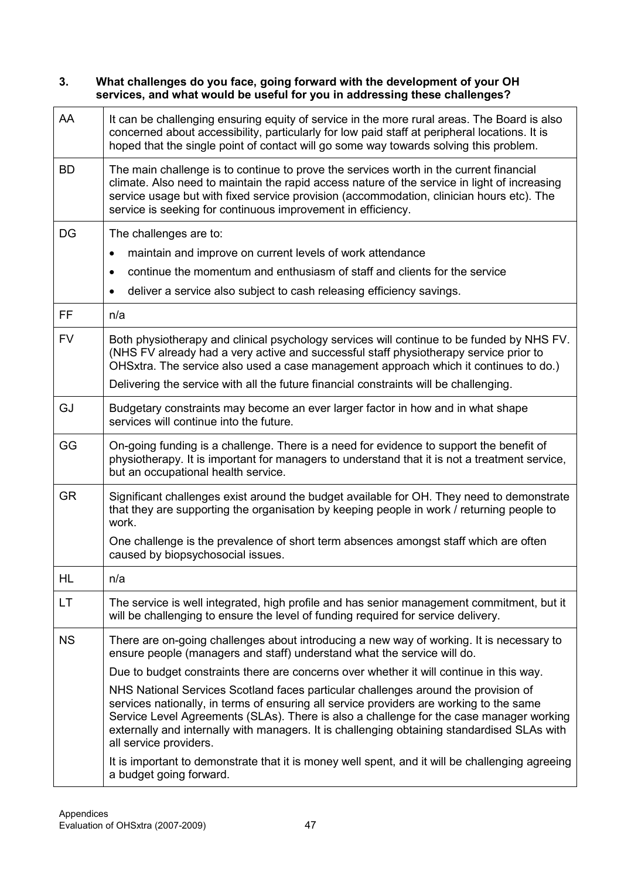**3. What challenges do you face, going forward with the development of your OH services, and what would be useful for you in addressing these challenges?**

| | |
|---|---|
| AA | It can be challenging ensuring equity of service in the more rural areas. The Board is also concerned about accessibility, particularly for low paid staff at peripheral locations. It is hoped that the single point of contact will go some way towards solving this problem. |
| BD | The main challenge is to continue to prove the services worth in the current financial climate. Also need to maintain the rapid access nature of the service in light of increasing service usage but with fixed service provision (accommodation, clinician hours etc). The service is seeking for continuous improvement in efficiency. |
| DG | The challenges are to:<br>• maintain and improve on current levels of work attendance<br>• continue the momentum and enthusiasm of staff and clients for the service<br>• deliver a service also subject to cash releasing efficiency savings. |
| FF | n/a |
| FV | Both physiotherapy and clinical psychology services will continue to be funded by NHS FV. (NHS FV already had a very active and successful staff physiotherapy service prior to OHSxtra. The service also used a case management approach which it continues to do.)<br>Delivering the service with all the future financial constraints will be challenging. |
| GJ | Budgetary constraints may become an ever larger factor in how and in what shape services will continue into the future. |
| GG | On-going funding is a challenge. There is a need for evidence to support the benefit of physiotherapy. It is important for managers to understand that it is not a treatment service, but an occupational health service. |
| GR | Significant challenges exist around the budget available for OH. They need to demonstrate that they are supporting the organisation by keeping people in work / returning people to work.<br>One challenge is the prevalence of short term absences amongst staff which are often caused by biopsychosocial issues. |
| HL | n/a |
| LT | The service is well integrated, high profile and has senior management commitment, but it will be challenging to ensure the level of funding required for service delivery. |
| NS | There are on-going challenges about introducing a new way of working. It is necessary to ensure people (managers and staff) understand what the service will do.<br>Due to budget constraints there are concerns over whether it will continue in this way.<br>NHS National Services Scotland faces particular challenges around the provision of services nationally, in terms of ensuring all service providers are working to the same Service Level Agreements (SLAs). There is also a challenge for the case manager working externally and internally with managers. It is challenging obtaining standardised SLAs with all service providers.<br>It is important to demonstrate that it is money well spent, and it will be challenging agreeing a budget going forward. |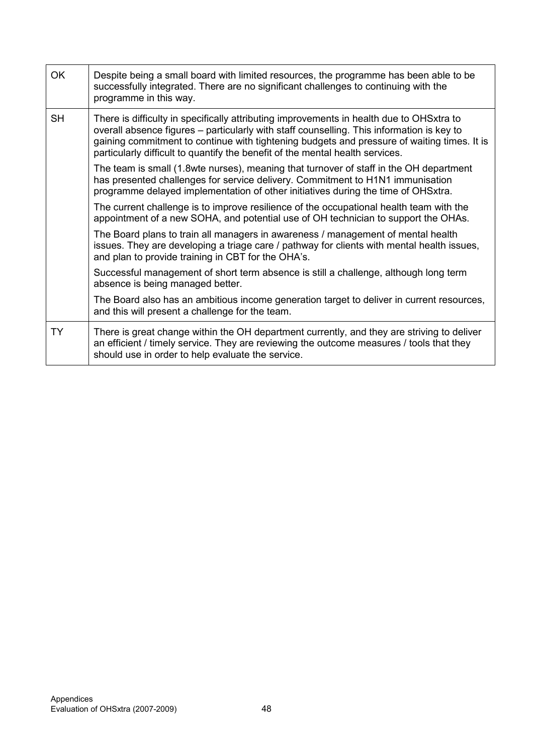| | |
|---|---|
| OK | Despite being a small board with limited resources, the programme has been able to be successfully integrated. There are no significant challenges to continuing with the programme in this way. |
| SH | There is difficulty in specifically attributing improvements in health due to OHSxtra to overall absence figures – particularly with staff counselling. This information is key to gaining commitment to continue with tightening budgets and pressure of waiting times. It is particularly difficult to quantify the benefit of the mental health services.<br><br>The team is small (1.8wte nurses), meaning that turnover of staff in the OH department has presented challenges for service delivery. Commitment to H1N1 immunisation programme delayed implementation of other initiatives during the time of OHSxtra.<br><br>The current challenge is to improve resilience of the occupational health team with the appointment of a new SOHA, and potential use of OH technician to support the OHAs.<br><br>The Board plans to train all managers in awareness / management of mental health issues. They are developing a triage care / pathway for clients with mental health issues, and plan to provide training in CBT for the OHA's.<br><br>Successful management of short term absence is still a challenge, although long term absence is being managed better.<br><br>The Board also has an ambitious income generation target to deliver in current resources, and this will present a challenge for the team. |
| TY | There is great change within the OH department currently, and they are striving to deliver an efficient / timely service. They are reviewing the outcome measures / tools that they should use in order to help evaluate the service. |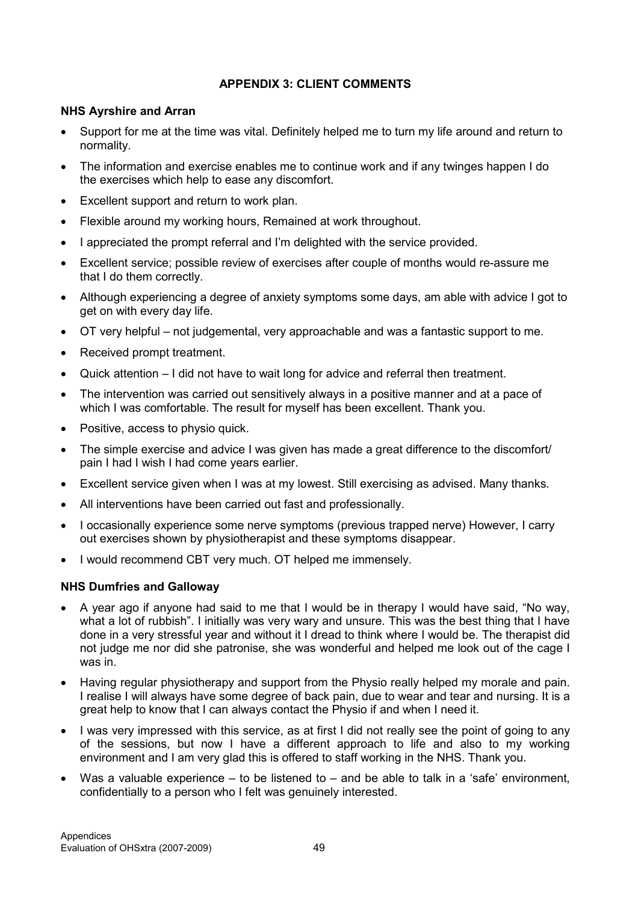## APPENDIX 3: CLIENT COMMENTS

### NHS Ayrshire and Arran

- Support for me at the time was vital. Definitely helped me to turn my life around and return to normality.
- The information and exercise enables me to continue work and if any twinges happen I do the exercises which help to ease any discomfort.
- Excellent support and return to work plan.
- Flexible around my working hours, Remained at work throughout.
- I appreciated the prompt referral and I'm delighted with the service provided.
- Excellent service; possible review of exercises after couple of months would re-assure me that I do them correctly.
- Although experiencing a degree of anxiety symptoms some days, am able with advice I got to get on with every day life.
- OT very helpful – not judgemental, very approachable and was a fantastic support to me.
- Received prompt treatment.
- Quick attention – I did not have to wait long for advice and referral then treatment.
- The intervention was carried out sensitively always in a positive manner and at a pace of which I was comfortable. The result for myself has been excellent. Thank you.
- Positive, access to physio quick.
- The simple exercise and advice I was given has made a great difference to the discomfort/ pain I had I wish I had come years earlier.
- Excellent service given when I was at my lowest. Still exercising as advised. Many thanks.
- All interventions have been carried out fast and professionally.
- I occasionally experience some nerve symptoms (previous trapped nerve) However, I carry out exercises shown by physiotherapist and these symptoms disappear.
- I would recommend CBT very much. OT helped me immensely.

### NHS Dumfries and Galloway

- A year ago if anyone had said to me that I would be in therapy I would have said, "No way, what a lot of rubbish". I initially was very wary and unsure. This was the best thing that I have done in a very stressful year and without it I dread to think where I would be. The therapist did not judge me nor did she patronise, she was wonderful and helped me look out of the cage I was in.
- Having regular physiotherapy and support from the Physio really helped my morale and pain. I realise I will always have some degree of back pain, due to wear and tear and nursing. It is a great help to know that I can always contact the Physio if and when I need it.
- I was very impressed with this service, as at first I did not really see the point of going to any of the sessions, but now I have a different approach to life and also to my working environment and I am very glad this is offered to staff working in the NHS. Thank you.
- Was a valuable experience – to be listened to – and be able to talk in a 'safe' environment, confidentially to a person who I felt was genuinely interested.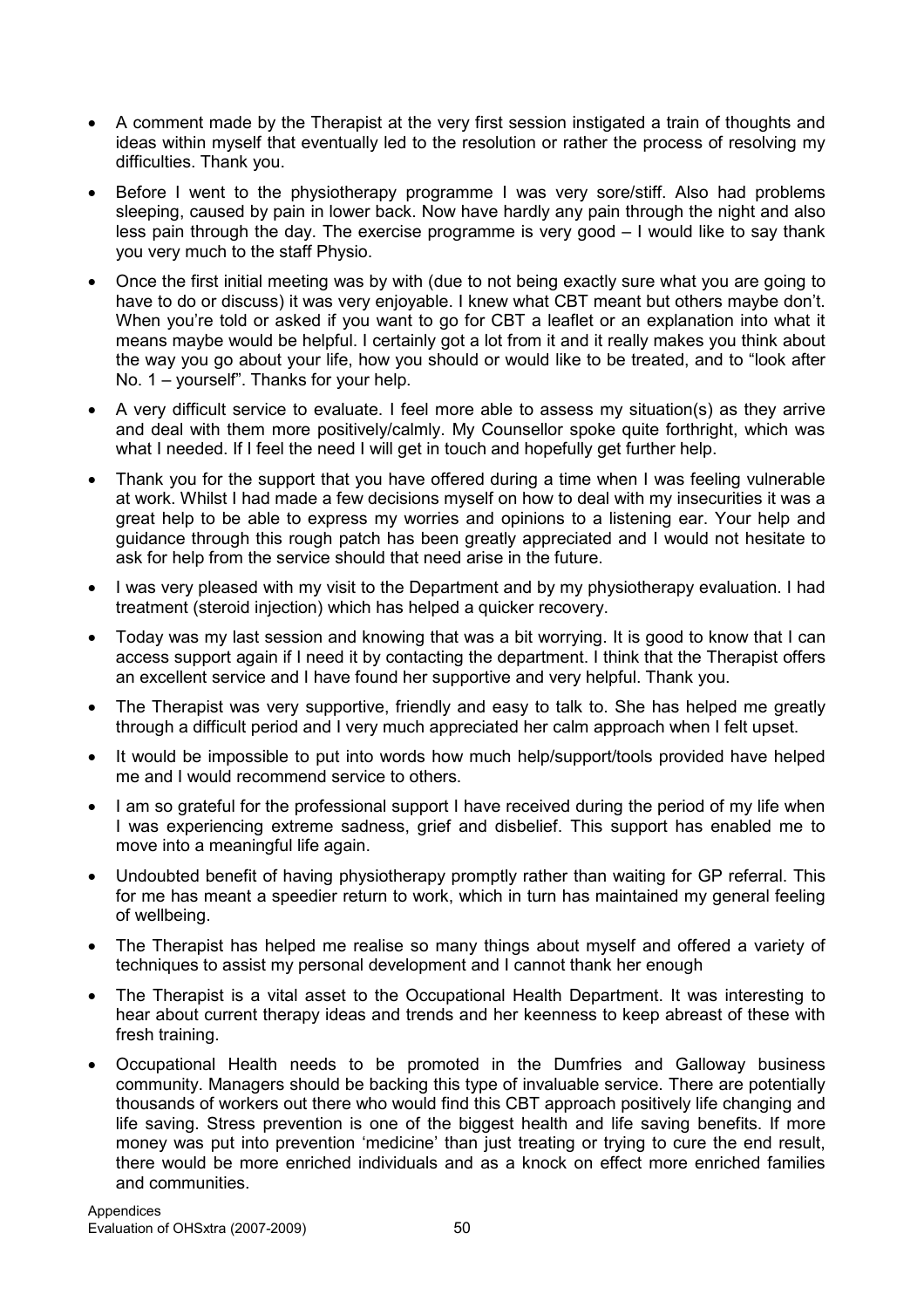- A comment made by the Therapist at the very first session instigated a train of thoughts and ideas within myself that eventually led to the resolution or rather the process of resolving my difficulties. Thank you.

- Before I went to the physiotherapy programme I was very sore/stiff. Also had problems sleeping, caused by pain in lower back. Now have hardly any pain through the night and also less pain through the day. The exercise programme is very good – I would like to say thank you very much to the staff Physio.

- Once the first initial meeting was by with (due to not being exactly sure what you are going to have to do or discuss) it was very enjoyable. I knew what CBT meant but others maybe don't. When you're told or asked if you want to go for CBT a leaflet or an explanation into what it means maybe would be helpful. I certainly got a lot from it and it really makes you think about the way you go about your life, how you should or would like to be treated, and to "look after No. 1 – yourself". Thanks for your help.

- A very difficult service to evaluate. I feel more able to assess my situation(s) as they arrive and deal with them more positively/calmly. My Counsellor spoke quite forthright, which was what I needed. If I feel the need I will get in touch and hopefully get further help.

- Thank you for the support that you have offered during a time when I was feeling vulnerable at work. Whilst I had made a few decisions myself on how to deal with my insecurities it was a great help to be able to express my worries and opinions to a listening ear. Your help and guidance through this rough patch has been greatly appreciated and I would not hesitate to ask for help from the service should that need arise in the future.

- I was very pleased with my visit to the Department and by my physiotherapy evaluation. I had treatment (steroid injection) which has helped a quicker recovery.

- Today was my last session and knowing that was a bit worrying. It is good to know that I can access support again if I need it by contacting the department. I think that the Therapist offers an excellent service and I have found her supportive and very helpful. Thank you.

- The Therapist was very supportive, friendly and easy to talk to. She has helped me greatly through a difficult period and I very much appreciated her calm approach when I felt upset.

- It would be impossible to put into words how much help/support/tools provided have helped me and I would recommend service to others.

- I am so grateful for the professional support I have received during the period of my life when I was experiencing extreme sadness, grief and disbelief. This support has enabled me to move into a meaningful life again.

- Undoubted benefit of having physiotherapy promptly rather than waiting for GP referral. This for me has meant a speedier return to work, which in turn has maintained my general feeling of wellbeing.

- The Therapist has helped me realise so many things about myself and offered a variety of techniques to assist my personal development and I cannot thank her enough

- The Therapist is a vital asset to the Occupational Health Department. It was interesting to hear about current therapy ideas and trends and her keenness to keep abreast of these with fresh training.

- Occupational Health needs to be promoted in the Dumfries and Galloway business community. Managers should be backing this type of invaluable service. There are potentially thousands of workers out there who would find this CBT approach positively life changing and life saving. Stress prevention is one of the biggest health and life saving benefits. If more money was put into prevention 'medicine' than just treating or trying to cure the end result, there would be more enriched individuals and as a knock on effect more enriched families and communities.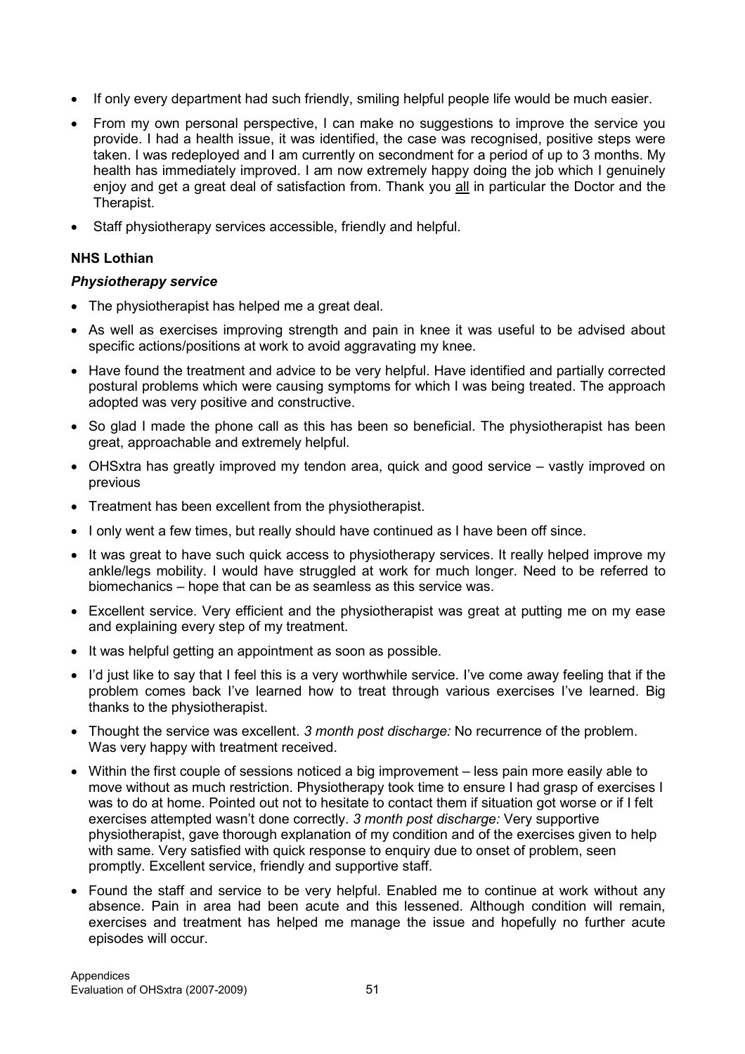- If only every department had such friendly, smiling helpful people life would be much easier.
- From my own personal perspective, I can make no suggestions to improve the service you provide. I had a health issue, it was identified, the case was recognised, positive steps were taken. I was redeployed and I am currently on secondment for a period of up to 3 months. My health has immediately improved. I am now extremely happy doing the job which I genuinely enjoy and get a great deal of satisfaction from. Thank you <u>all</u> in particular the Doctor and the Therapist.
- Staff physiotherapy services accessible, friendly and helpful.

**NHS Lothian**

***Physiotherapy service***

- The physiotherapist has helped me a great deal.
- As well as exercises improving strength and pain in knee it was useful to be advised about specific actions/positions at work to avoid aggravating my knee.
- Have found the treatment and advice to be very helpful. Have identified and partially corrected postural problems which were causing symptoms for which I was being treated. The approach adopted was very positive and constructive.
- So glad I made the phone call as this has been so beneficial. The physiotherapist has been great, approachable and extremely helpful.
- OHSxtra has greatly improved my tendon area, quick and good service – vastly improved on previous
- Treatment has been excellent from the physiotherapist.
- I only went a few times, but really should have continued as I have been off since.
- It was great to have such quick access to physiotherapy services. It really helped improve my ankle/legs mobility. I would have struggled at work for much longer. Need to be referred to biomechanics – hope that can be as seamless as this service was.
- Excellent service. Very efficient and the physiotherapist was great at putting me on my ease and explaining every step of my treatment.
- It was helpful getting an appointment as soon as possible.
- I'd just like to say that I feel this is a very worthwhile service. I've come away feeling that if the problem comes back I've learned how to treat through various exercises I've learned. Big thanks to the physiotherapist.
- Thought the service was excellent. *3 month post discharge:* No recurrence of the problem. Was very happy with treatment received.
- Within the first couple of sessions noticed a big improvement – less pain more easily able to move without as much restriction. Physiotherapy took time to ensure I had grasp of exercises I was to do at home. Pointed out not to hesitate to contact them if situation got worse or if I felt exercises attempted wasn't done correctly. *3 month post discharge:* Very supportive physiotherapist, gave thorough explanation of my condition and of the exercises given to help with same. Very satisfied with quick response to enquiry due to onset of problem, seen promptly. Excellent service, friendly and supportive staff.
- Found the staff and service to be very helpful. Enabled me to continue at work without any absence. Pain in area had been acute and this lessened. Although condition will remain, exercises and treatment has helped me manage the issue and hopefully no further acute episodes will occur.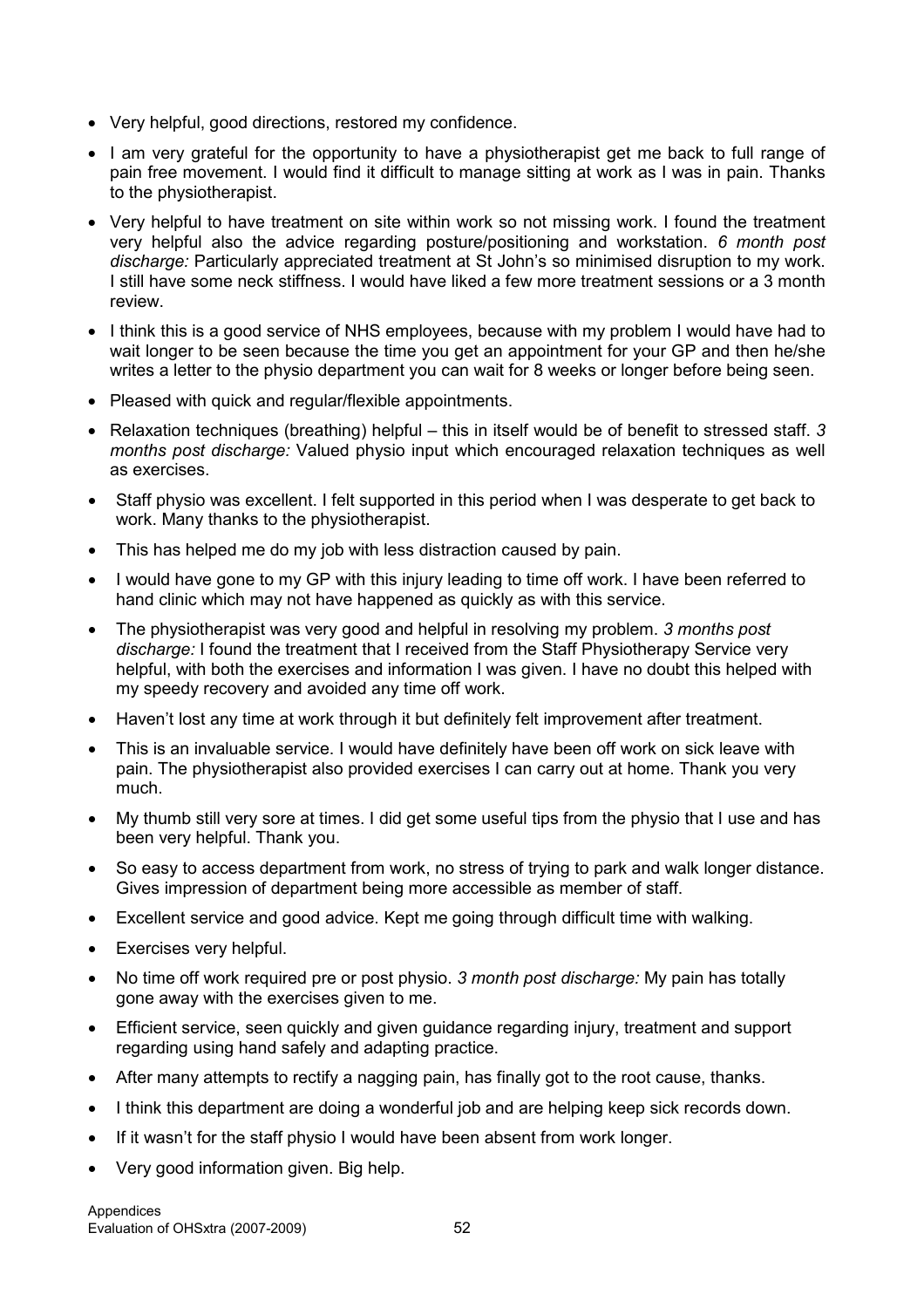- Very helpful, good directions, restored my confidence.
- I am very grateful for the opportunity to have a physiotherapist get me back to full range of pain free movement. I would find it difficult to manage sitting at work as I was in pain. Thanks to the physiotherapist.
- Very helpful to have treatment on site within work so not missing work. I found the treatment very helpful also the advice regarding posture/positioning and workstation. *6 month post discharge:* Particularly appreciated treatment at St John's so minimised disruption to my work. I still have some neck stiffness. I would have liked a few more treatment sessions or a 3 month review.
- I think this is a good service of NHS employees, because with my problem I would have had to wait longer to be seen because the time you get an appointment for your GP and then he/she writes a letter to the physio department you can wait for 8 weeks or longer before being seen.
- Pleased with quick and regular/flexible appointments.
- Relaxation techniques (breathing) helpful – this in itself would be of benefit to stressed staff. *3 months post discharge:* Valued physio input which encouraged relaxation techniques as well as exercises.
- Staff physio was excellent. I felt supported in this period when I was desperate to get back to work. Many thanks to the physiotherapist.
- This has helped me do my job with less distraction caused by pain.
- I would have gone to my GP with this injury leading to time off work. I have been referred to hand clinic which may not have happened as quickly as with this service.
- The physiotherapist was very good and helpful in resolving my problem. *3 months post discharge:* I found the treatment that I received from the Staff Physiotherapy Service very helpful, with both the exercises and information I was given. I have no doubt this helped with my speedy recovery and avoided any time off work.
- Haven't lost any time at work through it but definitely felt improvement after treatment.
- This is an invaluable service. I would have definitely have been off work on sick leave with pain. The physiotherapist also provided exercises I can carry out at home. Thank you very much.
- My thumb still very sore at times. I did get some useful tips from the physio that I use and has been very helpful. Thank you.
- So easy to access department from work, no stress of trying to park and walk longer distance. Gives impression of department being more accessible as member of staff.
- Excellent service and good advice. Kept me going through difficult time with walking.
- Exercises very helpful.
- No time off work required pre or post physio. *3 month post discharge:* My pain has totally gone away with the exercises given to me.
- Efficient service, seen quickly and given guidance regarding injury, treatment and support regarding using hand safely and adapting practice.
- After many attempts to rectify a nagging pain, has finally got to the root cause, thanks.
- I think this department are doing a wonderful job and are helping keep sick records down.
- If it wasn't for the staff physio I would have been absent from work longer.
- Very good information given. Big help.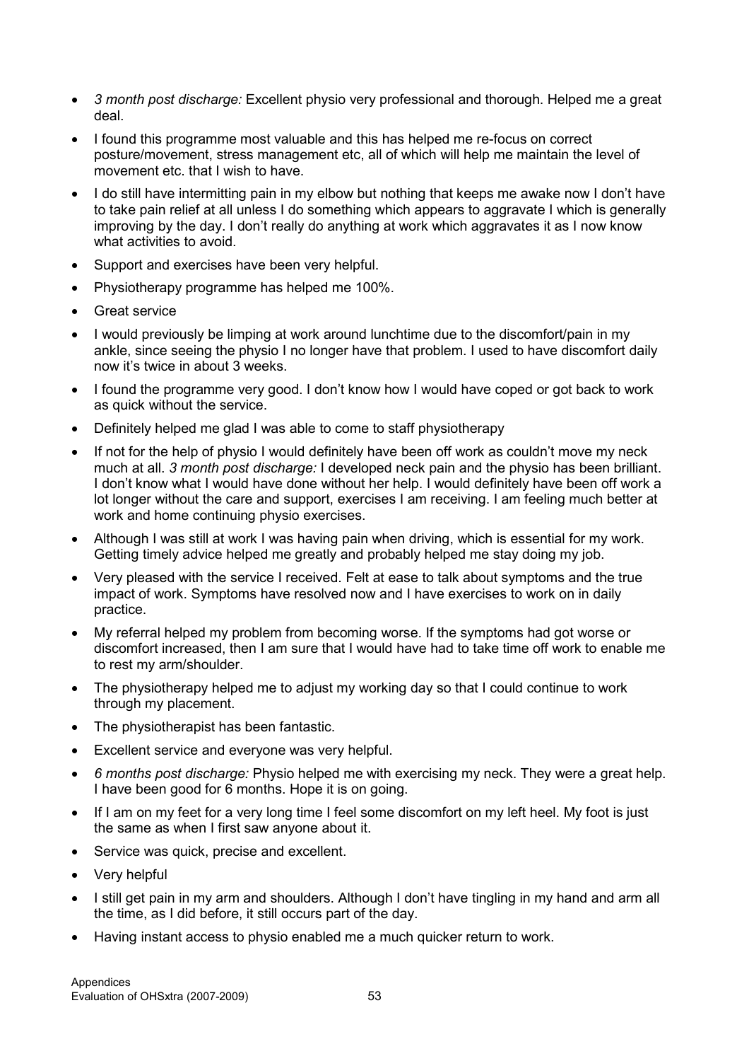- *3 month post discharge:* Excellent physio very professional and thorough. Helped me a great deal.
- I found this programme most valuable and this has helped me re-focus on correct posture/movement, stress management etc, all of which will help me maintain the level of movement etc. that I wish to have.
- I do still have intermitting pain in my elbow but nothing that keeps me awake now I don't have to take pain relief at all unless I do something which appears to aggravate I which is generally improving by the day. I don't really do anything at work which aggravates it as I now know what activities to avoid.
- Support and exercises have been very helpful.
- Physiotherapy programme has helped me 100%.
- Great service
- I would previously be limping at work around lunchtime due to the discomfort/pain in my ankle, since seeing the physio I no longer have that problem. I used to have discomfort daily now it's twice in about 3 weeks.
- I found the programme very good. I don't know how I would have coped or got back to work as quick without the service.
- Definitely helped me glad I was able to come to staff physiotherapy
- If not for the help of physio I would definitely have been off work as couldn't move my neck much at all. *3 month post discharge:* I developed neck pain and the physio has been brilliant. I don't know what I would have done without her help. I would definitely have been off work a lot longer without the care and support, exercises I am receiving. I am feeling much better at work and home continuing physio exercises.
- Although I was still at work I was having pain when driving, which is essential for my work. Getting timely advice helped me greatly and probably helped me stay doing my job.
- Very pleased with the service I received. Felt at ease to talk about symptoms and the true impact of work. Symptoms have resolved now and I have exercises to work on in daily practice.
- My referral helped my problem from becoming worse. If the symptoms had got worse or discomfort increased, then I am sure that I would have had to take time off work to enable me to rest my arm/shoulder.
- The physiotherapy helped me to adjust my working day so that I could continue to work through my placement.
- The physiotherapist has been fantastic.
- Excellent service and everyone was very helpful.
- *6 months post discharge:* Physio helped me with exercising my neck. They were a great help. I have been good for 6 months. Hope it is on going.
- If I am on my feet for a very long time I feel some discomfort on my left heel. My foot is just the same as when I first saw anyone about it.
- Service was quick, precise and excellent.
- Very helpful
- I still get pain in my arm and shoulders. Although I don't have tingling in my hand and arm all the time, as I did before, it still occurs part of the day.
- Having instant access to physio enabled me a much quicker return to work.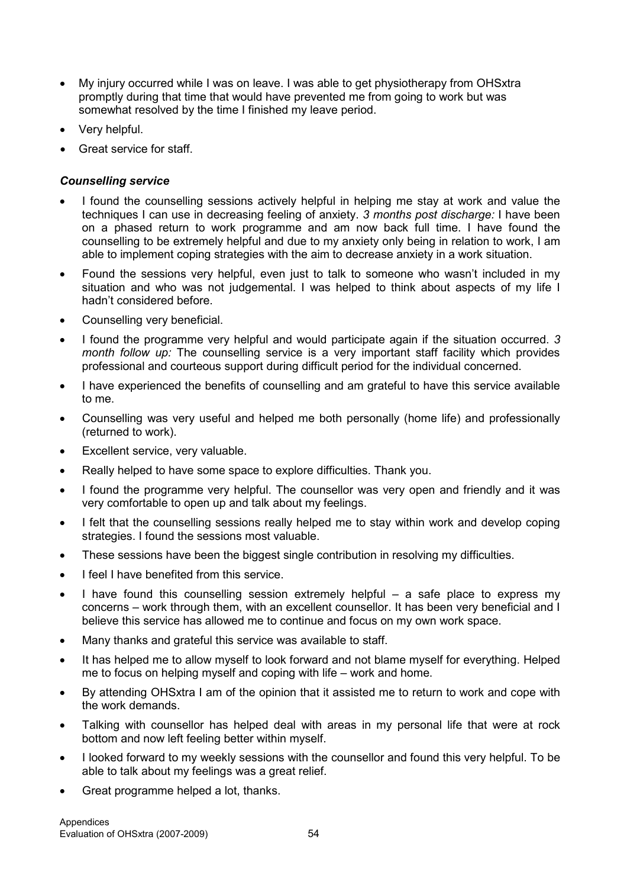- My injury occurred while I was on leave. I was able to get physiotherapy from OHSxtra promptly during that time that would have prevented me from going to work but was somewhat resolved by the time I finished my leave period.
- Very helpful.
- Great service for staff.

### *Counselling service*

- I found the counselling sessions actively helpful in helping me stay at work and value the techniques I can use in decreasing feeling of anxiety. *3 months post discharge:* I have been on a phased return to work programme and am now back full time. I have found the counselling to be extremely helpful and due to my anxiety only being in relation to work, I am able to implement coping strategies with the aim to decrease anxiety in a work situation.
- Found the sessions very helpful, even just to talk to someone who wasn't included in my situation and who was not judgemental. I was helped to think about aspects of my life I hadn't considered before.
- Counselling very beneficial.
- I found the programme very helpful and would participate again if the situation occurred. *3 month follow up:* The counselling service is a very important staff facility which provides professional and courteous support during difficult period for the individual concerned.
- I have experienced the benefits of counselling and am grateful to have this service available to me.
- Counselling was very useful and helped me both personally (home life) and professionally (returned to work).
- Excellent service, very valuable.
- Really helped to have some space to explore difficulties. Thank you.
- I found the programme very helpful. The counsellor was very open and friendly and it was very comfortable to open up and talk about my feelings.
- I felt that the counselling sessions really helped me to stay within work and develop coping strategies. I found the sessions most valuable.
- These sessions have been the biggest single contribution in resolving my difficulties.
- I feel I have benefited from this service.
- I have found this counselling session extremely helpful – a safe place to express my concerns – work through them, with an excellent counsellor. It has been very beneficial and I believe this service has allowed me to continue and focus on my own work space.
- Many thanks and grateful this service was available to staff.
- It has helped me to allow myself to look forward and not blame myself for everything. Helped me to focus on helping myself and coping with life – work and home.
- By attending OHSxtra I am of the opinion that it assisted me to return to work and cope with the work demands.
- Talking with counsellor has helped deal with areas in my personal life that were at rock bottom and now left feeling better within myself.
- I looked forward to my weekly sessions with the counsellor and found this very helpful. To be able to talk about my feelings was a great relief.
- Great programme helped a lot, thanks.